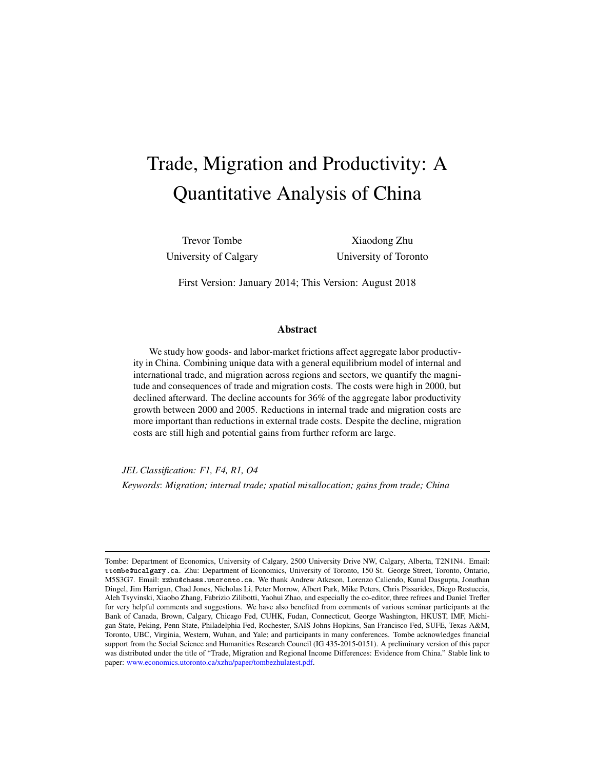# Trade, Migration and Productivity: A Quantitative Analysis of China

Trevor Tombe
University of Calgary

Xiaodong Zhu
University of Toronto

First Version: January 2014; This Version: August 2018

## Abstract

We study how goods- and labor-market frictions affect aggregate labor productivity in China. Combining unique data with a general equilibrium model of internal and international trade, and migration across regions and sectors, we quantify the magnitude and consequences of trade and migration costs. The costs were high in 2000, but declined afterward. The decline accounts for 36% of the aggregate labor productivity growth between 2000 and 2005. Reductions in internal trade and migration costs are more important than reductions in external trade costs. Despite the decline, migration costs are still high and potential gains from further reform are large.

*JEL Classification: F1, F4, R1, O4*

*Keywords*: *Migration; internal trade; spatial misallocation; gains from trade; China*

---

Tombe: Department of Economics, University of Calgary, 2500 University Drive NW, Calgary, Alberta, T2N1N4. Email: ttombe@ucalgary.ca. Zhu: Department of Economics, University of Toronto, 150 St. George Street, Toronto, Ontario, M5S3G7. Email: xzhu@chass.utoronto.ca. We thank Andrew Atkeson, Lorenzo Caliendo, Kunal Dasgupta, Jonathan Dingel, Jim Harrigan, Chad Jones, Nicholas Li, Peter Morrow, Albert Park, Mike Peters, Chris Pissarides, Diego Restuccia, Aleh Tsyvinski, Xiaobo Zhang, Fabrizio Zilibotti, Yaohui Zhao, and especially the co-editor, three refrees and Daniel Trefler for very helpful comments and suggestions. We have also benefited from comments of various seminar participants at the Bank of Canada, Brown, Calgary, Chicago Fed, CUHK, Fudan, Connecticut, George Washington, HKUST, IMF, Michigan State, Peking, Penn State, Philadelphia Fed, Rochester, SAIS Johns Hopkins, San Francisco Fed, SUFE, Texas A&M, Toronto, UBC, Virginia, Western, Wuhan, and Yale; and participants in many conferences. Tombe acknowledges financial support from the Social Science and Humanities Research Council (IG 435-2015-0151). A preliminary version of this paper was distributed under the title of "Trade, Migration and Regional Income Differences: Evidence from China." Stable link to paper: www.economics.utoronto.ca/xzhu/paper/tombezhulatest.pdf.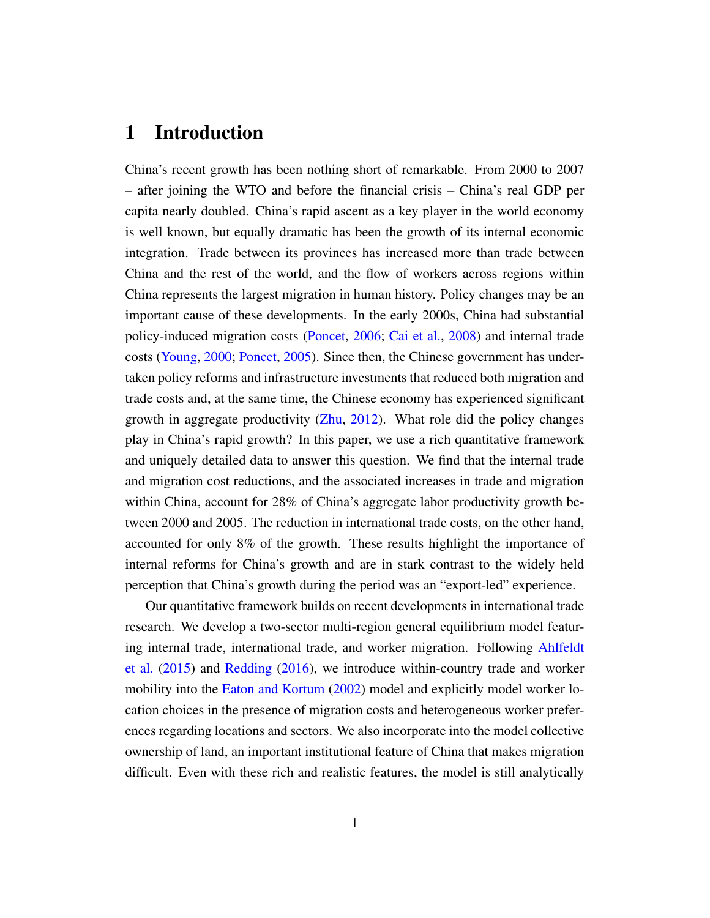# 1 Introduction

China's recent growth has been nothing short of remarkable. From 2000 to 2007 – after joining the WTO and before the financial crisis – China's real GDP per capita nearly doubled. China's rapid ascent as a key player in the world economy is well known, but equally dramatic has been the growth of its internal economic integration. Trade between its provinces has increased more than trade between China and the rest of the world, and the flow of workers across regions within China represents the largest migration in human history. Policy changes may be an important cause of these developments. In the early 2000s, China had substantial policy-induced migration costs (Poncet, 2006; Cai et al., 2008) and internal trade costs (Young, 2000; Poncet, 2005). Since then, the Chinese government has undertaken policy reforms and infrastructure investments that reduced both migration and trade costs and, at the same time, the Chinese economy has experienced significant growth in aggregate productivity (Zhu, 2012). What role did the policy changes play in China's rapid growth? In this paper, we use a rich quantitative framework and uniquely detailed data to answer this question. We find that the internal trade and migration cost reductions, and the associated increases in trade and migration within China, account for 28% of China's aggregate labor productivity growth between 2000 and 2005. The reduction in international trade costs, on the other hand, accounted for only 8% of the growth. These results highlight the importance of internal reforms for China's growth and are in stark contrast to the widely held perception that China's growth during the period was an "export-led" experience.

Our quantitative framework builds on recent developments in international trade research. We develop a two-sector multi-region general equilibrium model featuring internal trade, international trade, and worker migration. Following Ahlfeldt et al. (2015) and Redding (2016), we introduce within-country trade and worker mobility into the Eaton and Kortum (2002) model and explicitly model worker location choices in the presence of migration costs and heterogeneous worker preferences regarding locations and sectors. We also incorporate into the model collective ownership of land, an important institutional feature of China that makes migration difficult. Even with these rich and realistic features, the model is still analytically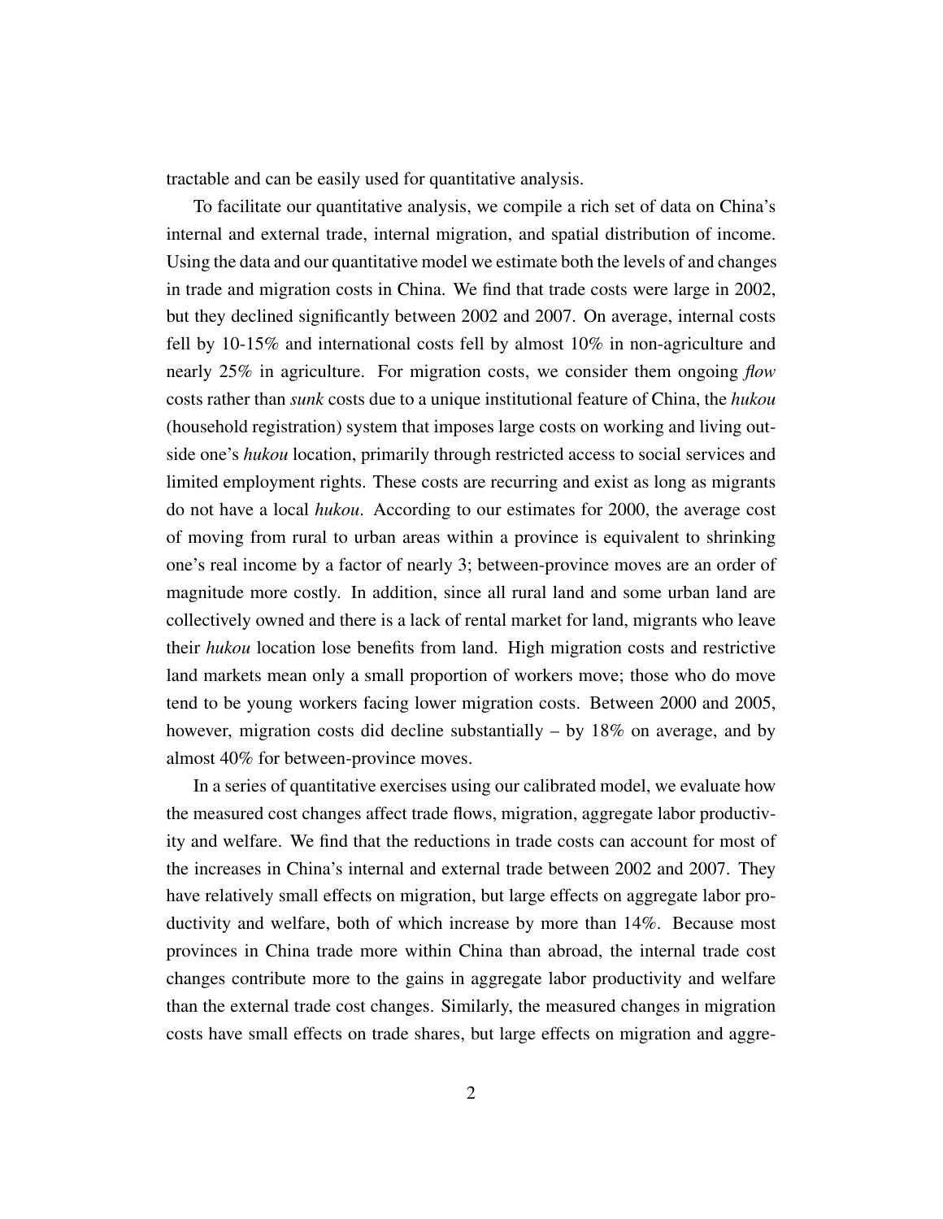tractable and can be easily used for quantitative analysis.

To facilitate our quantitative analysis, we compile a rich set of data on China's internal and external trade, internal migration, and spatial distribution of income. Using the data and our quantitative model we estimate both the levels of and changes in trade and migration costs in China. We find that trade costs were large in 2002, but they declined significantly between 2002 and 2007. On average, internal costs fell by 10-15% and international costs fell by almost 10% in non-agriculture and nearly 25% in agriculture. For migration costs, we consider them ongoing *flow* costs rather than *sunk* costs due to a unique institutional feature of China, the *hukou* (household registration) system that imposes large costs on working and living outside one's *hukou* location, primarily through restricted access to social services and limited employment rights. These costs are recurring and exist as long as migrants do not have a local *hukou*. According to our estimates for 2000, the average cost of moving from rural to urban areas within a province is equivalent to shrinking one's real income by a factor of nearly 3; between-province moves are an order of magnitude more costly. In addition, since all rural land and some urban land are collectively owned and there is a lack of rental market for land, migrants who leave their *hukou* location lose benefits from land. High migration costs and restrictive land markets mean only a small proportion of workers move; those who do move tend to be young workers facing lower migration costs. Between 2000 and 2005, however, migration costs did decline substantially – by 18% on average, and by almost 40% for between-province moves.

In a series of quantitative exercises using our calibrated model, we evaluate how the measured cost changes affect trade flows, migration, aggregate labor productivity and welfare. We find that the reductions in trade costs can account for most of the increases in China's internal and external trade between 2002 and 2007. They have relatively small effects on migration, but large effects on aggregate labor productivity and welfare, both of which increase by more than 14%. Because most provinces in China trade more within China than abroad, the internal trade cost changes contribute more to the gains in aggregate labor productivity and welfare than the external trade cost changes. Similarly, the measured changes in migration costs have small effects on trade shares, but large effects on migration and aggre-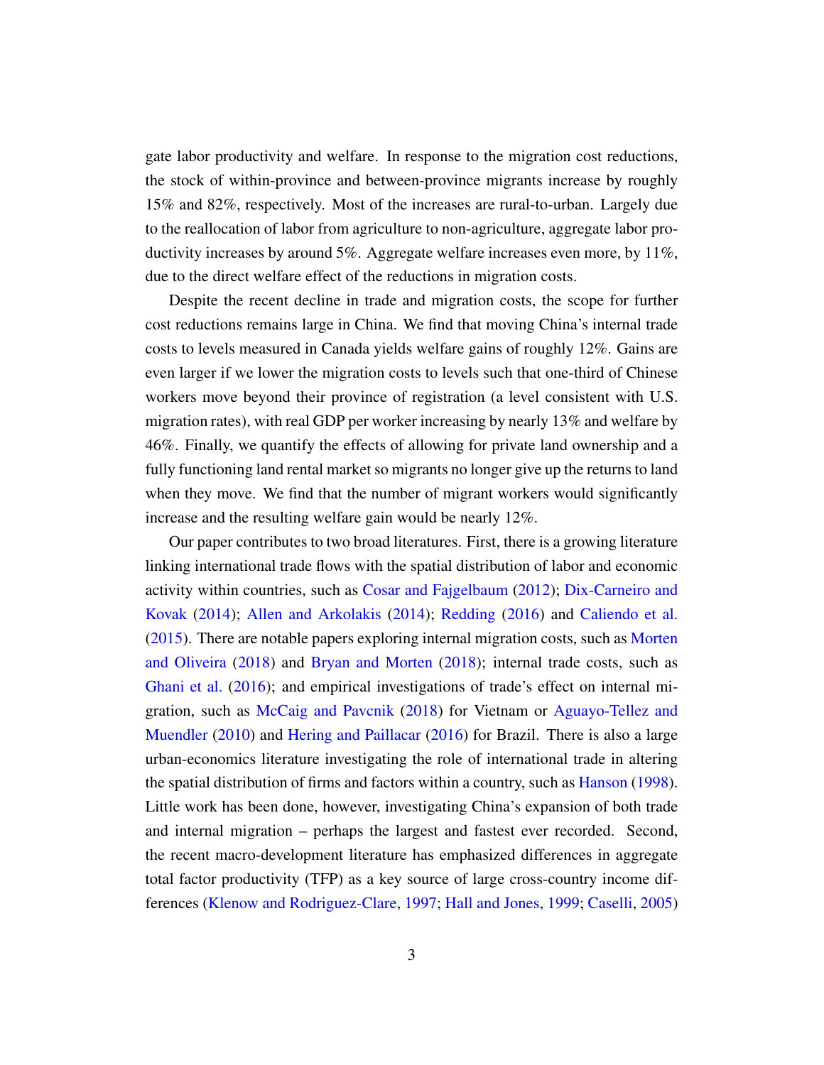gate labor productivity and welfare. In response to the migration cost reductions, the stock of within-province and between-province migrants increase by roughly 15% and 82%, respectively. Most of the increases are rural-to-urban. Largely due to the reallocation of labor from agriculture to non-agriculture, aggregate labor productivity increases by around 5%. Aggregate welfare increases even more, by 11%, due to the direct welfare effect of the reductions in migration costs.

Despite the recent decline in trade and migration costs, the scope for further cost reductions remains large in China. We find that moving China's internal trade costs to levels measured in Canada yields welfare gains of roughly 12%. Gains are even larger if we lower the migration costs to levels such that one-third of Chinese workers move beyond their province of registration (a level consistent with U.S. migration rates), with real GDP per worker increasing by nearly 13% and welfare by 46%. Finally, we quantify the effects of allowing for private land ownership and a fully functioning land rental market so migrants no longer give up the returns to land when they move. We find that the number of migrant workers would significantly increase and the resulting welfare gain would be nearly 12%.

Our paper contributes to two broad literatures. First, there is a growing literature linking international trade flows with the spatial distribution of labor and economic activity within countries, such as Cosar and Fajgelbaum (2012); Dix-Carneiro and Kovak (2014); Allen and Arkolakis (2014); Redding (2016) and Caliendo et al. (2015). There are notable papers exploring internal migration costs, such as Morten and Oliveira (2018) and Bryan and Morten (2018); internal trade costs, such as Ghani et al. (2016); and empirical investigations of trade's effect on internal migration, such as McCaig and Pavcnik (2018) for Vietnam or Aguayo-Tellez and Muendler (2010) and Hering and Paillacar (2016) for Brazil. There is also a large urban-economics literature investigating the role of international trade in altering the spatial distribution of firms and factors within a country, such as Hanson (1998). Little work has been done, however, investigating China's expansion of both trade and internal migration – perhaps the largest and fastest ever recorded. Second, the recent macro-development literature has emphasized differences in aggregate total factor productivity (TFP) as a key source of large cross-country income differences (Klenow and Rodriguez-Clare, 1997; Hall and Jones, 1999; Caselli, 2005)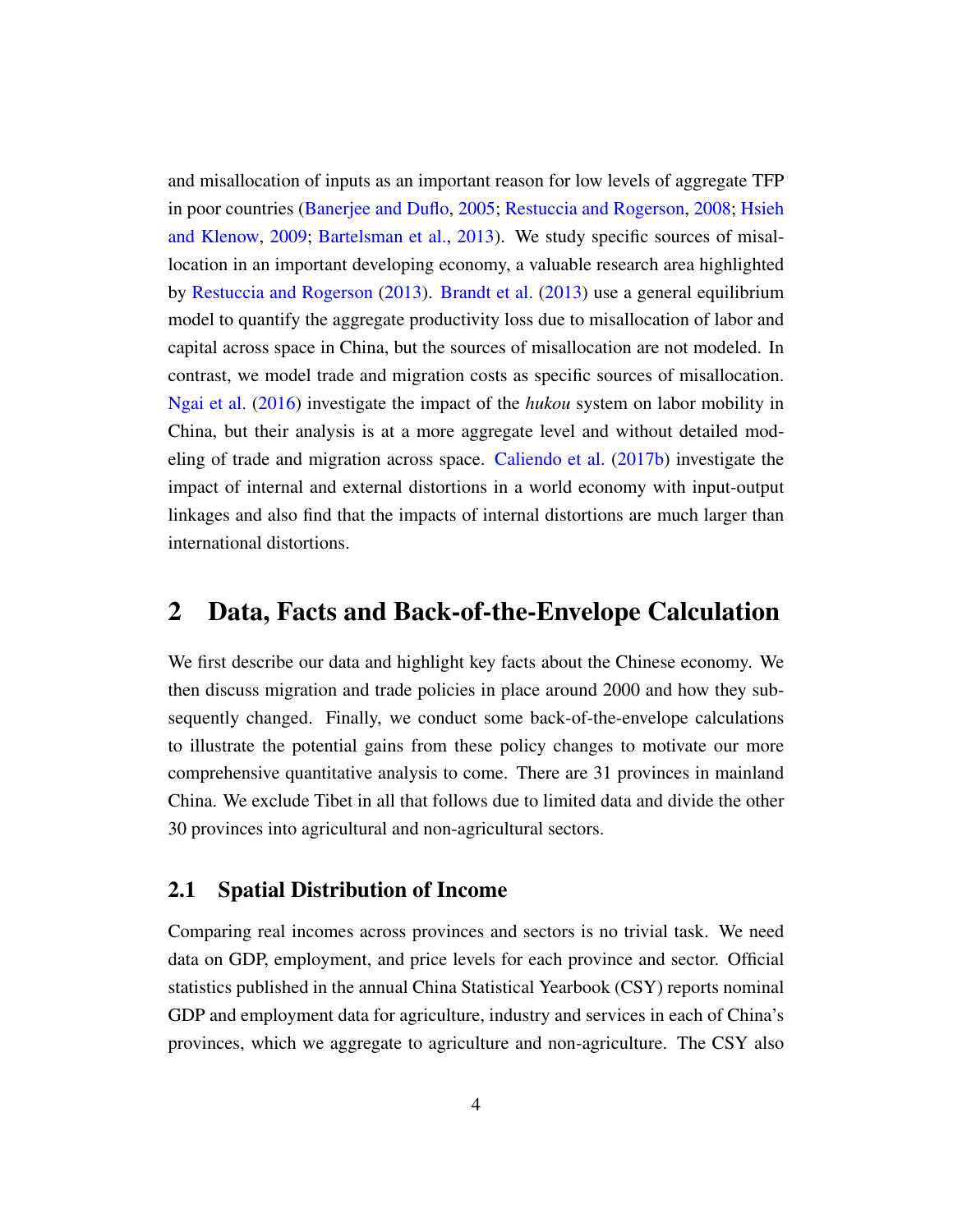and misallocation of inputs as an important reason for low levels of aggregate TFP in poor countries (Banerjee and Duflo, 2005; Restuccia and Rogerson, 2008; Hsieh and Klenow, 2009; Bartelsman et al., 2013). We study specific sources of misallocation in an important developing economy, a valuable research area highlighted by Restuccia and Rogerson (2013). Brandt et al. (2013) use a general equilibrium model to quantify the aggregate productivity loss due to misallocation of labor and capital across space in China, but the sources of misallocation are not modeled. In contrast, we model trade and migration costs as specific sources of misallocation. Ngai et al. (2016) investigate the impact of the *hukou* system on labor mobility in China, but their analysis is at a more aggregate level and without detailed modeling of trade and migration across space. Caliendo et al. (2017b) investigate the impact of internal and external distortions in a world economy with input-output linkages and also find that the impacts of internal distortions are much larger than international distortions.

# 2 Data, Facts and Back-of-the-Envelope Calculation

We first describe our data and highlight key facts about the Chinese economy. We then discuss migration and trade policies in place around 2000 and how they subsequently changed. Finally, we conduct some back-of-the-envelope calculations to illustrate the potential gains from these policy changes to motivate our more comprehensive quantitative analysis to come. There are 31 provinces in mainland China. We exclude Tibet in all that follows due to limited data and divide the other 30 provinces into agricultural and non-agricultural sectors.

## 2.1 Spatial Distribution of Income

Comparing real incomes across provinces and sectors is no trivial task. We need data on GDP, employment, and price levels for each province and sector. Official statistics published in the annual China Statistical Yearbook (CSY) reports nominal GDP and employment data for agriculture, industry and services in each of China's provinces, which we aggregate to agriculture and non-agriculture. The CSY also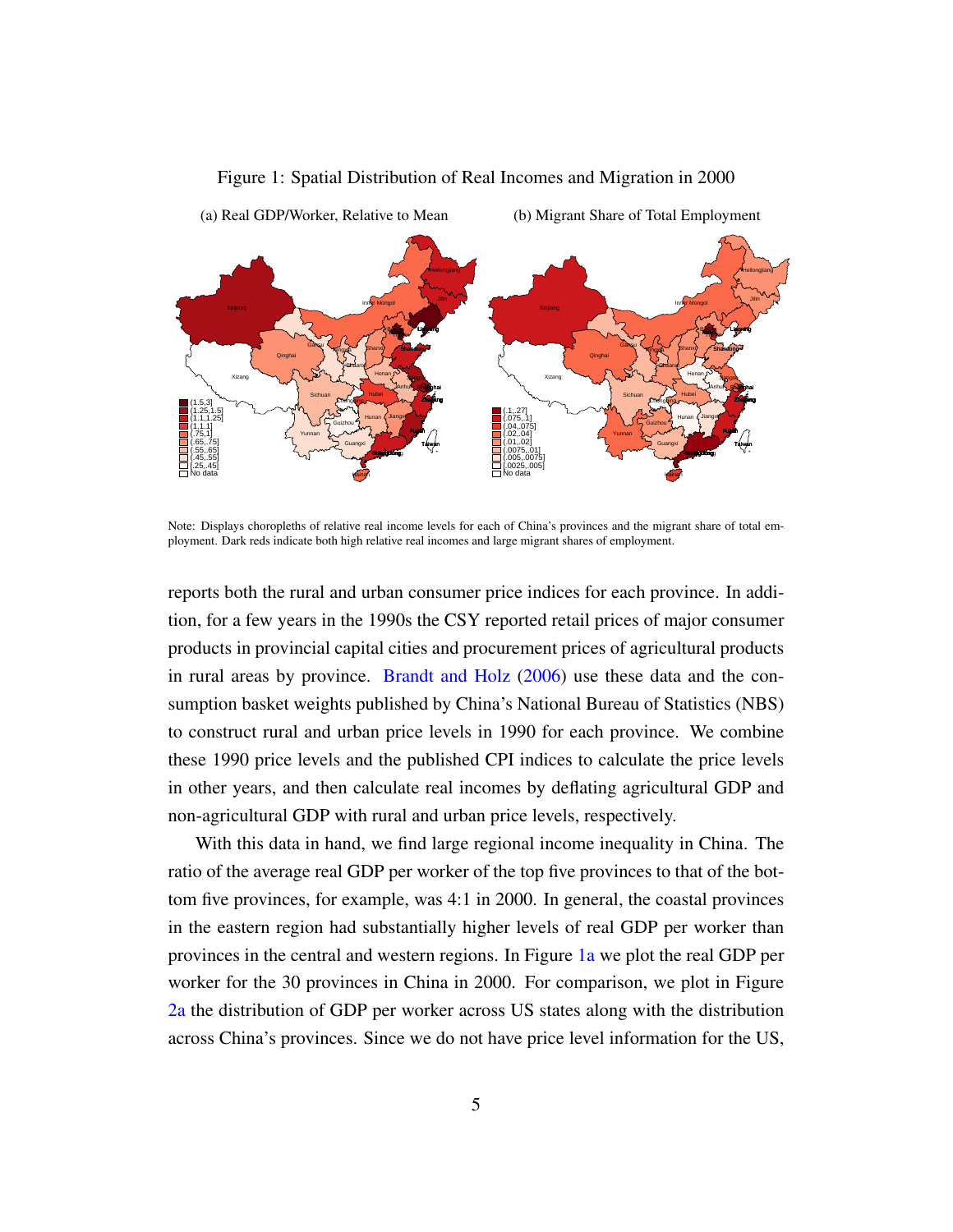Figure 1: Spatial Distribution of Real Incomes and Migration in 2000

(a) Real GDP/Worker, Relative to Mean

(b) Migrant Share of Total Employment

Note: Displays choropleths of relative real income levels for each of China's provinces and the migrant share of total employment. Dark reds indicate both high relative real incomes and large migrant shares of employment.

reports both the rural and urban consumer price indices for each province. In addition, for a few years in the 1990s the CSY reported retail prices of major consumer products in provincial capital cities and procurement prices of agricultural products in rural areas by province. Brandt and Holz (2006) use these data and the consumption basket weights published by China's National Bureau of Statistics (NBS) to construct rural and urban price levels in 1990 for each province. We combine these 1990 price levels and the published CPI indices to calculate the price levels in other years, and then calculate real incomes by deflating agricultural GDP and non-agricultural GDP with rural and urban price levels, respectively.

With this data in hand, we find large regional income inequality in China. The ratio of the average real GDP per worker of the top five provinces to that of the bottom five provinces, for example, was 4:1 in 2000. In general, the coastal provinces in the eastern region had substantially higher levels of real GDP per worker than provinces in the central and western regions. In Figure 1a we plot the real GDP per worker for the 30 provinces in China in 2000. For comparison, we plot in Figure 2a the distribution of GDP per worker across US states along with the distribution across China's provinces. Since we do not have price level information for the US,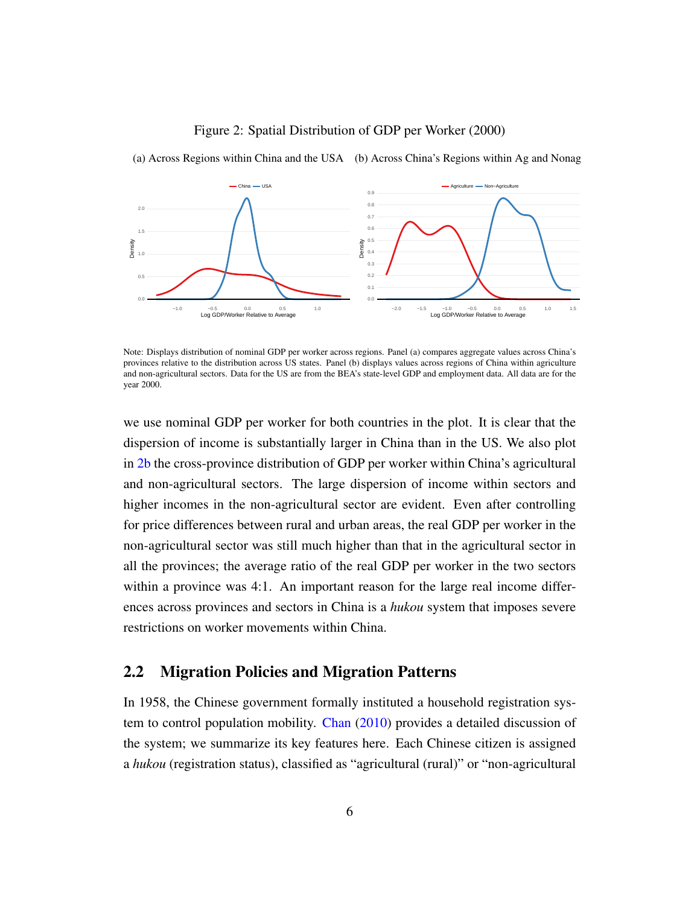Figure 2: Spatial Distribution of GDP per Worker (2000)

(a) Across Regions within China and the USA (b) Across China's Regions within Ag and Nonag

Note: Displays distribution of nominal GDP per worker across regions. Panel (a) compares aggregate values across China's provinces relative to the distribution across US states. Panel (b) displays values across regions of China within agriculture and non-agricultural sectors. Data for the US are from the BEA's state-level GDP and employment data. All data are for the year 2000.

we use nominal GDP per worker for both countries in the plot. It is clear that the dispersion of income is substantially larger in China than in the US. We also plot in 2b the cross-province distribution of GDP per worker within China's agricultural and non-agricultural sectors. The large dispersion of income within sectors and higher incomes in the non-agricultural sector are evident. Even after controlling for price differences between rural and urban areas, the real GDP per worker in the non-agricultural sector was still much higher than that in the agricultural sector in all the provinces; the average ratio of the real GDP per worker in the two sectors within a province was 4:1. An important reason for the large real income differences across provinces and sectors in China is a *hukou* system that imposes severe restrictions on worker movements within China.

## 2.2 Migration Policies and Migration Patterns

In 1958, the Chinese government formally instituted a household registration system to control population mobility. Chan (2010) provides a detailed discussion of the system; we summarize its key features here. Each Chinese citizen is assigned a *hukou* (registration status), classified as "agricultural (rural)" or "non-agricultural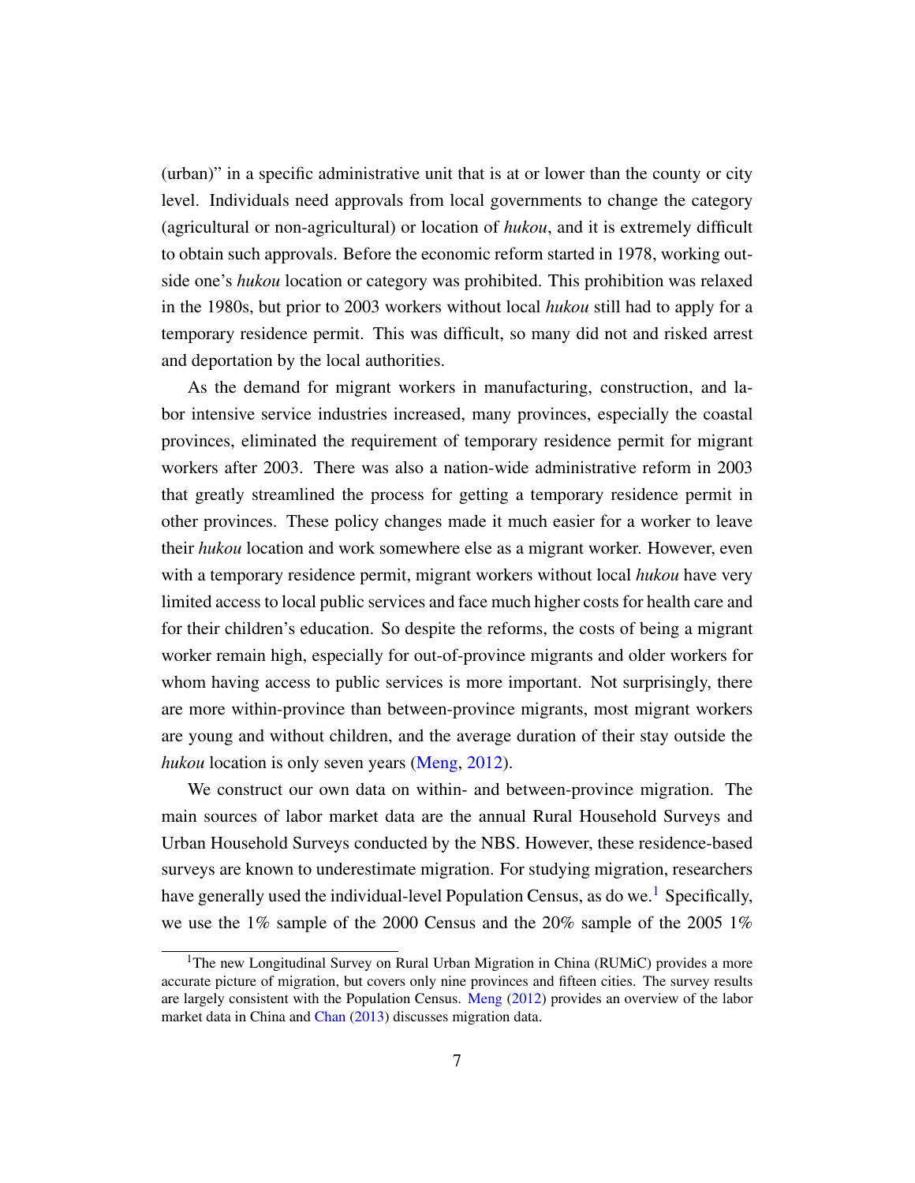(urban)" in a specific administrative unit that is at or lower than the county or city level. Individuals need approvals from local governments to change the category (agricultural or non-agricultural) or location of *hukou*, and it is extremely difficult to obtain such approvals. Before the economic reform started in 1978, working outside one's *hukou* location or category was prohibited. This prohibition was relaxed in the 1980s, but prior to 2003 workers without local *hukou* still had to apply for a temporary residence permit. This was difficult, so many did not and risked arrest and deportation by the local authorities.

As the demand for migrant workers in manufacturing, construction, and labor intensive service industries increased, many provinces, especially the coastal provinces, eliminated the requirement of temporary residence permit for migrant workers after 2003. There was also a nation-wide administrative reform in 2003 that greatly streamlined the process for getting a temporary residence permit in other provinces. These policy changes made it much easier for a worker to leave their *hukou* location and work somewhere else as a migrant worker. However, even with a temporary residence permit, migrant workers without local *hukou* have very limited access to local public services and face much higher costs for health care and for their children's education. So despite the reforms, the costs of being a migrant worker remain high, especially for out-of-province migrants and older workers for whom having access to public services is more important. Not surprisingly, there are more within-province than between-province migrants, most migrant workers are young and without children, and the average duration of their stay outside the *hukou* location is only seven years (Meng, 2012).

We construct our own data on within- and between-province migration. The main sources of labor market data are the annual Rural Household Surveys and Urban Household Surveys conducted by the NBS. However, these residence-based surveys are known to underestimate migration. For studying migration, researchers have generally used the individual-level Population Census, as do we.[1] Specifically, we use the 1% sample of the 2000 Census and the 20% sample of the 2005 1%

[1]The new Longitudinal Survey on Rural Urban Migration in China (RUMiC) provides a more accurate picture of migration, but covers only nine provinces and fifteen cities. The survey results are largely consistent with the Population Census. Meng (2012) provides an overview of the labor market data in China and Chan (2013) discusses migration data.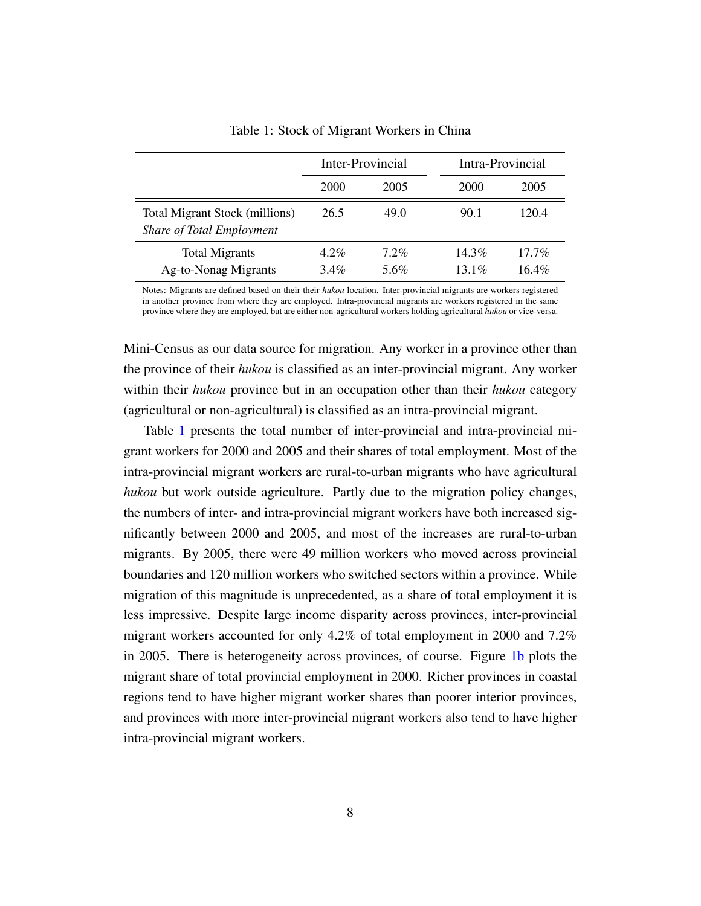Table 1: Stock of Migrant Workers in China

| | Inter-Provincial | | Intra-Provincial | |
|---|---|---|---|---|
| | 2000 | 2005 | 2000 | 2005 |
| Total Migrant Stock (millions) | 26.5 | 49.0 | 90.1 | 120.4 |
| *Share of Total Employment* | | | | |
| Total Migrants | 4.2% | 7.2% | 14.3% | 17.7% |
| Ag-to-Nonag Migrants | 3.4% | 5.6% | 13.1% | 16.4% |

Notes: Migrants are defined based on their their *hukou* location. Inter-provincial migrants are workers registered in another province from where they are employed. Intra-provincial migrants are workers registered in the same province where they are employed, but are either non-agricultural workers holding agricultural *hukou* or vice-versa.

Mini-Census as our data source for migration. Any worker in a province other than the province of their *hukou* is classified as an inter-provincial migrant. Any worker within their *hukou* province but in an occupation other than their *hukou* category (agricultural or non-agricultural) is classified as an intra-provincial migrant.

Table 1 presents the total number of inter-provincial and intra-provincial migrant workers for 2000 and 2005 and their shares of total employment. Most of the intra-provincial migrant workers are rural-to-urban migrants who have agricultural *hukou* but work outside agriculture. Partly due to the migration policy changes, the numbers of inter- and intra-provincial migrant workers have both increased significantly between 2000 and 2005, and most of the increases are rural-to-urban migrants. By 2005, there were 49 million workers who moved across provincial boundaries and 120 million workers who switched sectors within a province. While migration of this magnitude is unprecedented, as a share of total employment it is less impressive. Despite large income disparity across provinces, inter-provincial migrant workers accounted for only 4.2% of total employment in 2000 and 7.2% in 2005. There is heterogeneity across provinces, of course. Figure 1b plots the migrant share of total provincial employment in 2000. Richer provinces in coastal regions tend to have higher migrant worker shares than poorer interior provinces, and provinces with more inter-provincial migrant workers also tend to have higher intra-provincial migrant workers.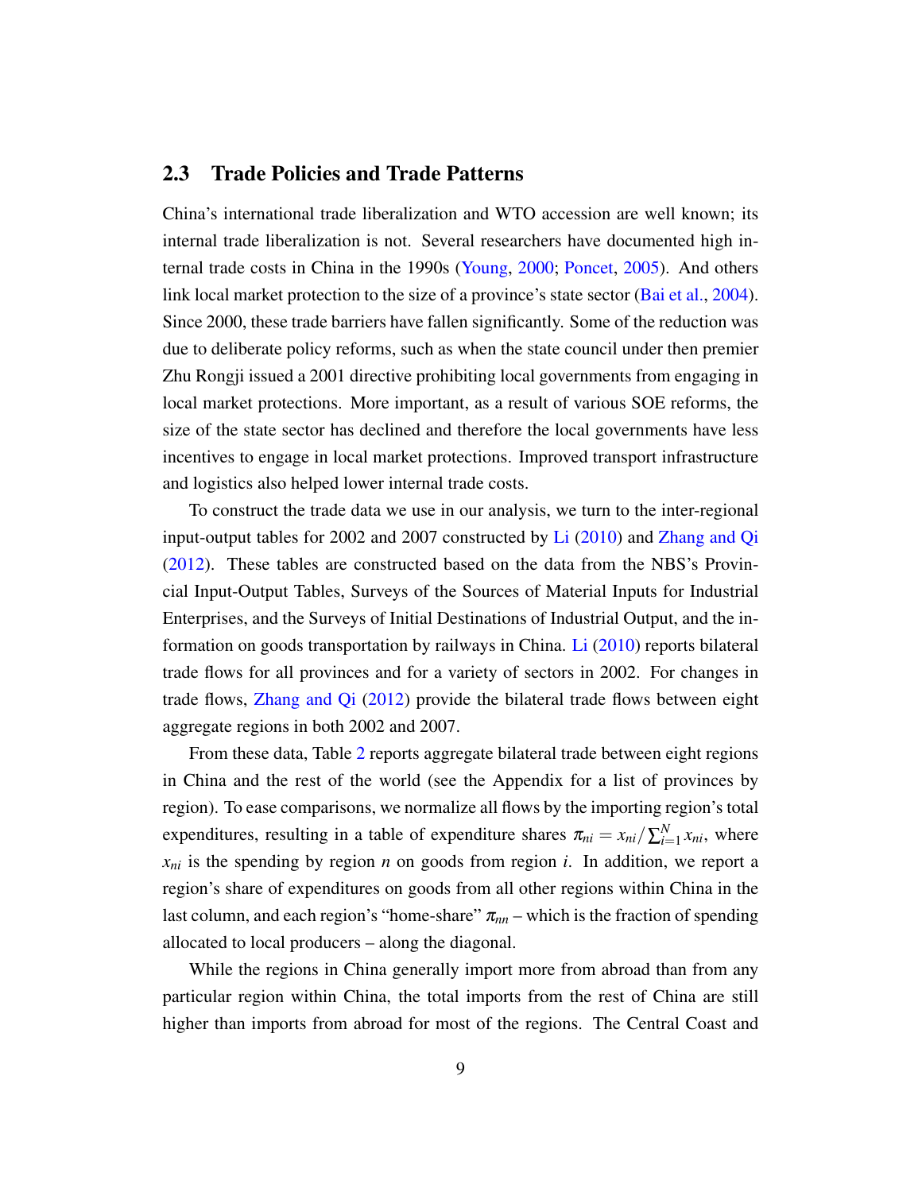## 2.3 Trade Policies and Trade Patterns

China's international trade liberalization and WTO accession are well known; its internal trade liberalization is not. Several researchers have documented high internal trade costs in China in the 1990s (Young, 2000; Poncet, 2005). And others link local market protection to the size of a province's state sector (Bai et al., 2004). Since 2000, these trade barriers have fallen significantly. Some of the reduction was due to deliberate policy reforms, such as when the state council under then premier Zhu Rongji issued a 2001 directive prohibiting local governments from engaging in local market protections. More important, as a result of various SOE reforms, the size of the state sector has declined and therefore the local governments have less incentives to engage in local market protections. Improved transport infrastructure and logistics also helped lower internal trade costs.

To construct the trade data we use in our analysis, we turn to the inter-regional input-output tables for 2002 and 2007 constructed by Li (2010) and Zhang and Qi (2012). These tables are constructed based on the data from the NBS's Provincial Input-Output Tables, Surveys of the Sources of Material Inputs for Industrial Enterprises, and the Surveys of Initial Destinations of Industrial Output, and the information on goods transportation by railways in China. Li (2010) reports bilateral trade flows for all provinces and for a variety of sectors in 2002. For changes in trade flows, Zhang and Qi (2012) provide the bilateral trade flows between eight aggregate regions in both 2002 and 2007.

From these data, Table 2 reports aggregate bilateral trade between eight regions in China and the rest of the world (see the Appendix for a list of provinces by region). To ease comparisons, we normalize all flows by the importing region's total expenditures, resulting in a table of expenditure shares $\pi_{ni} = x_{ni} / \sum_{i=1}^{N} x_{ni}$, where $x_{ni}$ is the spending by region $n$ on goods from region $i$. In addition, we report a region's share of expenditures on goods from all other regions within China in the last column, and each region's "home-share" $\pi_{nn}$ – which is the fraction of spending allocated to local producers – along the diagonal.

While the regions in China generally import more from abroad than from any particular region within China, the total imports from the rest of China are still higher than imports from abroad for most of the regions. The Central Coast and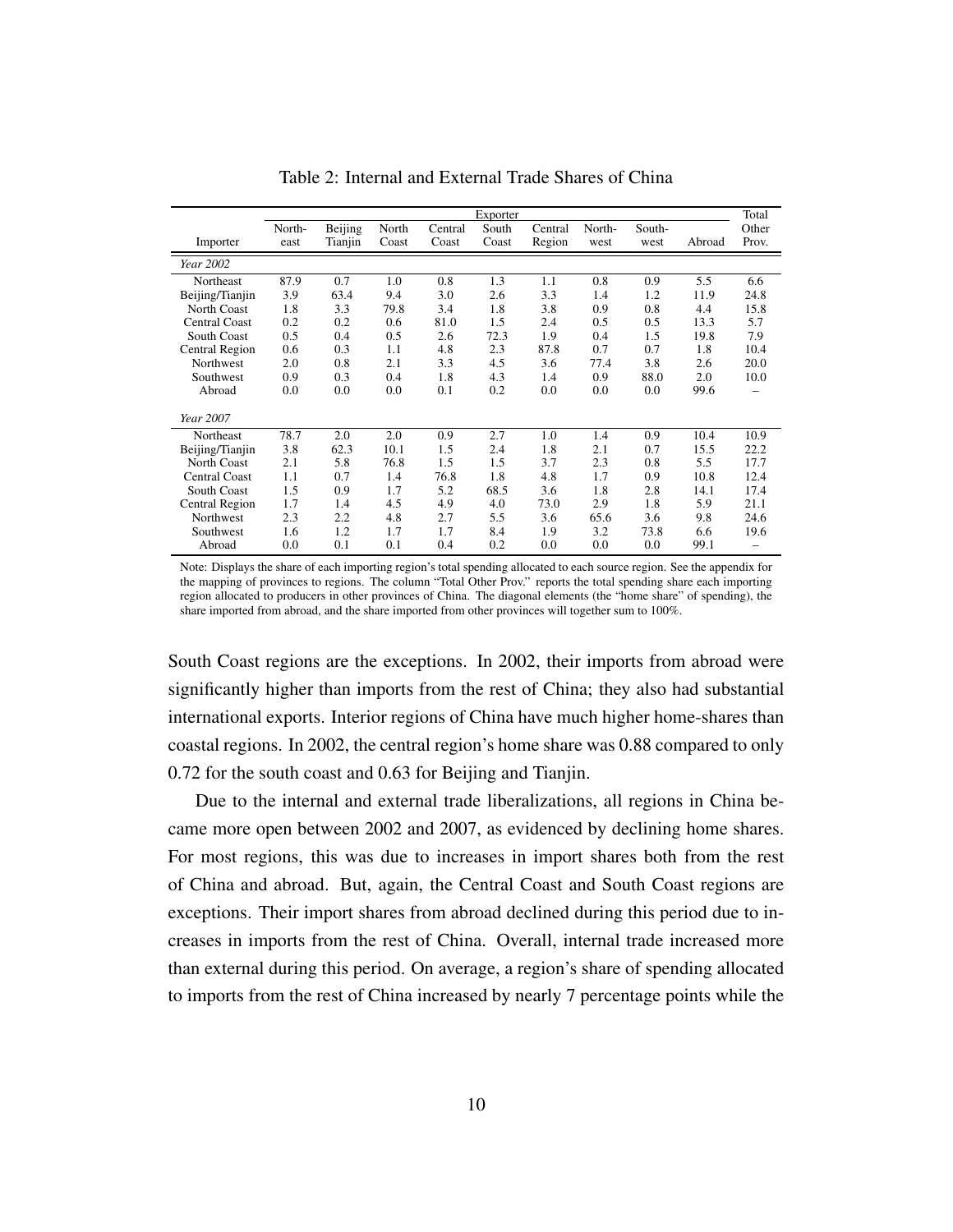Table 2: Internal and External Trade Shares of China

| Importer | Exporter | | | | | | | | | Total |
|---|---|---|---|---|---|---|---|---|---|---|
| | North-east | Beijing Tianjin | North Coast | Central Coast | South Coast | Central Region | North-west | South-west | Abroad | Other Prov. |
| *Year 2002* | | | | | | | | | | |
| Northeast | 87.9 | 0.7 | 1.0 | 0.8 | 1.3 | 1.1 | 0.8 | 0.9 | 5.5 | 6.6 |
| Beijing/Tianjin | 3.9 | 63.4 | 9.4 | 3.0 | 2.6 | 3.3 | 1.4 | 1.2 | 11.9 | 24.8 |
| North Coast | 1.8 | 3.3 | 79.8 | 3.4 | 1.8 | 3.8 | 0.9 | 0.8 | 4.4 | 15.8 |
| Central Coast | 0.2 | 0.2 | 0.6 | 81.0 | 1.5 | 2.4 | 0.5 | 0.5 | 13.3 | 5.7 |
| South Coast | 0.5 | 0.4 | 0.5 | 2.6 | 72.3 | 1.9 | 0.4 | 1.5 | 19.8 | 7.9 |
| Central Region | 0.6 | 0.3 | 1.1 | 4.8 | 2.3 | 87.8 | 0.7 | 0.7 | 1.8 | 10.4 |
| Northwest | 2.0 | 0.8 | 2.1 | 3.3 | 4.5 | 3.6 | 77.4 | 3.8 | 2.6 | 20.0 |
| Southwest | 0.9 | 0.3 | 0.4 | 1.8 | 4.3 | 1.4 | 0.9 | 88.0 | 2.0 | 10.0 |
| Abroad | 0.0 | 0.0 | 0.0 | 0.1 | 0.2 | 0.0 | 0.0 | 0.0 | 99.6 | – |
| *Year 2007* | | | | | | | | | | |
| Northeast | 78.7 | 2.0 | 2.0 | 0.9 | 2.7 | 1.0 | 1.4 | 0.9 | 10.4 | 10.9 |
| Beijing/Tianjin | 3.8 | 62.3 | 10.1 | 1.5 | 2.4 | 1.8 | 2.1 | 0.7 | 15.5 | 22.2 |
| North Coast | 2.1 | 5.8 | 76.8 | 1.5 | 1.5 | 3.7 | 2.3 | 0.8 | 5.5 | 17.7 |
| Central Coast | 1.1 | 0.7 | 1.4 | 76.8 | 1.8 | 4.8 | 1.7 | 0.9 | 10.8 | 12.4 |
| South Coast | 1.5 | 0.9 | 1.7 | 5.2 | 68.5 | 3.6 | 1.8 | 2.8 | 14.1 | 17.4 |
| Central Region | 1.7 | 1.4 | 4.5 | 4.9 | 4.0 | 73.0 | 2.9 | 1.8 | 5.9 | 21.1 |
| Northwest | 2.3 | 2.2 | 4.8 | 2.7 | 5.5 | 3.6 | 65.6 | 3.6 | 9.8 | 24.6 |
| Southwest | 1.6 | 1.2 | 1.7 | 1.7 | 8.4 | 1.9 | 3.2 | 73.8 | 6.6 | 19.6 |
| Abroad | 0.0 | 0.1 | 0.1 | 0.4 | 0.2 | 0.0 | 0.0 | 0.0 | 99.1 | – |

Note: Displays the share of each importing region's total spending allocated to each source region. See the appendix for the mapping of provinces to regions. The column "Total Other Prov." reports the total spending share each importing region allocated to producers in other provinces of China. The diagonal elements (the "home share" of spending), the share imported from abroad, and the share imported from other provinces will together sum to 100%.

South Coast regions are the exceptions. In 2002, their imports from abroad were significantly higher than imports from the rest of China; they also had substantial international exports. Interior regions of China have much higher home-shares than coastal regions. In 2002, the central region's home share was 0.88 compared to only 0.72 for the south coast and 0.63 for Beijing and Tianjin.

Due to the internal and external trade liberalizations, all regions in China became more open between 2002 and 2007, as evidenced by declining home shares. For most regions, this was due to increases in import shares both from the rest of China and abroad. But, again, the Central Coast and South Coast regions are exceptions. Their import shares from abroad declined during this period due to increases in imports from the rest of China. Overall, internal trade increased more than external during this period. On average, a region's share of spending allocated to imports from the rest of China increased by nearly 7 percentage points while the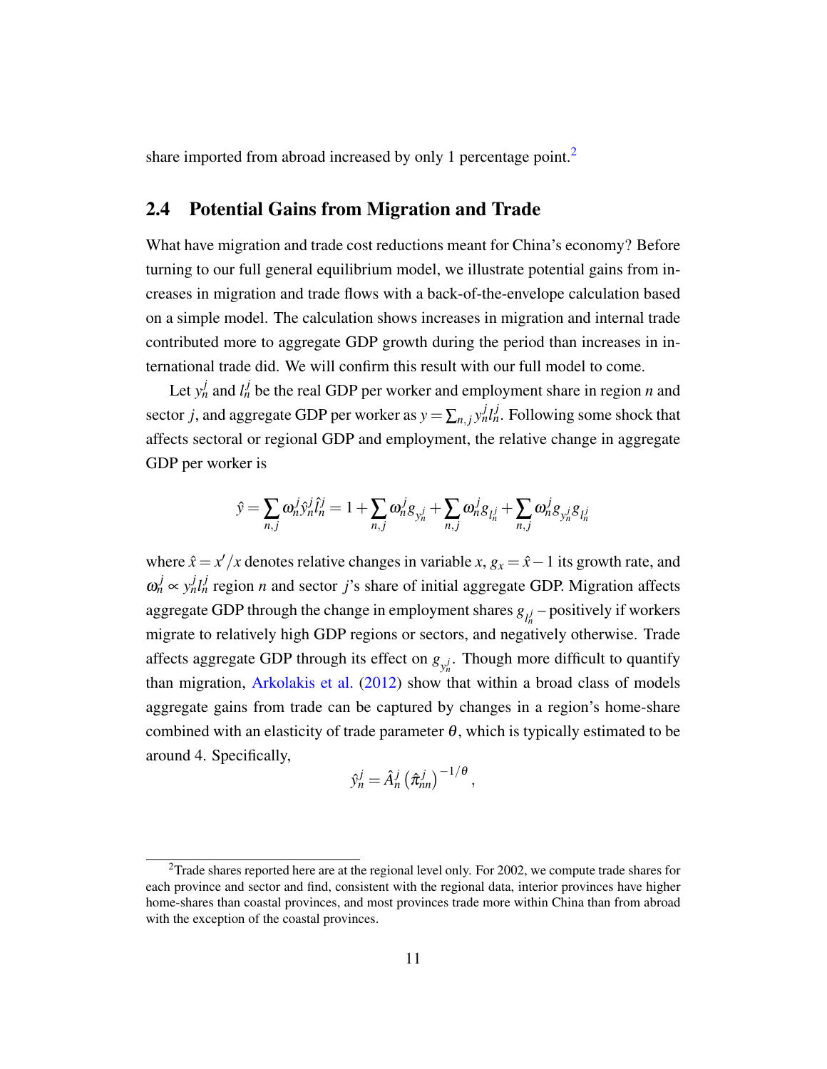share imported from abroad increased by only 1 percentage point.[2]

## 2.4 Potential Gains from Migration and Trade

What have migration and trade cost reductions meant for China's economy? Before turning to our full general equilibrium model, we illustrate potential gains from increases in migration and trade flows with a back-of-the-envelope calculation based on a simple model. The calculation shows increases in migration and internal trade contributed more to aggregate GDP growth during the period than increases in international trade did. We will confirm this result with our full model to come.

Let $y_n^j$ and $l_n^j$ be the real GDP per worker and employment share in region $n$ and sector $j$, and aggregate GDP per worker as $y = \sum_{n,j} y_n^j l_n^j$. Following some shock that affects sectoral or regional GDP and employment, the relative change in aggregate GDP per worker is

$$\hat{y} = \sum_{n,j} \omega_n^j \hat{y}_n^j \hat{l}_n^j = 1 + \sum_{n,j} \omega_n^j g_{y_n^j} + \sum_{n,j} \omega_n^j g_{l_n^j} + \sum_{n,j} \omega_n^j g_{y_n^j} g_{l_n^j}$$

where $\hat{x} = x'/x$ denotes relative changes in variable $x$, $g_x = \hat{x} - 1$ its growth rate, and $\omega_n^j \propto y_n^j l_n^j$ region $n$ and sector $j$'s share of initial aggregate GDP. Migration affects aggregate GDP through the change in employment shares $g_{l_n^j}$ – positively if workers migrate to relatively high GDP regions or sectors, and negatively otherwise. Trade affects aggregate GDP through its effect on $g_{y_n^j}$. Though more difficult to quantify than migration, Arkolakis et al. (2012) show that within a broad class of models aggregate gains from trade can be captured by changes in a region's home-share combined with an elasticity of trade parameter $\theta$, which is typically estimated to be around 4. Specifically,

$$\hat{y}_n^j = \hat{A}_n^j \left(\hat{\pi}_{nn}^j\right)^{-1/\theta},$$

[2] Trade shares reported here are at the regional level only. For 2002, we compute trade shares for each province and sector and find, consistent with the regional data, interior provinces have higher home-shares than coastal provinces, and most provinces trade more within China than from abroad with the exception of the coastal provinces.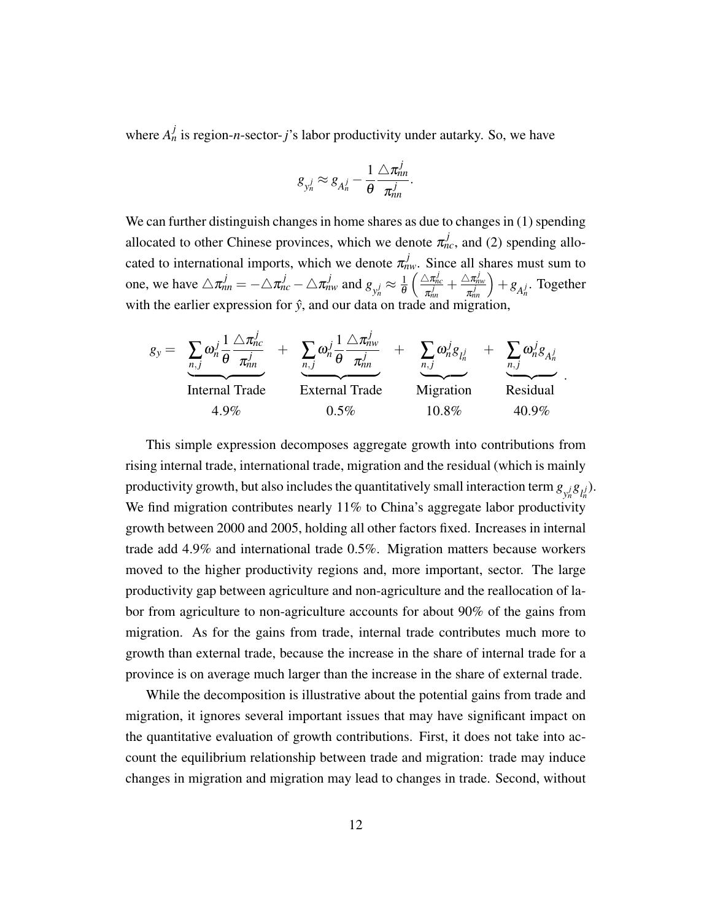where $A_n^j$ is region-$n$-sector-$j$'s labor productivity under autarky. So, we have

$$g_{y_n^j} \approx g_{A_n^j} - \frac{1}{\theta} \frac{\triangle \pi_{nn}^j}{\pi_{nn}^j}.$$

We can further distinguish changes in home shares as due to changes in (1) spending allocated to other Chinese provinces, which we denote $\pi_{nc}^j$, and (2) spending allocated to international imports, which we denote $\pi_{nw}^j$. Since all shares must sum to one, we have $\triangle \pi_{nn}^j = -\triangle \pi_{nc}^j - \triangle \pi_{nw}^j$ and $g_{y_n^j} \approx \frac{1}{\theta}\left(\frac{\triangle \pi_{nc}^j}{\pi_{nn}^j} + \frac{\triangle \pi_{nw}^j}{\pi_{nn}^j}\right) + g_{A_n^j}$. Together with the earlier expression for $\hat{y}$, and our data on trade and migration,

$$g_y = \underbrace{\sum_{n,j} \omega_n^j \frac{1}{\theta} \frac{\triangle \pi_{nc}^j}{\pi_{nn}^j}}_{\substack{\text{Internal Trade} \\ 4.9\%}} + \underbrace{\sum_{n,j} \omega_n^j \frac{1}{\theta} \frac{\triangle \pi_{nw}^j}{\pi_{nn}^j}}_{\substack{\text{External Trade} \\ 0.5\%}} + \underbrace{\sum_{n,j} \omega_n^j g_{l_n^j}}_{\substack{\text{Migration} \\ 10.8\%}} + \underbrace{\sum_{n,j} \omega_n^j g_{A_n^j}}_{\substack{\text{Residual} \\ 40.9\%}}.$$

This simple expression decomposes aggregate growth into contributions from rising internal trade, international trade, migration and the residual (which is mainly productivity growth, but also includes the quantitatively small interaction term $g_{y_n^j} g_{l_n^j}$). We find migration contributes nearly 11% to China's aggregate labor productivity growth between 2000 and 2005, holding all other factors fixed. Increases in internal trade add 4.9% and international trade 0.5%. Migration matters because workers moved to the higher productivity regions and, more important, sector. The large productivity gap between agriculture and non-agriculture and the reallocation of labor from agriculture to non-agriculture accounts for about 90% of the gains from migration. As for the gains from trade, internal trade contributes much more to growth than external trade, because the increase in the share of internal trade for a province is on average much larger than the increase in the share of external trade.

While the decomposition is illustrative about the potential gains from trade and migration, it ignores several important issues that may have significant impact on the quantitative evaluation of growth contributions. First, it does not take into account the equilibrium relationship between trade and migration: trade may induce changes in migration and migration may lead to changes in trade. Second, without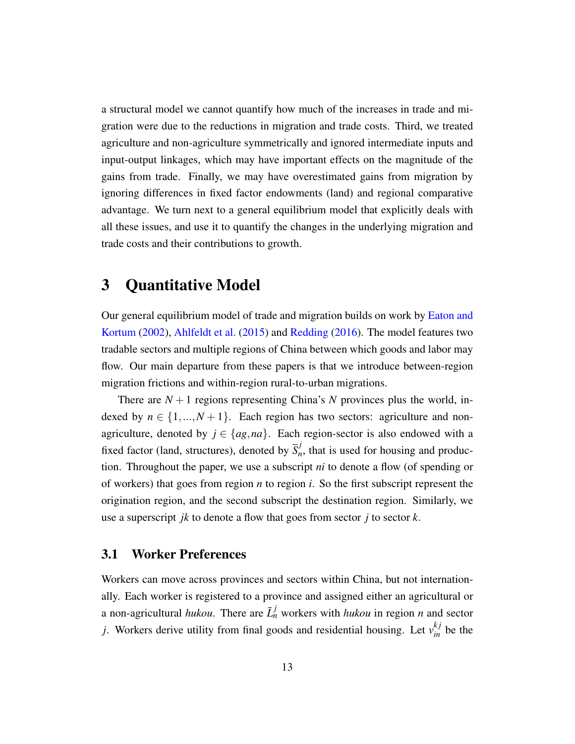a structural model we cannot quantify how much of the increases in trade and migration were due to the reductions in migration and trade costs. Third, we treated agriculture and non-agriculture symmetrically and ignored intermediate inputs and input-output linkages, which may have important effects on the magnitude of the gains from trade. Finally, we may have overestimated gains from migration by ignoring differences in fixed factor endowments (land) and regional comparative advantage. We turn next to a general equilibrium model that explicitly deals with all these issues, and use it to quantify the changes in the underlying migration and trade costs and their contributions to growth.

# 3 Quantitative Model

Our general equilibrium model of trade and migration builds on work by Eaton and Kortum (2002), Ahlfeldt et al. (2015) and Redding (2016). The model features two tradable sectors and multiple regions of China between which goods and labor may flow. Our main departure from these papers is that we introduce between-region migration frictions and within-region rural-to-urban migrations.

There are $N+1$ regions representing China's $N$ provinces plus the world, indexed by $n \in \{1,...,N+1\}$. Each region has two sectors: agriculture and non-agriculture, denoted by $j \in \{ag, na\}$. Each region-sector is also endowed with a fixed factor (land, structures), denoted by $\overline{S}_n^j$, that is used for housing and production. Throughout the paper, we use a subscript $ni$ to denote a flow (of spending or of workers) that goes from region $n$ to region $i$. So the first subscript represent the origination region, and the second subscript the destination region. Similarly, we use a superscript $jk$ to denote a flow that goes from sector $j$ to sector $k$.

## 3.1 Worker Preferences

Workers can move across provinces and sectors within China, but not internationally. Each worker is registered to a province and assigned either an agricultural or a non-agricultural *hukou*. There are $\bar{L}_n^j$ workers with *hukou* in region $n$ and sector $j$. Workers derive utility from final goods and residential housing. Let $v_{in}^{kj}$ be the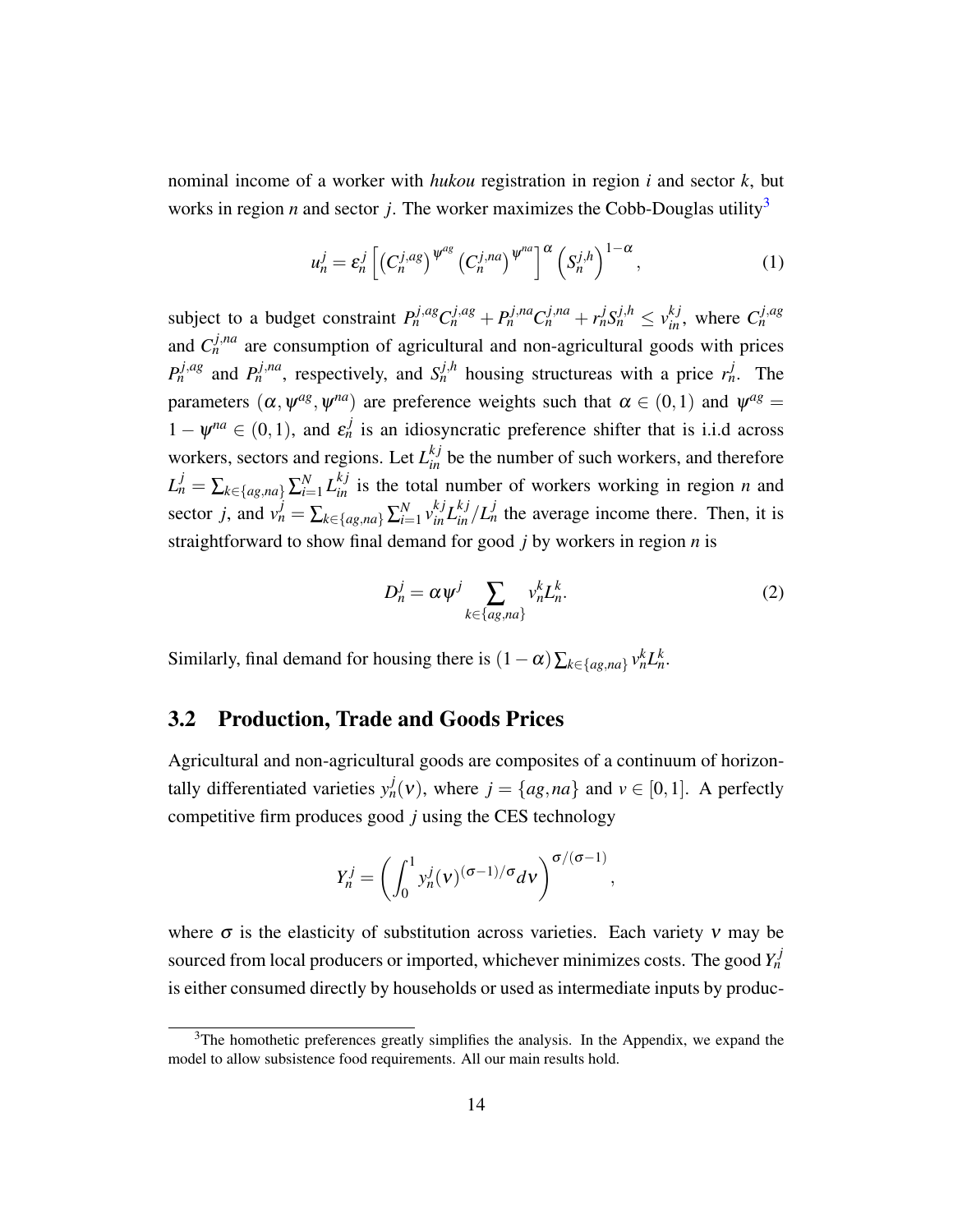nominal income of a worker with *hukou* registration in region $i$ and sector $k$, but works in region $n$ and sector $j$. The worker maximizes the Cobb-Douglas utility[3]

$$u_n^j = \varepsilon_n^j \left[ \left(C_n^{j,ag}\right)^{\psi^{ag}} \left(C_n^{j,na}\right)^{\psi^{na}} \right]^{\alpha} \left(S_n^{j,h}\right)^{1-\alpha}, \tag{1}$$

subject to a budget constraint $P_n^{j,ag} C_n^{j,ag} + P_n^{j,na} C_n^{j,na} + r_n^j S_n^{j,h} \leq v_{in}^{kj}$, where $C_n^{j,ag}$ and $C_n^{j,na}$ are consumption of agricultural and non-agricultural goods with prices $P_n^{j,ag}$ and $P_n^{j,na}$, respectively, and $S_n^{j,h}$ housing structureas with a price $r_n^j$. The parameters $(\alpha, \psi^{ag}, \psi^{na})$ are preference weights such that $\alpha \in (0,1)$ and $\psi^{ag} = 1 - \psi^{na} \in (0,1)$, and $\varepsilon_n^j$ is an idiosyncratic preference shifter that is i.i.d across workers, sectors and regions. Let $L_{in}^{kj}$ be the number of such workers, and therefore $L_n^j = \sum_{k \in \{ag,na\}} \sum_{i=1}^N L_{in}^{kj}$ is the total number of workers working in region $n$ and sector $j$, and $v_n^j = \sum_{k \in \{ag,na\}} \sum_{i=1}^N v_{in}^{kj} L_{in}^{kj} / L_n^j$ the average income there. Then, it is straightforward to show final demand for good $j$ by workers in region $n$ is

$$D_n^j = \alpha \psi^j \sum_{k \in \{ag,na\}} v_n^k L_n^k. \tag{2}$$

Similarly, final demand for housing there is $(1-\alpha) \sum_{k \in \{ag,na\}} v_n^k L_n^k$.

## 3.2 Production, Trade and Goods Prices

Agricultural and non-agricultural goods are composites of a continuum of horizontally differentiated varieties $y_n^j(\nu)$, where $j = \{ag, na\}$ and $v \in [0,1]$. A perfectly competitive firm produces good $j$ using the CES technology

$$Y_n^j = \left( \int_0^1 y_n^j(\nu)^{(\sigma-1)/\sigma} d\nu \right)^{\sigma/(\sigma-1)},$$

where $\sigma$ is the elasticity of substitution across varieties. Each variety $\nu$ may be sourced from local producers or imported, whichever minimizes costs. The good $Y_n^j$ is either consumed directly by households or used as intermediate inputs by produc-

[3] The homothetic preferences greatly simplifies the analysis. In the Appendix, we expand the model to allow subsistence food requirements. All our main results hold.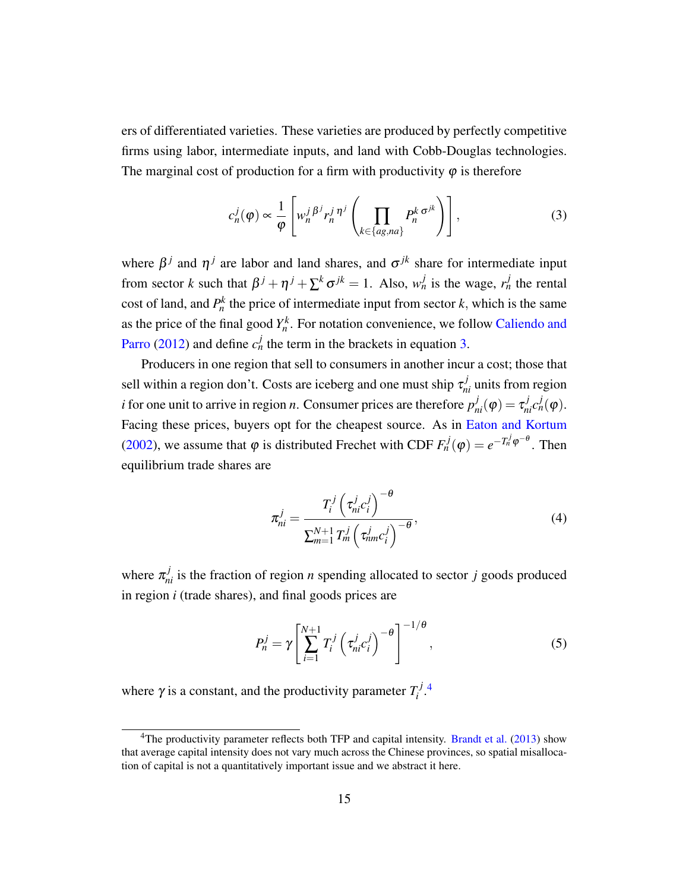ers of differentiated varieties. These varieties are produced by perfectly competitive firms using labor, intermediate inputs, and land with Cobb-Douglas technologies. The marginal cost of production for a firm with productivity $\varphi$ is therefore

$$c_n^j(\varphi) \propto \frac{1}{\varphi}\left[w_n^{j\,\beta^j} r_n^{j\,\eta^j}\left(\prod_{k\in\{ag,na\}} P_n^{k\,\sigma^{jk}}\right)\right], \tag{3}$$

where $\beta^j$ and $\eta^j$ are labor and land shares, and $\sigma^{jk}$ share for intermediate input from sector $k$ such that $\beta^j + \eta^j + \sum^k \sigma^{jk} = 1$. Also, $w_n^j$ is the wage, $r_n^j$ the rental cost of land, and $P_n^k$ the price of intermediate input from sector $k$, which is the same as the price of the final good $Y_n^k$. For notation convenience, we follow Caliendo and Parro (2012) and define $c_n^j$ the term in the brackets in equation 3.

Producers in one region that sell to consumers in another incur a cost; those that sell within a region don't. Costs are iceberg and one must ship $\tau_{ni}^j$ units from region $i$ for one unit to arrive in region $n$. Consumer prices are therefore $p_{ni}^j(\varphi) = \tau_{ni}^j c_n^j(\varphi)$. Facing these prices, buyers opt for the cheapest source. As in Eaton and Kortum (2002), we assume that $\varphi$ is distributed Frechet with CDF $F_n^j(\varphi) = e^{-T_n^j \varphi^{-\theta}}$. Then equilibrium trade shares are

$$\pi_{ni}^j = \frac{T_i^j\left(\tau_{ni}^j c_i^j\right)^{-\theta}}{\sum_{m=1}^{N+1} T_m^j\left(\tau_{nm}^j c_i^j\right)^{-\theta}}, \tag{4}$$

where $\pi_{ni}^j$ is the fraction of region $n$ spending allocated to sector $j$ goods produced in region $i$ (trade shares), and final goods prices are

$$P_n^j = \gamma\left[\sum_{i=1}^{N+1} T_i^j\left(\tau_{ni}^j c_i^j\right)^{-\theta}\right]^{-1/\theta}, \tag{5}$$

where $\gamma$ is a constant, and the productivity parameter $T_i^j$.[4]

[4] The productivity parameter reflects both TFP and capital intensity. Brandt et al. (2013) show that average capital intensity does not vary much across the Chinese provinces, so spatial misallocation of capital is not a quantitatively important issue and we abstract it here.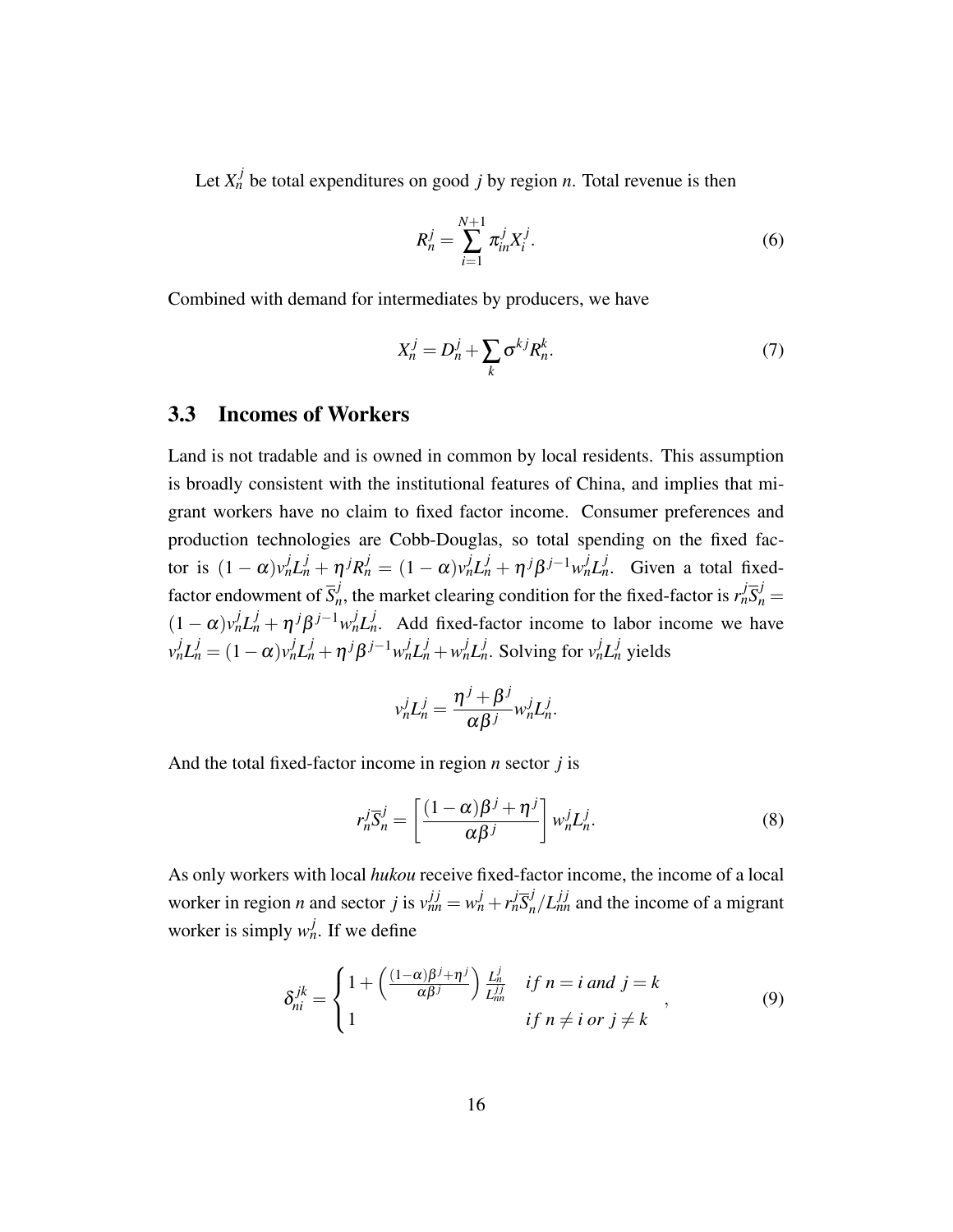Let $X_n^j$ be total expenditures on good $j$ by region $n$. Total revenue is then

$$R_n^j = \sum_{i=1}^{N+1} \pi_{in}^j X_i^j. \tag{6}$$

Combined with demand for intermediates by producers, we have

$$X_n^j = D_n^j + \sum_k \sigma^{kj} R_n^k. \tag{7}$$

### 3.3 Incomes of Workers

Land is not tradable and is owned in common by local residents. This assumption is broadly consistent with the institutional features of China, and implies that migrant workers have no claim to fixed factor income. Consumer preferences and production technologies are Cobb-Douglas, so total spending on the fixed factor is $(1-\alpha)v_n^j L_n^j + \eta^j R_n^j = (1-\alpha)v_n^j L_n^j + \eta^j \beta^{j-1} w_n^j L_n^j$. Given a total fixed-factor endowment of $\overline{S}_n^j$, the market clearing condition for the fixed-factor is $r_n^j \overline{S}_n^j = (1-\alpha)v_n^j L_n^j + \eta^j \beta^{j-1} w_n^j L_n^j$. Add fixed-factor income to labor income we have $v_n^j L_n^j = (1-\alpha)v_n^j L_n^j + \eta^j \beta^{j-1} w_n^j L_n^j + w_n^j L_n^j$. Solving for $v_n^j L_n^j$ yields

$$v_n^j L_n^j = \frac{\eta^j + \beta^j}{\alpha \beta^j} w_n^j L_n^j.$$

And the total fixed-factor income in region $n$ sector $j$ is

$$r_n^j \overline{S}_n^j = \left[ \frac{(1-\alpha)\beta^j + \eta^j}{\alpha \beta^j} \right] w_n^j L_n^j. \tag{8}$$

As only workers with local *hukou* receive fixed-factor income, the income of a local worker in region $n$ and sector $j$ is $v_{nn}^{jj} = w_n^j + r_n^j \overline{S}_n^j / L_{nn}^{jj}$ and the income of a migrant worker is simply $w_n^j$. If we define

$$\delta_{ni}^{jk} = \begin{cases} 1 + \left( \frac{(1-\alpha)\beta^j + \eta^j}{\alpha \beta^j} \right) \frac{L_n^j}{L_{nn}^{jj}} & if\ n = i\ and\ j = k \\ 1 & if\ n \neq i\ or\ j \neq k \end{cases}, \tag{9}$$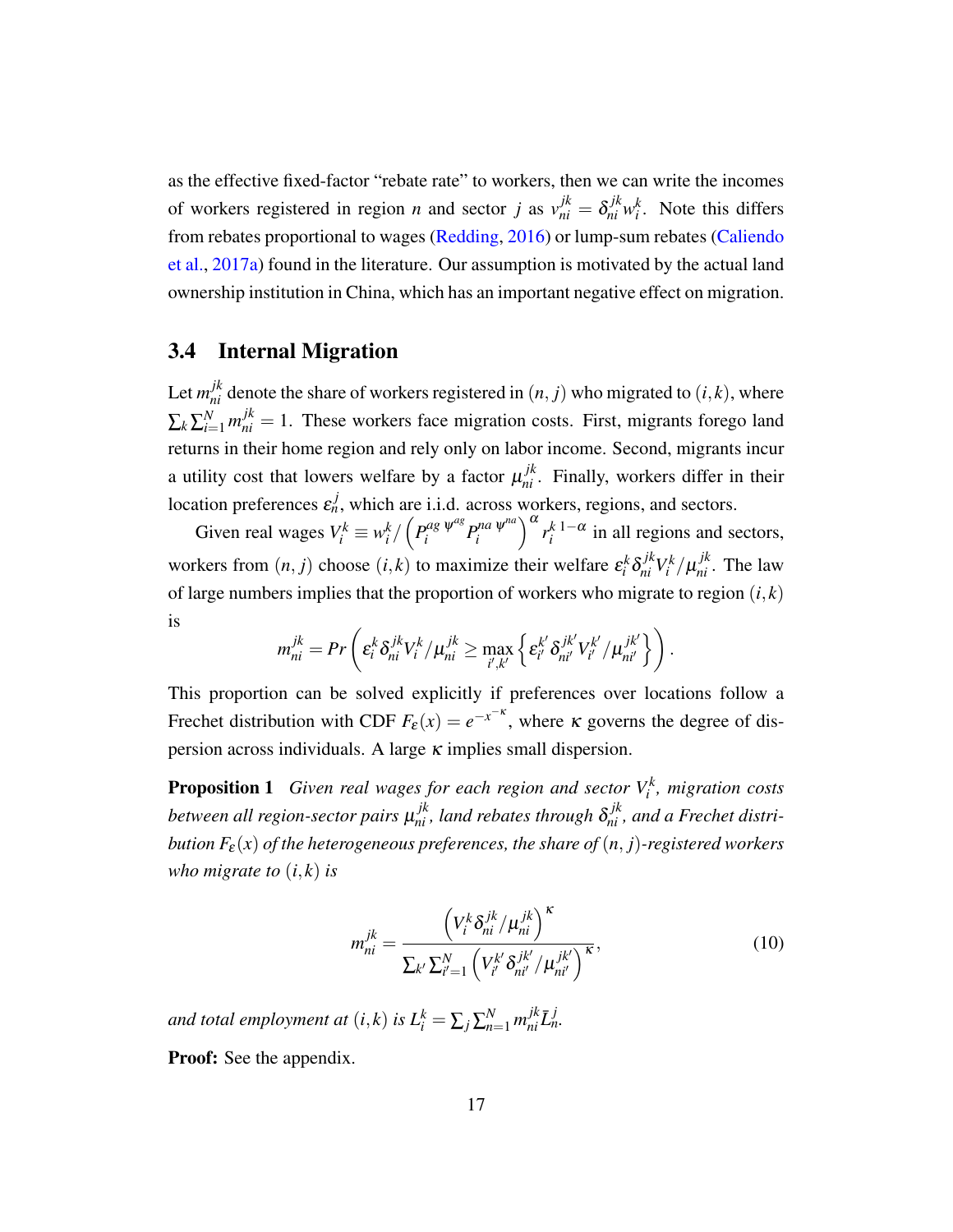as the effective fixed-factor "rebate rate" to workers, then we can write the incomes of workers registered in region $n$ and sector $j$ as $v_{ni}^{jk} = \delta_{ni}^{jk} w_i^k$. Note this differs from rebates proportional to wages (Redding, 2016) or lump-sum rebates (Caliendo et al., 2017a) found in the literature. Our assumption is motivated by the actual land ownership institution in China, which has an important negative effect on migration.

## 3.4 Internal Migration

Let $m_{ni}^{jk}$ denote the share of workers registered in $(n, j)$ who migrated to $(i,k)$, where $\sum_k \sum_{i=1}^N m_{ni}^{jk} = 1$. These workers face migration costs. First, migrants forego land returns in their home region and rely only on labor income. Second, migrants incur a utility cost that lowers welfare by a factor $\mu_{ni}^{jk}$. Finally, workers differ in their location preferences $\varepsilon_n^j$, which are i.i.d. across workers, regions, and sectors.

Given real wages $V_i^k \equiv w_i^k / \left( P_i^{ag\ \psi^{ag}} P_i^{na\ \psi^{na}} \right)^\alpha r_i^{k\ 1-\alpha}$ in all regions and sectors, workers from $(n, j)$ choose $(i,k)$ to maximize their welfare $\varepsilon_i^k \delta_{ni}^{jk} V_i^k / \mu_{ni}^{jk}$. The law of large numbers implies that the proportion of workers who migrate to region $(i,k)$ is

$$m_{ni}^{jk} = Pr\left( \varepsilon_i^k \delta_{ni}^{jk} V_i^k / \mu_{ni}^{jk} \geq \max_{i',k'} \left\{ \varepsilon_{i'}^{k'} \delta_{ni'}^{jk'} V_{i'}^{k'} / \mu_{ni'}^{jk'} \right\} \right).$$

This proportion can be solved explicitly if preferences over locations follow a Frechet distribution with CDF $F_\varepsilon(x) = e^{-x^{-\kappa}}$, where $\kappa$ governs the degree of dispersion across individuals. A large $\kappa$ implies small dispersion.

**Proposition 1** *Given real wages for each region and sector $V_i^k$, migration costs between all region-sector pairs $\mu_{ni}^{jk}$, land rebates through $\delta_{ni}^{jk}$, and a Frechet distribution $F_\varepsilon(x)$ of the heterogeneous preferences, the share of $(n, j)$-registered workers who migrate to $(i,k)$ is*

$$m_{ni}^{jk} = \frac{\left( V_i^k \delta_{ni}^{jk} / \mu_{ni}^{jk} \right)^\kappa}{\sum_{k'} \sum_{i'=1}^N \left( V_{i'}^{k'} \delta_{ni'}^{jk'} / \mu_{ni'}^{jk'} \right)^\kappa}, \tag{10}$$

*and total employment at $(i,k)$ is $L_i^k = \sum_j \sum_{n=1}^N m_{ni}^{jk} \bar{L}_n^j$.*

**Proof:** See the appendix.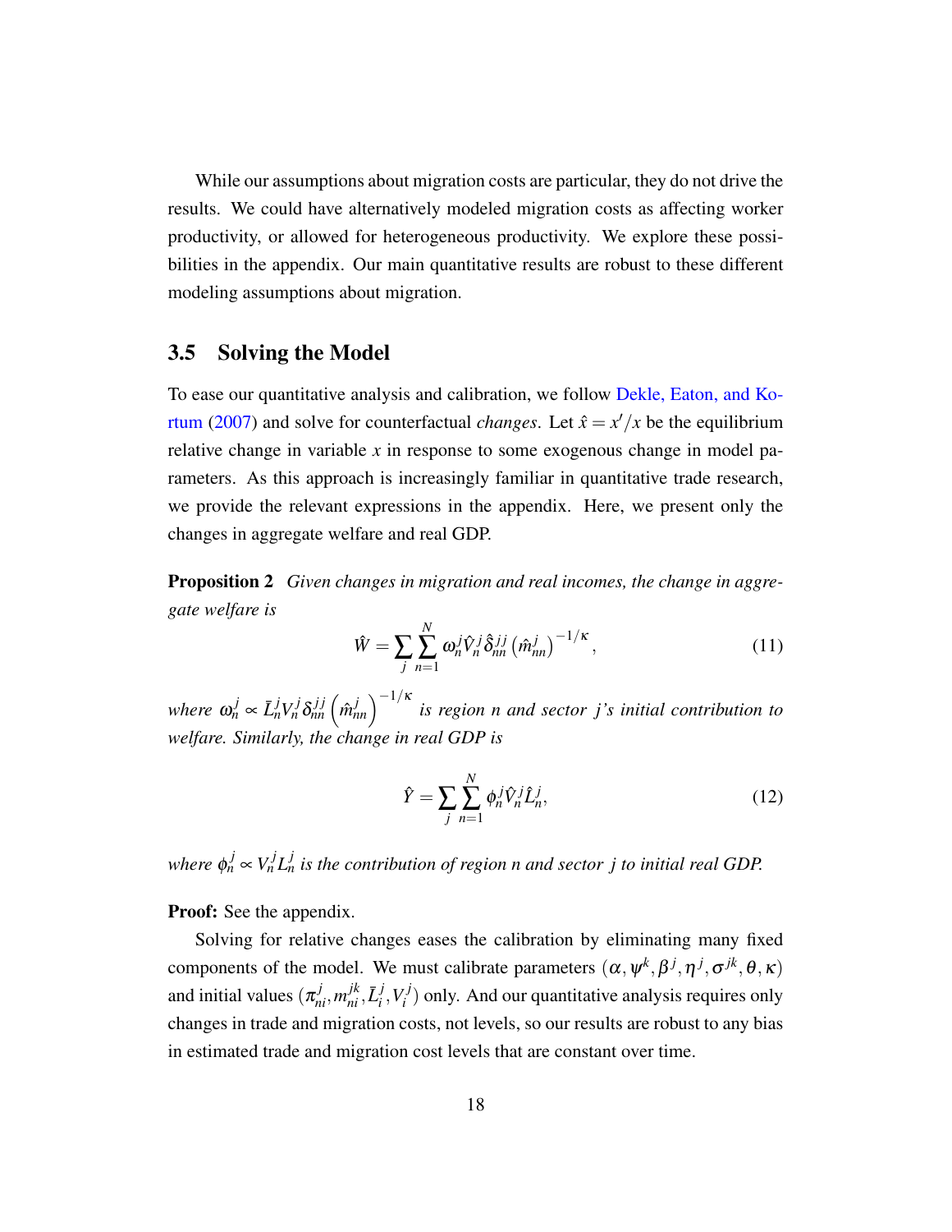While our assumptions about migration costs are particular, they do not drive the results. We could have alternatively modeled migration costs as affecting worker productivity, or allowed for heterogeneous productivity. We explore these possibilities in the appendix. Our main quantitative results are robust to these different modeling assumptions about migration.

## 3.5 Solving the Model

To ease our quantitative analysis and calibration, we follow Dekle, Eaton, and Kortum (2007) and solve for counterfactual *changes*. Let $\hat{x} = x'/x$ be the equilibrium relative change in variable $x$ in response to some exogenous change in model parameters. As this approach is increasingly familiar in quantitative trade research, we provide the relevant expressions in the appendix. Here, we present only the changes in aggregate welfare and real GDP.

**Proposition 2** *Given changes in migration and real incomes, the change in aggregate welfare is*

$$\hat{W} = \sum_j \sum_{n=1}^{N} \omega_n^j \hat{V}_n^j \hat{\delta}_{nn}^{jj} \left(\hat{m}_{nn}^j\right)^{-1/\kappa}, \tag{11}$$

*where* $\omega_n^j \propto \bar{L}_n^j V_n^j \delta_{nn}^{jj} \left(\hat{m}_{nn}^j\right)^{-1/\kappa}$ *is region* $n$ *and sector* $j$*'s initial contribution to welfare. Similarly, the change in real GDP is*

$$\hat{Y} = \sum_j \sum_{n=1}^{N} \phi_n^j \hat{V}_n^j \hat{L}_n^j, \tag{12}$$

*where* $\phi_n^j \propto V_n^j L_n^j$ *is the contribution of region* $n$ *and sector* $j$ *to initial real GDP.*

**Proof:** See the appendix.

Solving for relative changes eases the calibration by eliminating many fixed components of the model. We must calibrate parameters $(\alpha, \psi^k, \beta^j, \eta^j, \sigma^{jk}, \theta, \kappa)$ and initial values $(\pi_{ni}^j, m_{ni}^{jk}, \bar{L}_i^j, V_i^j)$ only. And our quantitative analysis requires only changes in trade and migration costs, not levels, so our results are robust to any bias in estimated trade and migration cost levels that are constant over time.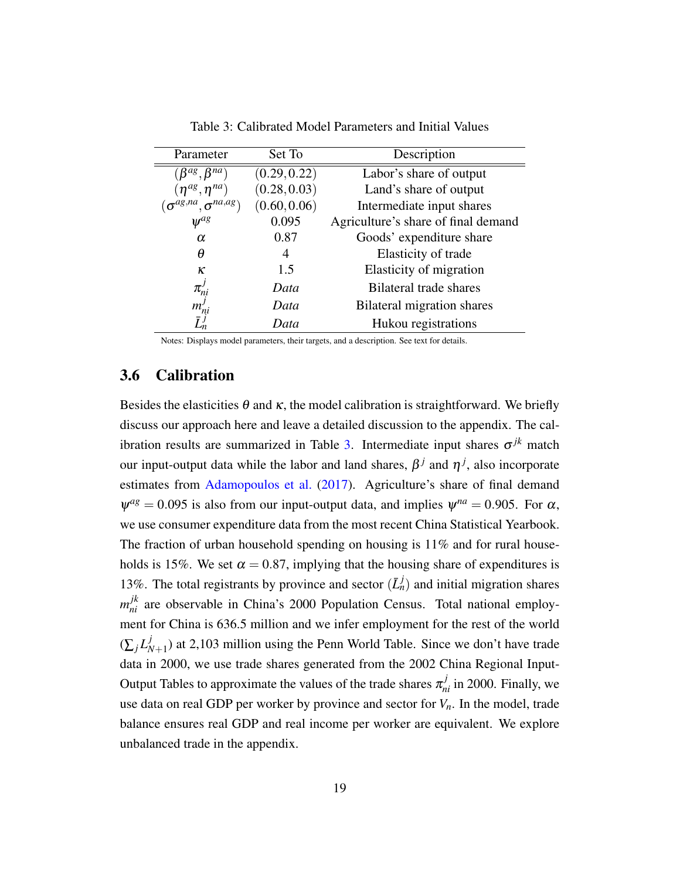Table 3: Calibrated Model Parameters and Initial Values

| Parameter | Set To | Description |
|---|---|---|
| $(\beta^{ag}, \beta^{na})$ | $(0.29, 0.22)$ | Labor's share of output |
| $(\eta^{ag}, \eta^{na})$ | $(0.28, 0.03)$ | Land's share of output |
| $(\sigma^{ag,na}, \sigma^{na,ag})$ | $(0.60, 0.06)$ | Intermediate input shares |
| $\psi^{ag}$ | 0.095 | Agriculture's share of final demand |
| $\alpha$ | 0.87 | Goods' expenditure share |
| $\theta$ | 4 | Elasticity of trade |
| $\kappa$ | 1.5 | Elasticity of migration |
| $\pi^j_{ni}$ | *Data* | Bilateral trade shares |
| $m^j_{ni}$ | *Data* | Bilateral migration shares |
| $\bar{L}^j_n$ | *Data* | Hukou registrations |

Notes: Displays model parameters, their targets, and a description. See text for details.

### 3.6 Calibration

Besides the elasticities $\theta$ and $\kappa$, the model calibration is straightforward. We briefly discuss our approach here and leave a detailed discussion to the appendix. The calibration results are summarized in Table 3. Intermediate input shares $\sigma^{jk}$ match our input-output data while the labor and land shares, $\beta^j$ and $\eta^j$, also incorporate estimates from Adamopoulos et al. (2017). Agriculture's share of final demand $\psi^{ag} = 0.095$ is also from our input-output data, and implies $\psi^{na} = 0.905$. For $\alpha$, we use consumer expenditure data from the most recent China Statistical Yearbook. The fraction of urban household spending on housing is 11% and for rural households is 15%. We set $\alpha = 0.87$, implying that the housing share of expenditures is 13%. The total registrants by province and sector ($\bar{L}^j_n$) and initial migration shares $m^{jk}_{ni}$ are observable in China's 2000 Population Census. Total national employment for China is 636.5 million and we infer employment for the rest of the world ($\sum_j L^j_{N+1}$) at 2,103 million using the Penn World Table. Since we don't have trade data in 2000, we use trade shares generated from the 2002 China Regional Input-Output Tables to approximate the values of the trade shares $\pi^j_{ni}$ in 2000. Finally, we use data on real GDP per worker by province and sector for $V_n$. In the model, trade balance ensures real GDP and real income per worker are equivalent. We explore unbalanced trade in the appendix.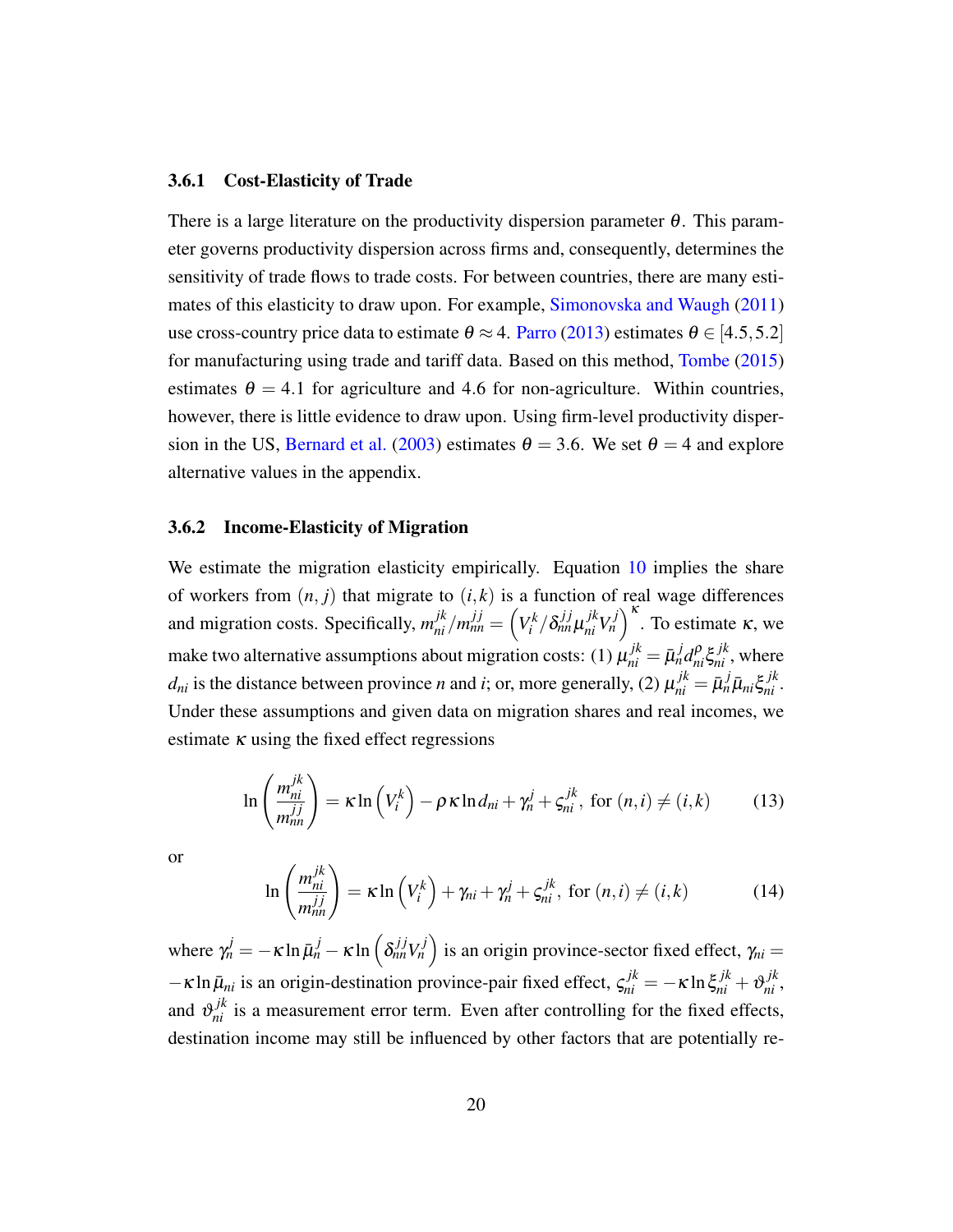### 3.6.1 Cost-Elasticity of Trade

There is a large literature on the productivity dispersion parameter $\theta$. This parameter governs productivity dispersion across firms and, consequently, determines the sensitivity of trade flows to trade costs. For between countries, there are many estimates of this elasticity to draw upon. For example, Simonovska and Waugh (2011) use cross-country price data to estimate $\theta \approx 4$. Parro (2013) estimates $\theta \in [4.5, 5.2]$ for manufacturing using trade and tariff data. Based on this method, Tombe (2015) estimates $\theta = 4.1$ for agriculture and 4.6 for non-agriculture. Within countries, however, there is little evidence to draw upon. Using firm-level productivity dispersion in the US, Bernard et al. (2003) estimates $\theta = 3.6$. We set $\theta = 4$ and explore alternative values in the appendix.

### 3.6.2 Income-Elasticity of Migration

We estimate the migration elasticity empirically. Equation 10 implies the share of workers from $(n, j)$ that migrate to $(i, k)$ is a function of real wage differences and migration costs. Specifically, $m_{ni}^{jk}/m_{nn}^{jj} = \left(V_i^k/\delta_{nn}^{jj}\mu_{ni}^{jk}V_n^j\right)^{\kappa}$. To estimate $\kappa$, we make two alternative assumptions about migration costs: (1) $\mu_{ni}^{jk} = \bar{\mu}_n^j d_{ni}^{\rho}\xi_{ni}^{jk}$, where $d_{ni}$ is the distance between province $n$ and $i$; or, more generally, (2) $\mu_{ni}^{jk} = \bar{\mu}_n^j \bar{\mu}_{ni}\xi_{ni}^{jk}$. Under these assumptions and given data on migration shares and real incomes, we estimate $\kappa$ using the fixed effect regressions

$$\ln\left(\frac{m_{ni}^{jk}}{m_{nn}^{jj}}\right) = \kappa \ln\left(V_i^k\right) - \rho\kappa \ln d_{ni} + \gamma_n^j + \varsigma_{ni}^{jk}, \text{ for } (n,i) \neq (i,k) \tag{13}$$

or

$$\ln\left(\frac{m_{ni}^{jk}}{m_{nn}^{jj}}\right) = \kappa \ln\left(V_i^k\right) + \gamma_{ni} + \gamma_n^j + \varsigma_{ni}^{jk}, \text{ for } (n,i) \neq (i,k) \tag{14}$$

where $\gamma_n^j = -\kappa \ln \bar{\mu}_n^j - \kappa \ln\left(\delta_{nn}^{jj}V_n^j\right)$ is an origin province-sector fixed effect, $\gamma_{ni} = -\kappa \ln \bar{\mu}_{ni}$ is an origin-destination province-pair fixed effect, $\varsigma_{ni}^{jk} = -\kappa \ln \xi_{ni}^{jk} + \vartheta_{ni}^{jk}$, and $\vartheta_{ni}^{jk}$ is a measurement error term. Even after controlling for the fixed effects, destination income may still be influenced by other factors that are potentially re-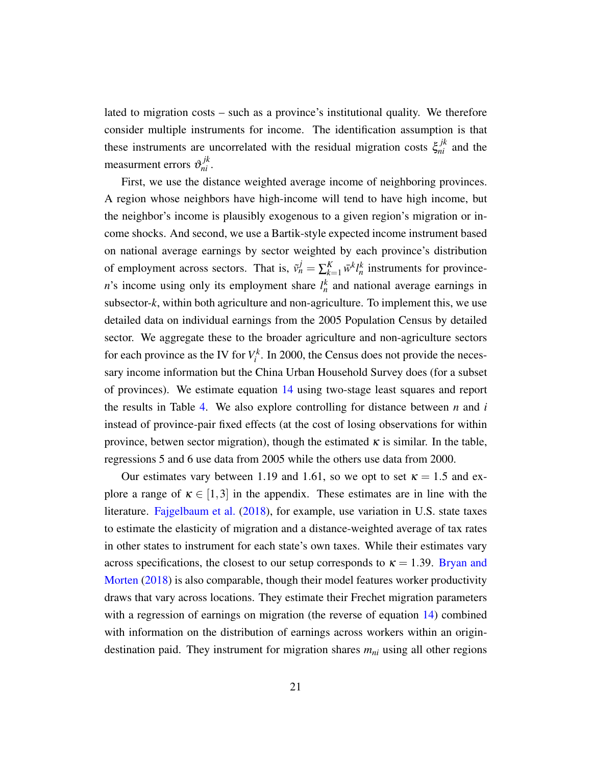lated to migration costs – such as a province's institutional quality. We therefore consider multiple instruments for income. The identification assumption is that these instruments are uncorrelated with the residual migration costs $\xi_{ni}^{jk}$ and the measurment errors $\vartheta_{ni}^{jk}$.

First, we use the distance weighted average income of neighboring provinces. A region whose neighbors have high-income will tend to have high income, but the neighbor's income is plausibly exogenous to a given region's migration or income shocks. And second, we use a Bartik-style expected income instrument based on national average earnings by sector weighted by each province's distribution of employment across sectors. That is, $\tilde{v}_n^j = \sum_{k=1}^K \bar{w}^k l_n^k$ instruments for province-$n$'s income using only its employment share $l_n^k$ and national average earnings in subsector-$k$, within both agriculture and non-agriculture. To implement this, we use detailed data on individual earnings from the 2005 Population Census by detailed sector. We aggregate these to the broader agriculture and non-agriculture sectors for each province as the IV for $V_i^k$. In 2000, the Census does not provide the necessary income information but the China Urban Household Survey does (for a subset of provinces). We estimate equation 14 using two-stage least squares and report the results in Table 4. We also explore controlling for distance between $n$ and $i$ instead of province-pair fixed effects (at the cost of losing observations for within province, betwen sector migration), though the estimated $\kappa$ is similar. In the table, regressions 5 and 6 use data from 2005 while the others use data from 2000.

Our estimates vary between 1.19 and 1.61, so we opt to set $\kappa = 1.5$ and explore a range of $\kappa \in [1,3]$ in the appendix. These estimates are in line with the literature. Fajgelbaum et al. (2018), for example, use variation in U.S. state taxes to estimate the elasticity of migration and a distance-weighted average of tax rates in other states to instrument for each state's own taxes. While their estimates vary across specifications, the closest to our setup corresponds to $\kappa = 1.39$. Bryan and Morten (2018) is also comparable, though their model features worker productivity draws that vary across locations. They estimate their Frechet migration parameters with a regression of earnings on migration (the reverse of equation 14) combined with information on the distribution of earnings across workers within an origin-destination paid. They instrument for migration shares $m_{ni}$ using all other regions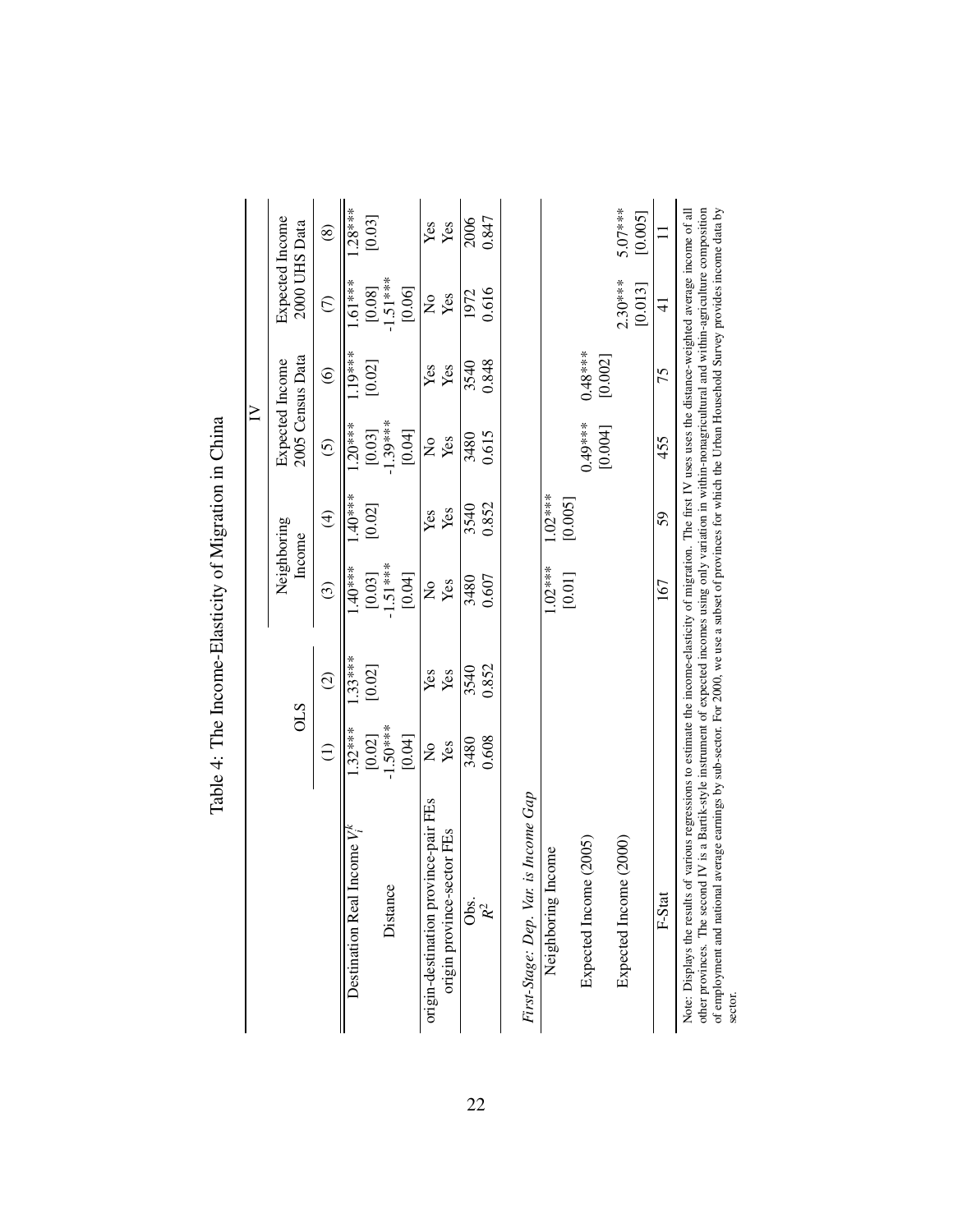# Table 4: The Income-Elasticity of Migration in China

| | OLS | | IV | | | | | |
|---|---|---|---|---|---|---|---|---|
| | | | Neighboring Income | | Expected Income 2005 Census Data | | Expected Income 2000 UHS Data | |
| | (1) | (2) | (3) | (4) | (5) | (6) | (7) | (8) |
| Destination Real Income $V_i^k$ | 1.32*** | 1.33*** | 1.40*** | 1.40*** | 1.20*** | 1.19*** | 1.61*** | 1.28*** |
| | [0.02] | [0.02] | [0.03] | [0.02] | [0.03] | [0.02] | [0.08] | [0.03] |
| Distance | -1.50*** | | -1.51*** | | -1.39*** | | -1.51*** | |
| | [0.04] | | [0.04] | | [0.04] | | [0.06] | |
| origin-destination province-pair FEs | No | Yes | No | Yes | No | Yes | No | Yes |
| origin province-sector FEs | Yes | Yes | Yes | Yes | Yes | Yes | Yes | Yes |
| Obs. | 3480 | 3540 | 3480 | 3540 | 3480 | 3540 | 1972 | 2006 |
| $R^2$ | 0.608 | 0.852 | 0.607 | 0.852 | 0.615 | 0.848 | 0.616 | 0.847 |
| *First-Stage: Dep. Var. is Income Gap* | | | | | | | | |
| Neighboring Income | | | 1.02*** | 1.02*** | | | | |
| | | | [0.01] | [0.005] | | | | |
| Expected Income (2005) | | | | | 0.49*** | 0.48*** | | |
| | | | | | [0.004] | [0.002] | | |
| Expected Income (2000) | | | | | | | 2.30*** | 5.07*** |
| | | | | | | | [0.013] | [0.005] |
| F-Stat | | | 167 | 59 | 455 | 75 | 41 | 11 |

Note: Displays the results of various regressions to estimate the income-elasticity of migration. The first IV uses uses the distance-weighted average income of all other provinces. The second IV is a Bartik-style instrument of expected incomes using only variation in within-nonagricultural and within-agriculture composition of employment and national average earnings by sub-sector. For 2000, we use a subset of provinces for which the Urban Household Survey provides income data by sector.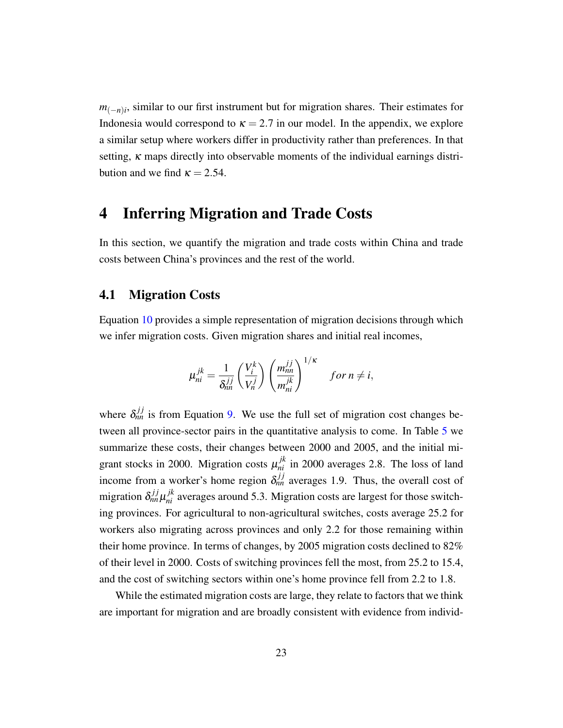$m_{(-n)i}$, similar to our first instrument but for migration shares. Their estimates for Indonesia would correspond to $\kappa = 2.7$ in our model. In the appendix, we explore a similar setup where workers differ in productivity rather than preferences. In that setting, $\kappa$ maps directly into observable moments of the individual earnings distribution and we find $\kappa = 2.54$.

# 4 Inferring Migration and Trade Costs

In this section, we quantify the migration and trade costs within China and trade costs between China's provinces and the rest of the world.

## 4.1 Migration Costs

Equation 10 provides a simple representation of migration decisions through which we infer migration costs. Given migration shares and initial real incomes,

$$\mu_{ni}^{jk} = \frac{1}{\delta_{nn}^{jj}} \left( \frac{V_i^k}{V_n^j} \right) \left( \frac{m_{nn}^{jj}}{m_{ni}^{jk}} \right)^{1/\kappa} \quad for\, n \neq i,$$

where $\delta_{nn}^{jj}$ is from Equation 9. We use the full set of migration cost changes between all province-sector pairs in the quantitative analysis to come. In Table 5 we summarize these costs, their changes between 2000 and 2005, and the initial migrant stocks in 2000. Migration costs $\mu_{ni}^{jk}$ in 2000 averages 2.8. The loss of land income from a worker's home region $\delta_{nn}^{jj}$ averages 1.9. Thus, the overall cost of migration $\delta_{nn}^{jj}\mu_{ni}^{jk}$ averages around 5.3. Migration costs are largest for those switching provinces. For agricultural to non-agricultural switches, costs average 25.2 for workers also migrating across provinces and only 2.2 for those remaining within their home province. In terms of changes, by 2005 migration costs declined to 82% of their level in 2000. Costs of switching provinces fell the most, from 25.2 to 15.4, and the cost of switching sectors within one's home province fell from 2.2 to 1.8.

While the estimated migration costs are large, they relate to factors that we think are important for migration and are broadly consistent with evidence from individ-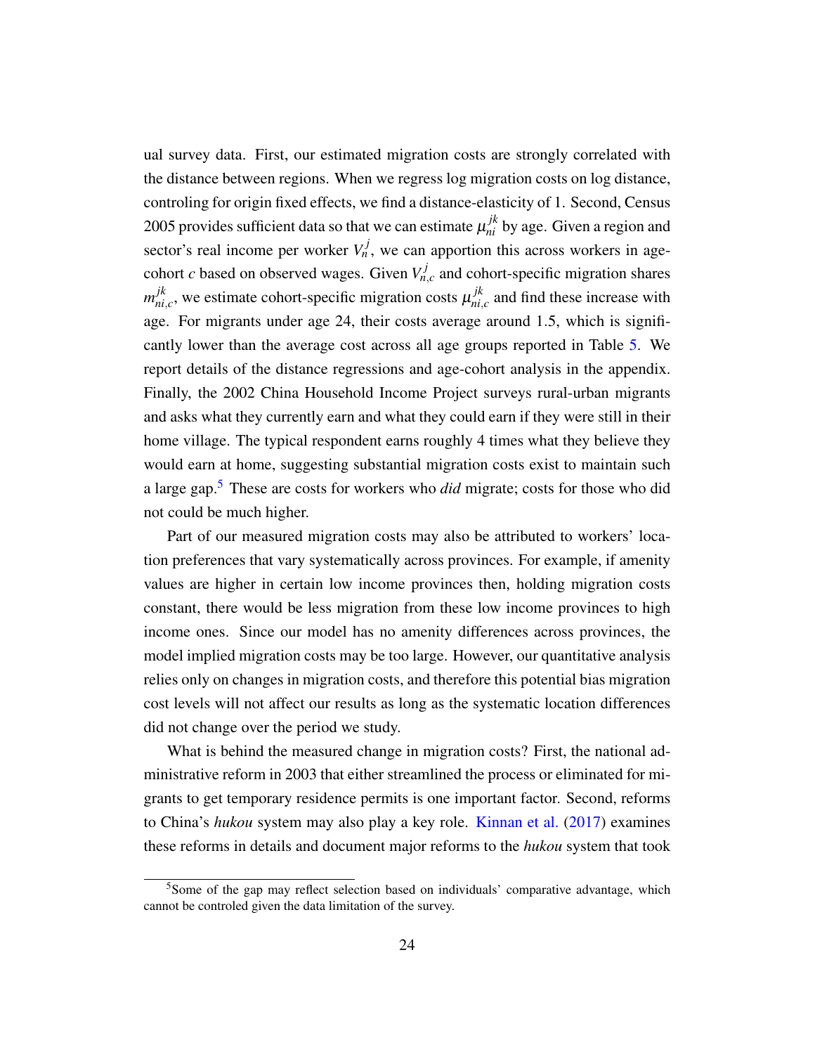ual survey data. First, our estimated migration costs are strongly correlated with the distance between regions. When we regress log migration costs on log distance, controling for origin fixed effects, we find a distance-elasticity of 1. Second, Census 2005 provides sufficient data so that we can estimate $\mu_{ni}^{jk}$ by age. Given a region and sector's real income per worker $V_n^j$, we can apportion this across workers in age-cohort $c$ based on observed wages. Given $V_{n,c}^j$ and cohort-specific migration shares $m_{ni,c}^{jk}$, we estimate cohort-specific migration costs $\mu_{ni,c}^{jk}$ and find these increase with age. For migrants under age 24, their costs average around 1.5, which is significantly lower than the average cost across all age groups reported in Table 5. We report details of the distance regressions and age-cohort analysis in the appendix. Finally, the 2002 China Household Income Project surveys rural-urban migrants and asks what they currently earn and what they could earn if they were still in their home village. The typical respondent earns roughly 4 times what they believe they would earn at home, suggesting substantial migration costs exist to maintain such a large gap.[5] These are costs for workers who *did* migrate; costs for those who did not could be much higher.

Part of our measured migration costs may also be attributed to workers' location preferences that vary systematically across provinces. For example, if amenity values are higher in certain low income provinces then, holding migration costs constant, there would be less migration from these low income provinces to high income ones. Since our model has no amenity differences across provinces, the model implied migration costs may be too large. However, our quantitative analysis relies only on changes in migration costs, and therefore this potential bias migration cost levels will not affect our results as long as the systematic location differences did not change over the period we study.

What is behind the measured change in migration costs? First, the national administrative reform in 2003 that either streamlined the process or eliminated for migrants to get temporary residence permits is one important factor. Second, reforms to China's *hukou* system may also play a key role. Kinnan et al. (2017) examines these reforms in details and document major reforms to the *hukou* system that took

[5] Some of the gap may reflect selection based on individuals' comparative advantage, which cannot be controled given the data limitation of the survey.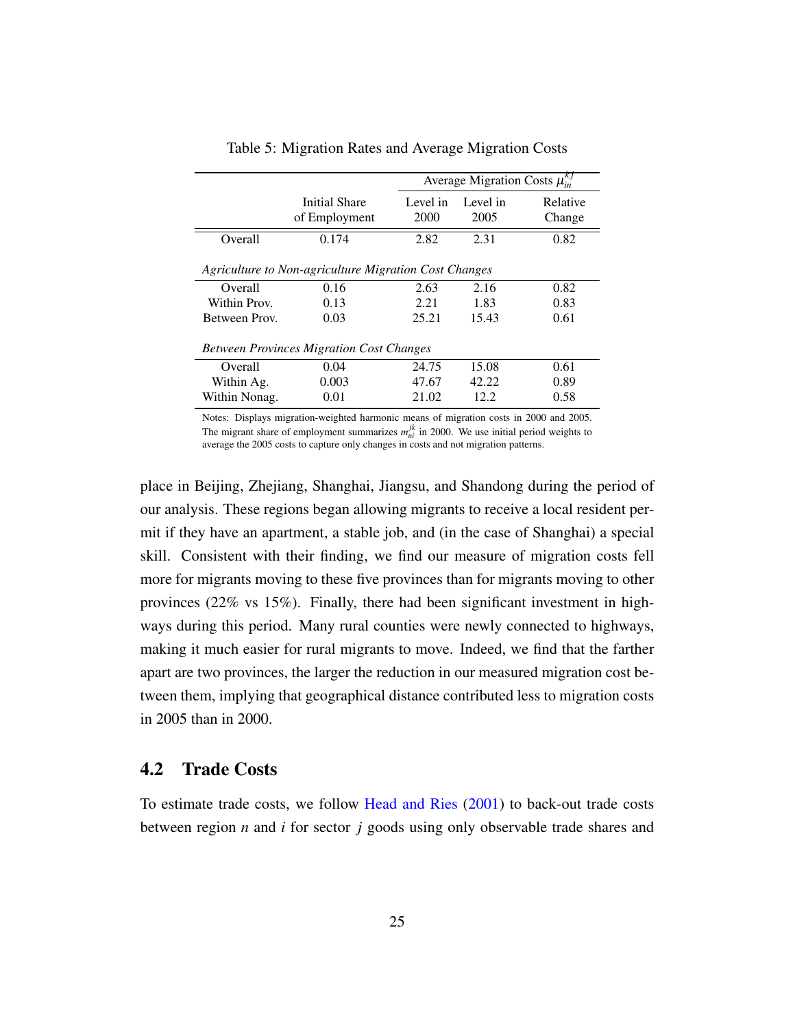Table 5: Migration Rates and Average Migration Costs

| | Initial Share of Employment | Average Migration Costs $\mu_{in}^{kj}$ Level in 2000 | Level in 2005 | Relative Change |
|---|---|---|---|---|
| Overall | 0.174 | 2.82 | 2.31 | 0.82 |
| *Agriculture to Non-agriculture Migration Cost Changes* | | | | |
| Overall | 0.16 | 2.63 | 2.16 | 0.82 |
| Within Prov. | 0.13 | 2.21 | 1.83 | 0.83 |
| Between Prov. | 0.03 | 25.21 | 15.43 | 0.61 |
| *Between Provinces Migration Cost Changes* | | | | |
| Overall | 0.04 | 24.75 | 15.08 | 0.61 |
| Within Ag. | 0.003 | 47.67 | 42.22 | 0.89 |
| Within Nonag. | 0.01 | 21.02 | 12.2 | 0.58 |

Notes: Displays migration-weighted harmonic means of migration costs in 2000 and 2005. The migrant share of employment summarizes $m_{ni}^{jk}$ in 2000. We use initial period weights to average the 2005 costs to capture only changes in costs and not migration patterns.

place in Beijing, Zhejiang, Shanghai, Jiangsu, and Shandong during the period of our analysis. These regions began allowing migrants to receive a local resident permit if they have an apartment, a stable job, and (in the case of Shanghai) a special skill. Consistent with their finding, we find our measure of migration costs fell more for migrants moving to these five provinces than for migrants moving to other provinces (22% vs 15%). Finally, there had been significant investment in highways during this period. Many rural counties were newly connected to highways, making it much easier for rural migrants to move. Indeed, we find that the farther apart are two provinces, the larger the reduction in our measured migration cost between them, implying that geographical distance contributed less to migration costs in 2005 than in 2000.

## 4.2 Trade Costs

To estimate trade costs, we follow Head and Ries (2001) to back-out trade costs between region $n$ and $i$ for sector $j$ goods using only observable trade shares and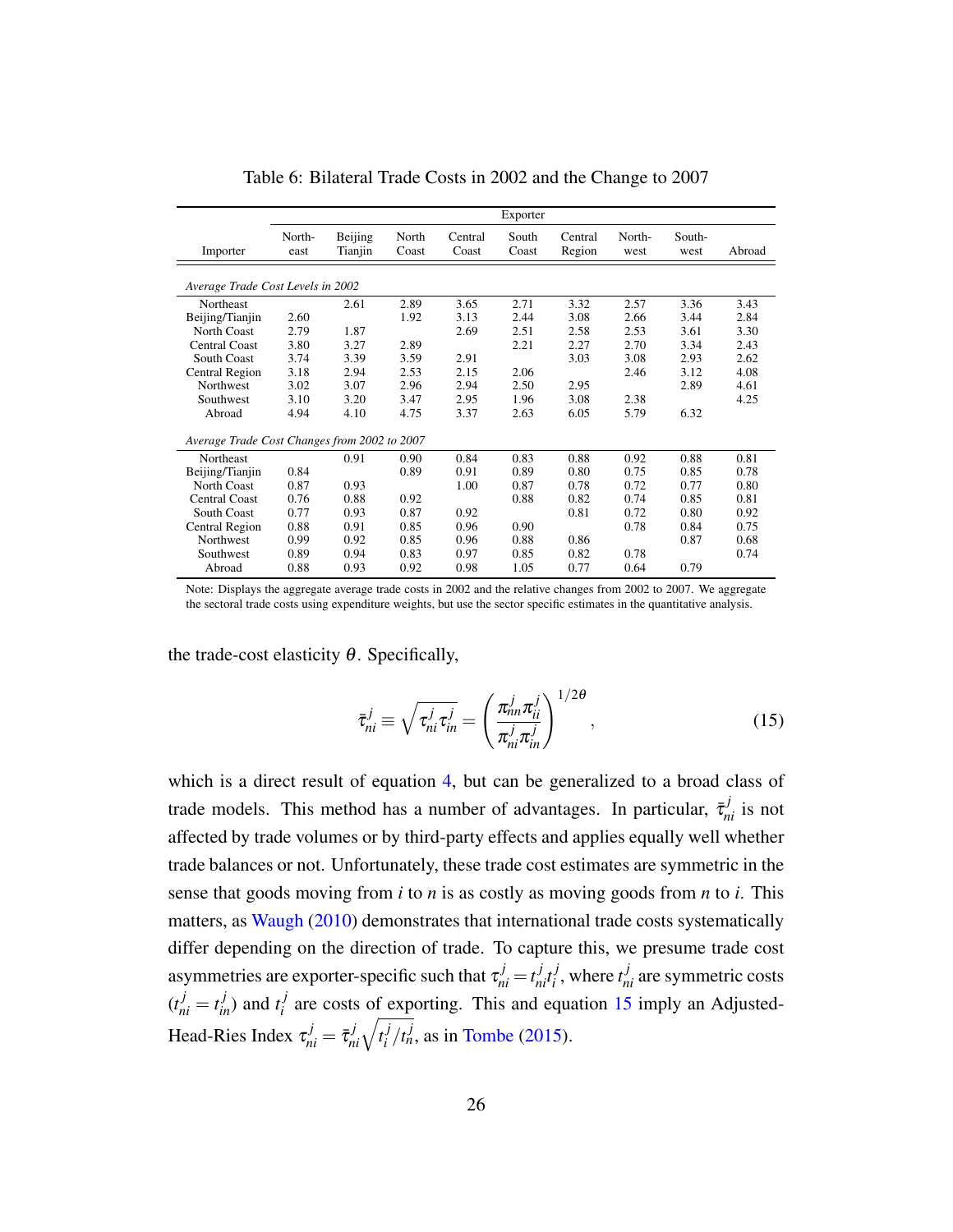Table 6: Bilateral Trade Costs in 2002 and the Change to 2007

| | Exporter | | | | | | | | |
|---|---|---|---|---|---|---|---|---|---|
| Importer | North-east | Beijing Tianjin | North Coast | Central Coast | South Coast | Central Region | North-west | South-west | Abroad |
| *Average Trade Cost Levels in 2002* | | | | | | | | | |
| Northeast | | 2.61 | 2.89 | 3.65 | 2.71 | 3.32 | 2.57 | 3.36 | 3.43 |
| Beijing/Tianjin | 2.60 | | 1.92 | 3.13 | 2.44 | 3.08 | 2.66 | 3.44 | 2.84 |
| North Coast | 2.79 | 1.87 | | 2.69 | 2.51 | 2.58 | 2.53 | 3.61 | 3.30 |
| Central Coast | 3.80 | 3.27 | 2.89 | | 2.21 | 2.27 | 2.70 | 3.34 | 2.43 |
| South Coast | 3.74 | 3.39 | 3.59 | 2.91 | | 3.03 | 3.08 | 2.93 | 2.62 |
| Central Region | 3.18 | 2.94 | 2.53 | 2.15 | 2.06 | | 2.46 | 3.12 | 4.08 |
| Northwest | 3.02 | 3.07 | 2.96 | 2.94 | 2.50 | 2.95 | | 2.89 | 4.61 |
| Southwest | 3.10 | 3.20 | 3.47 | 2.95 | 1.96 | 3.08 | 2.38 | | 4.25 |
| Abroad | 4.94 | 4.10 | 4.75 | 3.37 | 2.63 | 6.05 | 5.79 | 6.32 | |
| *Average Trade Cost Changes from 2002 to 2007* | | | | | | | | | |
| Northeast | | 0.91 | 0.90 | 0.84 | 0.83 | 0.88 | 0.92 | 0.88 | 0.81 |
| Beijing/Tianjin | 0.84 | | 0.89 | 0.91 | 0.89 | 0.80 | 0.75 | 0.85 | 0.78 |
| North Coast | 0.87 | 0.93 | | 1.00 | 0.87 | 0.78 | 0.72 | 0.77 | 0.80 |
| Central Coast | 0.76 | 0.88 | 0.92 | | 0.88 | 0.82 | 0.74 | 0.85 | 0.81 |
| South Coast | 0.77 | 0.93 | 0.87 | 0.92 | | 0.81 | 0.72 | 0.80 | 0.92 |
| Central Region | 0.88 | 0.91 | 0.85 | 0.96 | 0.90 | | 0.78 | 0.84 | 0.75 |
| Northwest | 0.99 | 0.92 | 0.85 | 0.96 | 0.88 | 0.86 | | 0.87 | 0.68 |
| Southwest | 0.89 | 0.94 | 0.83 | 0.97 | 0.85 | 0.82 | 0.78 | | 0.74 |
| Abroad | 0.88 | 0.93 | 0.92 | 0.98 | 1.05 | 0.77 | 0.64 | 0.79 | |

Note: Displays the aggregate average trade costs in 2002 and the relative changes from 2002 to 2007. We aggregate the sectoral trade costs using expenditure weights, but use the sector specific estimates in the quantitative analysis.

the trade-cost elasticity $\theta$. Specifically,

$$\bar{\tau}_{ni}^{j} \equiv \sqrt{\tau_{ni}^{j}\tau_{in}^{j}} = \left(\frac{\pi_{nn}^{j}\pi_{ii}^{j}}{\pi_{ni}^{j}\pi_{in}^{j}}\right)^{1/2\theta}, \tag{15}$$

which is a direct result of equation 4, but can be generalized to a broad class of trade models. This method has a number of advantages. In particular, $\bar{\tau}_{ni}^{j}$ is not affected by trade volumes or by third-party effects and applies equally well whether trade balances or not. Unfortunately, these trade cost estimates are symmetric in the sense that goods moving from $i$ to $n$ is as costly as moving goods from $n$ to $i$. This matters, as Waugh (2010) demonstrates that international trade costs systematically differ depending on the direction of trade. To capture this, we presume trade cost asymmetries are exporter-specific such that $\tau_{ni}^{j} = t_{ni}^{j} t_{i}^{j}$, where $t_{ni}^{j}$ are symmetric costs ($t_{ni}^{j} = t_{in}^{j}$) and $t_{i}^{j}$ are costs of exporting. This and equation 15 imply an Adjusted-Head-Ries Index $\tau_{ni}^{j} = \bar{\tau}_{ni}^{j}\sqrt{t_{i}^{j}/t_{n}^{j}}$, as in Tombe (2015).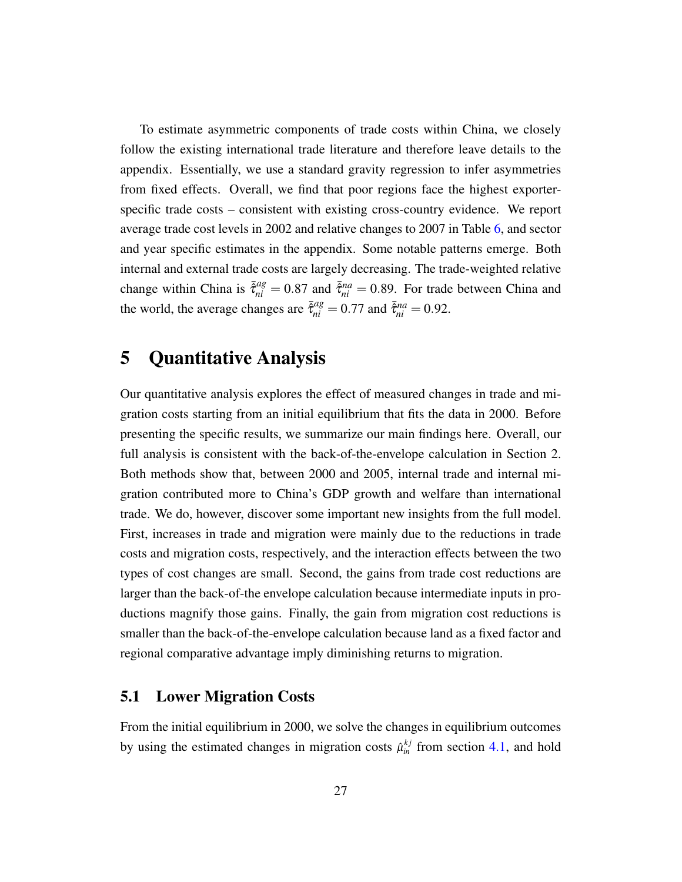To estimate asymmetric components of trade costs within China, we closely follow the existing international trade literature and therefore leave details to the appendix. Essentially, we use a standard gravity regression to infer asymmetries from fixed effects. Overall, we find that poor regions face the highest exporter-specific trade costs – consistent with existing cross-country evidence. We report average trade cost levels in 2002 and relative changes to 2007 in Table 6, and sector and year specific estimates in the appendix. Some notable patterns emerge. Both internal and external trade costs are largely decreasing. The trade-weighted relative change within China is $\bar{\hat{\tau}}_{ni}^{ag} = 0.87$ and $\bar{\hat{\tau}}_{ni}^{na} = 0.89$. For trade between China and the world, the average changes are $\bar{\hat{\tau}}_{ni}^{ag} = 0.77$ and $\bar{\hat{\tau}}_{ni}^{na} = 0.92$.

# 5 Quantitative Analysis

Our quantitative analysis explores the effect of measured changes in trade and migration costs starting from an initial equilibrium that fits the data in 2000. Before presenting the specific results, we summarize our main findings here. Overall, our full analysis is consistent with the back-of-the-envelope calculation in Section 2. Both methods show that, between 2000 and 2005, internal trade and internal migration contributed more to China's GDP growth and welfare than international trade. We do, however, discover some important new insights from the full model. First, increases in trade and migration were mainly due to the reductions in trade costs and migration costs, respectively, and the interaction effects between the two types of cost changes are small. Second, the gains from trade cost reductions are larger than the back-of-the envelope calculation because intermediate inputs in productions magnify those gains. Finally, the gain from migration cost reductions is smaller than the back-of-the-envelope calculation because land as a fixed factor and regional comparative advantage imply diminishing returns to migration.

## 5.1 Lower Migration Costs

From the initial equilibrium in 2000, we solve the changes in equilibrium outcomes by using the estimated changes in migration costs $\hat{\mu}_{in}^{kj}$ from section 4.1, and hold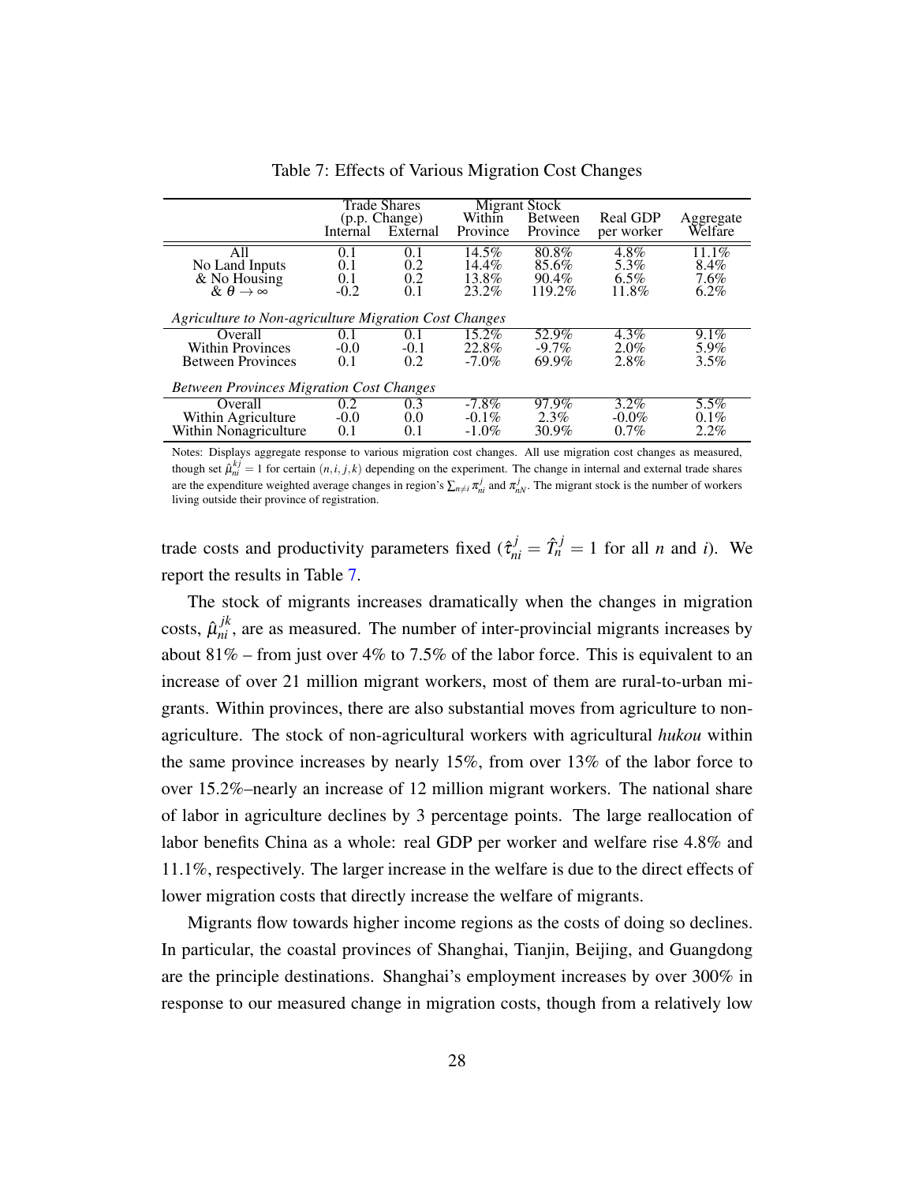Table 7: Effects of Various Migration Cost Changes

| | Trade Shares (p.p. Change) | | Migrant Stock | | | |
|---|---|---|---|---|---|---|
| | Internal | External | Within Province | Between Province | Real GDP per worker | Aggregate Welfare |
| All | 0.1 | 0.1 | 14.5% | 80.8% | 4.8% | 11.1% |
| No Land Inputs | 0.1 | 0.2 | 14.4% | 85.6% | 5.3% | 8.4% |
| & No Housing | 0.1 | 0.2 | 13.8% | 90.4% | 6.5% | 7.6% |
| & $\theta \to \infty$ | -0.2 | 0.1 | 23.2% | 119.2% | 11.8% | 6.2% |
| *Agriculture to Non-agriculture Migration Cost Changes* | | | | | | |
| Overall | 0.1 | 0.1 | 15.2% | 52.9% | 4.3% | 9.1% |
| Within Provinces | -0.0 | -0.1 | 22.8% | -9.7% | 2.0% | 5.9% |
| Between Provinces | 0.1 | 0.2 | -7.0% | 69.9% | 2.8% | 3.5% |
| *Between Provinces Migration Cost Changes* | | | | | | |
| Overall | 0.2 | 0.3 | -7.8% | 97.9% | 3.2% | 5.5% |
| Within Agriculture | -0.0 | 0.0 | -0.1% | 2.3% | -0.0% | 0.1% |
| Within Nonagriculture | 0.1 | 0.1 | -1.0% | 30.9% | 0.7% | 2.2% |

Notes: Displays aggregate response to various migration cost changes. All use migration cost changes as measured, though set $\hat{\mu}_{ni}^{kj} = 1$ for certain $(n, i, j, k)$ depending on the experiment. The change in internal and external trade shares are the expenditure weighted average changes in region's $\sum_{n \neq i} \pi_{ni}^{j}$ and $\pi_{nN}^{j}$. The migrant stock is the number of workers living outside their province of registration.

trade costs and productivity parameters fixed ($\hat{\tau}_{ni}^{j} = \hat{T}_{n}^{j} = 1$ for all $n$ and $i$). We report the results in Table 7.

The stock of migrants increases dramatically when the changes in migration costs, $\hat{\mu}_{ni}^{jk}$, are as measured. The number of inter-provincial migrants increases by about 81% – from just over 4% to 7.5% of the labor force. This is equivalent to an increase of over 21 million migrant workers, most of them are rural-to-urban migrants. Within provinces, there are also substantial moves from agriculture to non-agriculture. The stock of non-agricultural workers with agricultural *hukou* within the same province increases by nearly 15%, from over 13% of the labor force to over 15.2%–nearly an increase of 12 million migrant workers. The national share of labor in agriculture declines by 3 percentage points. The large reallocation of labor benefits China as a whole: real GDP per worker and welfare rise 4.8% and 11.1%, respectively. The larger increase in the welfare is due to the direct effects of lower migration costs that directly increase the welfare of migrants.

Migrants flow towards higher income regions as the costs of doing so declines. In particular, the coastal provinces of Shanghai, Tianjin, Beijing, and Guangdong are the principle destinations. Shanghai's employment increases by over 300% in response to our measured change in migration costs, though from a relatively low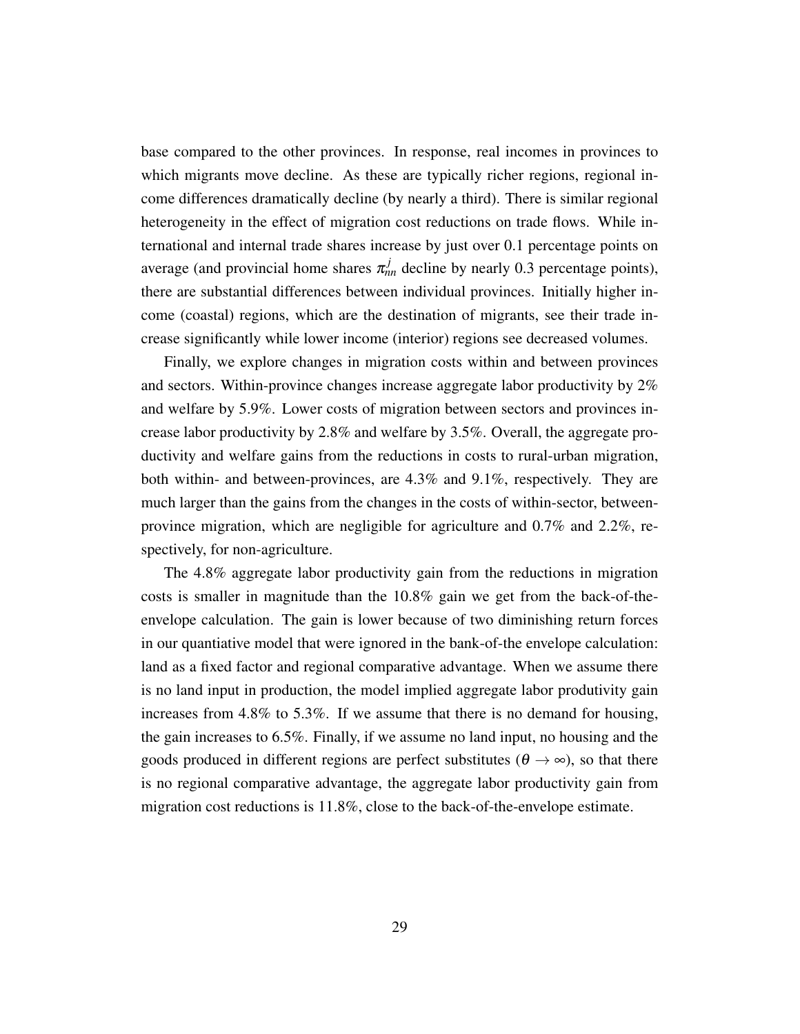base compared to the other provinces. In response, real incomes in provinces to which migrants move decline. As these are typically richer regions, regional income differences dramatically decline (by nearly a third). There is similar regional heterogeneity in the effect of migration cost reductions on trade flows. While international and internal trade shares increase by just over 0.1 percentage points on average (and provincial home shares $\pi_{nn}^{j}$ decline by nearly 0.3 percentage points), there are substantial differences between individual provinces. Initially higher income (coastal) regions, which are the destination of migrants, see their trade increase significantly while lower income (interior) regions see decreased volumes.

Finally, we explore changes in migration costs within and between provinces and sectors. Within-province changes increase aggregate labor productivity by 2% and welfare by 5.9%. Lower costs of migration between sectors and provinces increase labor productivity by 2.8% and welfare by 3.5%. Overall, the aggregate productivity and welfare gains from the reductions in costs to rural-urban migration, both within- and between-provinces, are 4.3% and 9.1%, respectively. They are much larger than the gains from the changes in the costs of within-sector, between-province migration, which are negligible for agriculture and 0.7% and 2.2%, respectively, for non-agriculture.

The 4.8% aggregate labor productivity gain from the reductions in migration costs is smaller in magnitude than the 10.8% gain we get from the back-of-the-envelope calculation. The gain is lower because of two diminishing return forces in our quantiative model that were ignored in the bank-of-the envelope calculation: land as a fixed factor and regional comparative advantage. When we assume there is no land input in production, the model implied aggregate labor produtivity gain increases from 4.8% to 5.3%. If we assume that there is no demand for housing, the gain increases to 6.5%. Finally, if we assume no land input, no housing and the goods produced in different regions are perfect substitutes ($\theta \to \infty$), so that there is no regional comparative advantage, the aggregate labor productivity gain from migration cost reductions is 11.8%, close to the back-of-the-envelope estimate.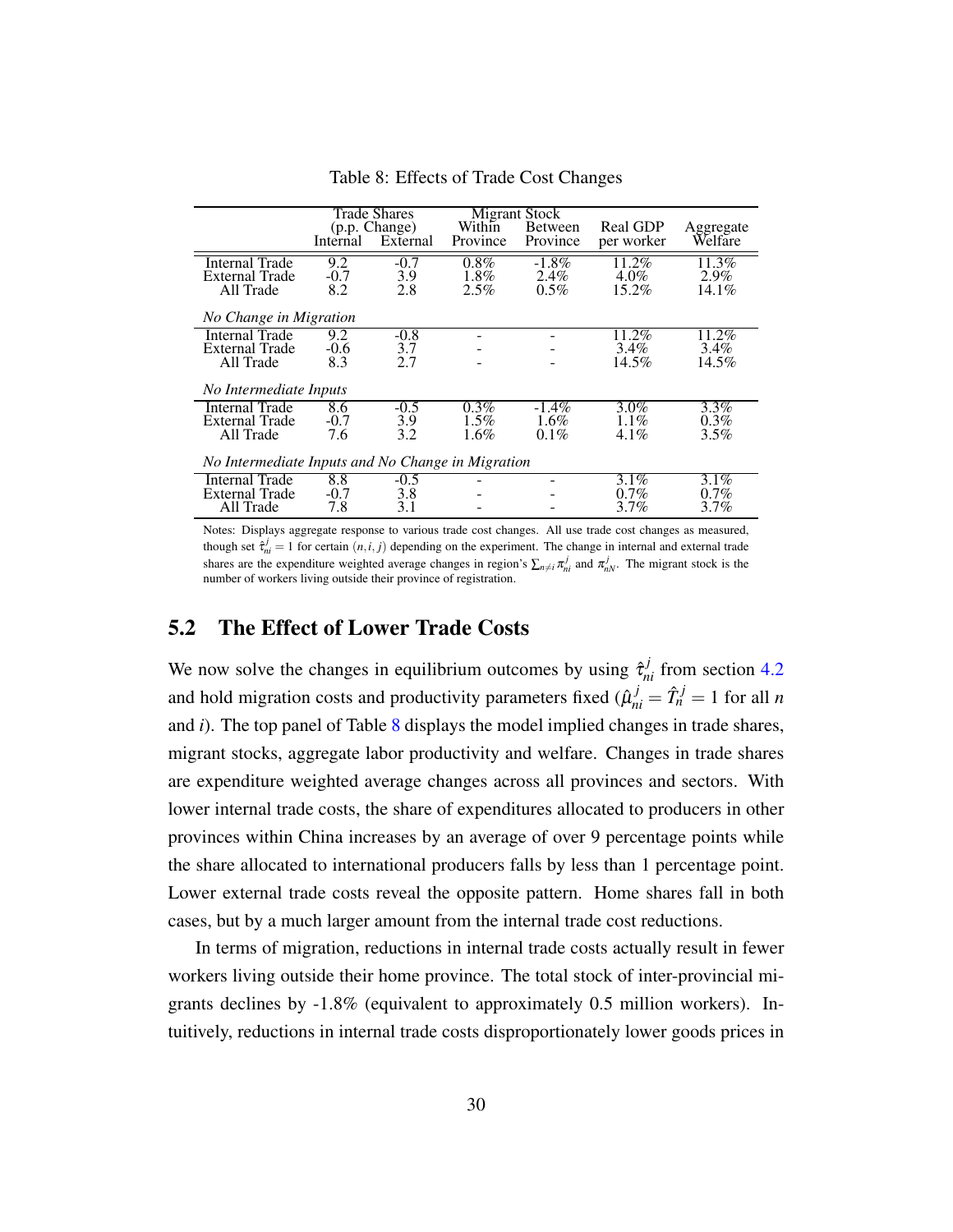Table 8: Effects of Trade Cost Changes

| | Trade Shares (p.p. Change) | | Migrant Stock | | | |
|---|---|---|---|---|---|---|
| | Internal | External | Within Province | Between Province | Real GDP per worker | Aggregate Welfare |
| Internal Trade | 9.2 | -0.7 | 0.8% | -1.8% | 11.2% | 11.3% |
| External Trade | -0.7 | 3.9 | 1.8% | 2.4% | 4.0% | 2.9% |
| All Trade | 8.2 | 2.8 | 2.5% | 0.5% | 15.2% | 14.1% |
| *No Change in Migration* | | | | | | |
| Internal Trade | 9.2 | -0.8 | - | - | 11.2% | 11.2% |
| External Trade | -0.6 | 3.7 | - | - | 3.4% | 3.4% |
| All Trade | 8.3 | 2.7 | - | - | 14.5% | 14.5% |
| *No Intermediate Inputs* | | | | | | |
| Internal Trade | 8.6 | -0.5 | 0.3% | -1.4% | 3.0% | 3.3% |
| External Trade | -0.7 | 3.9 | 1.5% | 1.6% | 1.1% | 0.3% |
| All Trade | 7.6 | 3.2 | 1.6% | 0.1% | 4.1% | 3.5% |
| *No Intermediate Inputs and No Change in Migration* | | | | | | |
| Internal Trade | 8.8 | -0.5 | - | - | 3.1% | 3.1% |
| External Trade | -0.7 | 3.8 | - | - | 0.7% | 0.7% |
| All Trade | 7.8 | 3.1 | - | - | 3.7% | 3.7% |

Notes: Displays aggregate response to various trade cost changes. All use trade cost changes as measured, though set $\hat{\tau}_{ni}^{j} = 1$ for certain $(n, i, j)$ depending on the experiment. The change in internal and external trade shares are the expenditure weighted average changes in region's $\sum_{n \neq i} \pi_{ni}^{j}$ and $\pi_{nN}^{j}$. The migrant stock is the number of workers living outside their province of registration.

## 5.2 The Effect of Lower Trade Costs

We now solve the changes in equilibrium outcomes by using $\hat{\tau}_{ni}^{j}$ from section 4.2 and hold migration costs and productivity parameters fixed ($\hat{\mu}_{ni}^{j} = \hat{T}_{n}^{j} = 1$ for all $n$ and $i$). The top panel of Table 8 displays the model implied changes in trade shares, migrant stocks, aggregate labor productivity and welfare. Changes in trade shares are expenditure weighted average changes across all provinces and sectors. With lower internal trade costs, the share of expenditures allocated to producers in other provinces within China increases by an average of over 9 percentage points while the share allocated to international producers falls by less than 1 percentage point. Lower external trade costs reveal the opposite pattern. Home shares fall in both cases, but by a much larger amount from the internal trade cost reductions.

In terms of migration, reductions in internal trade costs actually result in fewer workers living outside their home province. The total stock of inter-provincial migrants declines by -1.8% (equivalent to approximately 0.5 million workers). Intuitively, reductions in internal trade costs disproportionately lower goods prices in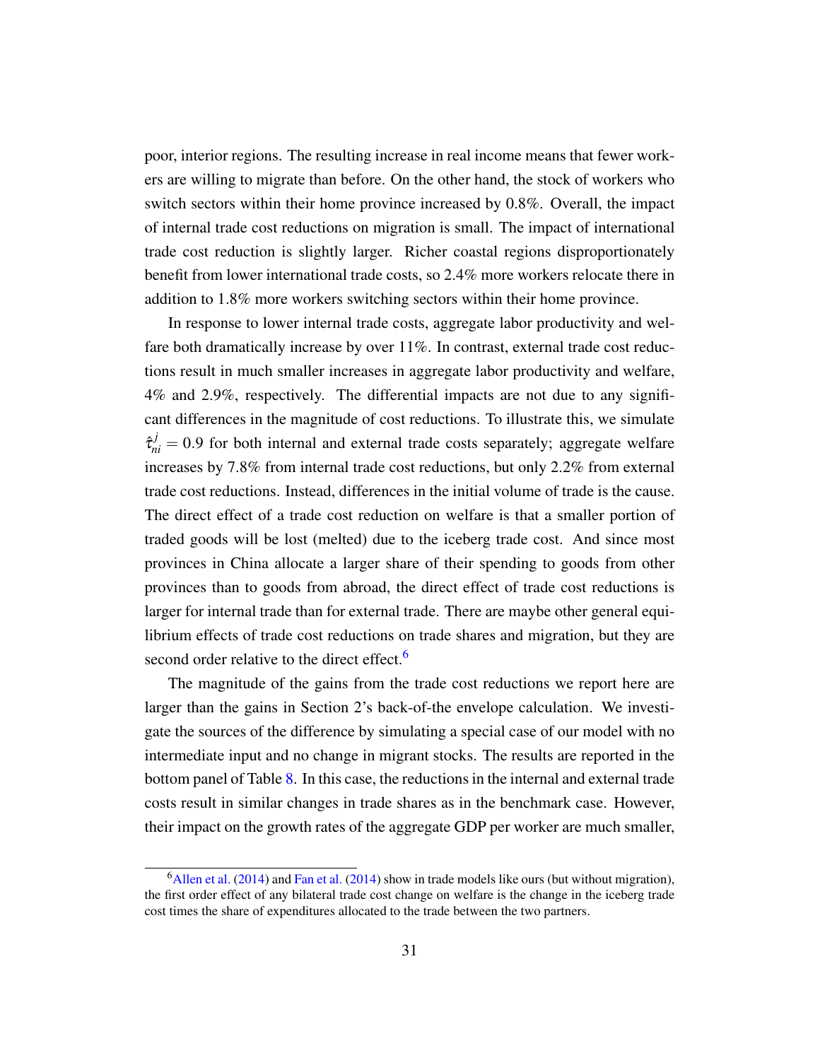poor, interior regions. The resulting increase in real income means that fewer workers are willing to migrate than before. On the other hand, the stock of workers who switch sectors within their home province increased by 0.8%. Overall, the impact of internal trade cost reductions on migration is small. The impact of international trade cost reduction is slightly larger. Richer coastal regions disproportionately benefit from lower international trade costs, so 2.4% more workers relocate there in addition to 1.8% more workers switching sectors within their home province.

In response to lower internal trade costs, aggregate labor productivity and welfare both dramatically increase by over 11%. In contrast, external trade cost reductions result in much smaller increases in aggregate labor productivity and welfare, 4% and 2.9%, respectively. The differential impacts are not due to any significant differences in the magnitude of cost reductions. To illustrate this, we simulate $\hat{\tau}^{j}_{ni} = 0.9$ for both internal and external trade costs separately; aggregate welfare increases by 7.8% from internal trade cost reductions, but only 2.2% from external trade cost reductions. Instead, differences in the initial volume of trade is the cause. The direct effect of a trade cost reduction on welfare is that a smaller portion of traded goods will be lost (melted) due to the iceberg trade cost. And since most provinces in China allocate a larger share of their spending to goods from other provinces than to goods from abroad, the direct effect of trade cost reductions is larger for internal trade than for external trade. There are maybe other general equilibrium effects of trade cost reductions on trade shares and migration, but they are second order relative to the direct effect.[6]

The magnitude of the gains from the trade cost reductions we report here are larger than the gains in Section 2's back-of-the envelope calculation. We investigate the sources of the difference by simulating a special case of our model with no intermediate input and no change in migrant stocks. The results are reported in the bottom panel of Table 8. In this case, the reductions in the internal and external trade costs result in similar changes in trade shares as in the benchmark case. However, their impact on the growth rates of the aggregate GDP per worker are much smaller,

[6] Allen et al. (2014) and Fan et al. (2014) show in trade models like ours (but without migration), the first order effect of any bilateral trade cost change on welfare is the change in the iceberg trade cost times the share of expenditures allocated to the trade between the two partners.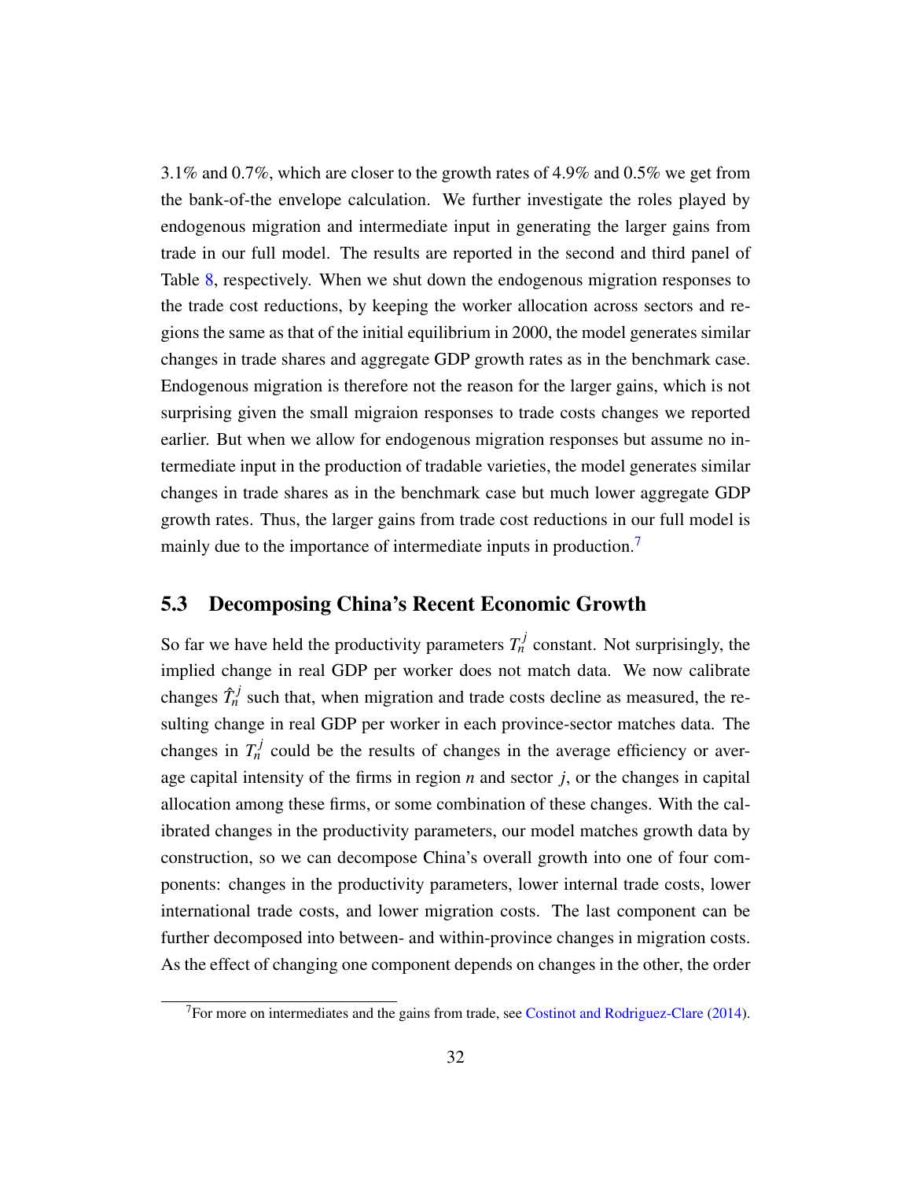3.1% and 0.7%, which are closer to the growth rates of 4.9% and 0.5% we get from the bank-of-the envelope calculation. We further investigate the roles played by endogenous migration and intermediate input in generating the larger gains from trade in our full model. The results are reported in the second and third panel of Table 8, respectively. When we shut down the endogenous migration responses to the trade cost reductions, by keeping the worker allocation across sectors and regions the same as that of the initial equilibrium in 2000, the model generates similar changes in trade shares and aggregate GDP growth rates as in the benchmark case. Endogenous migration is therefore not the reason for the larger gains, which is not surprising given the small migraion responses to trade costs changes we reported earlier. But when we allow for endogenous migration responses but assume no intermediate input in the production of tradable varieties, the model generates similar changes in trade shares as in the benchmark case but much lower aggregate GDP growth rates. Thus, the larger gains from trade cost reductions in our full model is mainly due to the importance of intermediate inputs in production.[7]

## 5.3 Decomposing China's Recent Economic Growth

So far we have held the productivity parameters $T_n^j$ constant. Not surprisingly, the implied change in real GDP per worker does not match data. We now calibrate changes $\hat{T}_n^j$ such that, when migration and trade costs decline as measured, the resulting change in real GDP per worker in each province-sector matches data. The changes in $T_n^j$ could be the results of changes in the average efficiency or average capital intensity of the firms in region $n$ and sector $j$, or the changes in capital allocation among these firms, or some combination of these changes. With the calibrated changes in the productivity parameters, our model matches growth data by construction, so we can decompose China's overall growth into one of four components: changes in the productivity parameters, lower internal trade costs, lower international trade costs, and lower migration costs. The last component can be further decomposed into between- and within-province changes in migration costs. As the effect of changing one component depends on changes in the other, the order

[7] For more on intermediates and the gains from trade, see Costinot and Rodriguez-Clare (2014).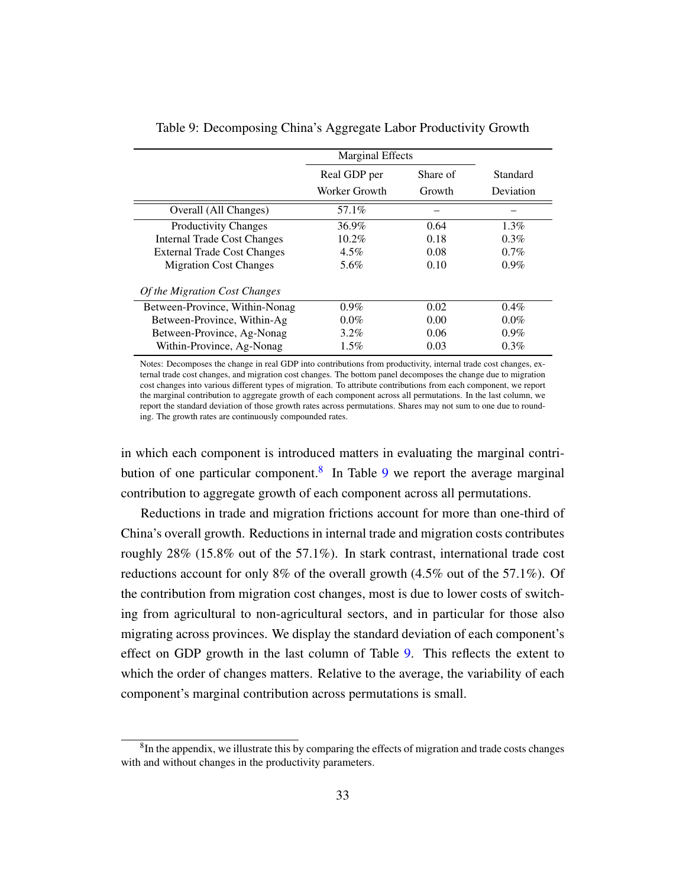Table 9: Decomposing China's Aggregate Labor Productivity Growth

| | Marginal Effects | | |
|---|---|---|---|
| | Real GDP per Worker Growth | Share of Growth | Standard Deviation |
| Overall (All Changes) | 57.1% | – | – |
| Productivity Changes | 36.9% | 0.64 | 1.3% |
| Internal Trade Cost Changes | 10.2% | 0.18 | 0.3% |
| External Trade Cost Changes | 4.5% | 0.08 | 0.7% |
| Migration Cost Changes | 5.6% | 0.10 | 0.9% |
| *Of the Migration Cost Changes* | | | |
| Between-Province, Within-Nonag | 0.9% | 0.02 | 0.4% |
| Between-Province, Within-Ag | 0.0% | 0.00 | 0.0% |
| Between-Province, Ag-Nonag | 3.2% | 0.06 | 0.9% |
| Within-Province, Ag-Nonag | 1.5% | 0.03 | 0.3% |

Notes: Decomposes the change in real GDP into contributions from productivity, internal trade cost changes, external trade cost changes, and migration cost changes. The bottom panel decomposes the change due to migration cost changes into various different types of migration. To attribute contributions from each component, we report the marginal contribution to aggregate growth of each component across all permutations. In the last column, we report the standard deviation of those growth rates across permutations. Shares may not sum to one due to rounding. The growth rates are continuously compounded rates.

in which each component is introduced matters in evaluating the marginal contribution of one particular component.[8] In Table 9 we report the average marginal contribution to aggregate growth of each component across all permutations.

Reductions in trade and migration frictions account for more than one-third of China's overall growth. Reductions in internal trade and migration costs contributes roughly 28% (15.8% out of the 57.1%). In stark contrast, international trade cost reductions account for only 8% of the overall growth (4.5% out of the 57.1%). Of the contribution from migration cost changes, most is due to lower costs of switching from agricultural to non-agricultural sectors, and in particular for those also migrating across provinces. We display the standard deviation of each component's effect on GDP growth in the last column of Table 9. This reflects the extent to which the order of changes matters. Relative to the average, the variability of each component's marginal contribution across permutations is small.

[8] In the appendix, we illustrate this by comparing the effects of migration and trade costs changes with and without changes in the productivity parameters.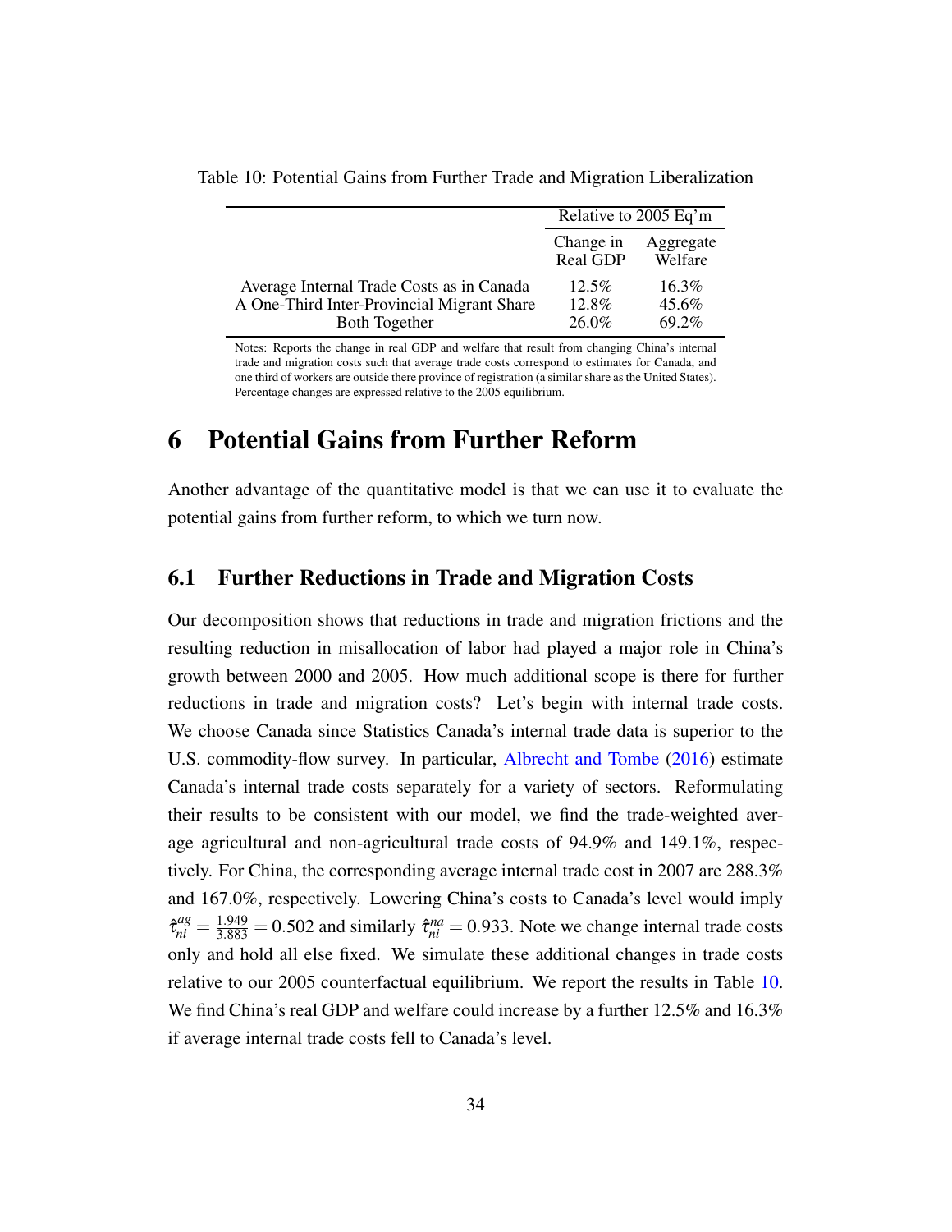Table 10: Potential Gains from Further Trade and Migration Liberalization

| | Relative to 2005 Eq'm | |
|---|---|---|
| | Change in Real GDP | Aggregate Welfare |
| Average Internal Trade Costs as in Canada | 12.5% | 16.3% |
| A One-Third Inter-Provincial Migrant Share | 12.8% | 45.6% |
| Both Together | 26.0% | 69.2% |

Notes: Reports the change in real GDP and welfare that result from changing China's internal trade and migration costs such that average trade costs correspond to estimates for Canada, and one third of workers are outside there province of registration (a similar share as the United States). Percentage changes are expressed relative to the 2005 equilibrium.

# 6 Potential Gains from Further Reform

Another advantage of the quantitative model is that we can use it to evaluate the potential gains from further reform, to which we turn now.

## 6.1 Further Reductions in Trade and Migration Costs

Our decomposition shows that reductions in trade and migration frictions and the resulting reduction in misallocation of labor had played a major role in China's growth between 2000 and 2005. How much additional scope is there for further reductions in trade and migration costs? Let's begin with internal trade costs. We choose Canada since Statistics Canada's internal trade data is superior to the U.S. commodity-flow survey. In particular, Albrecht and Tombe (2016) estimate Canada's internal trade costs separately for a variety of sectors. Reformulating their results to be consistent with our model, we find the trade-weighted average agricultural and non-agricultural trade costs of 94.9% and 149.1%, respectively. For China, the corresponding average internal trade cost in 2007 are 288.3% and 167.0%, respectively. Lowering China's costs to Canada's level would imply $\hat{\tau}^{ag}_{ni} = \frac{1.949}{3.883} = 0.502$ and similarly $\hat{\tau}^{na}_{ni} = 0.933$. Note we change internal trade costs only and hold all else fixed. We simulate these additional changes in trade costs relative to our 2005 counterfactual equilibrium. We report the results in Table 10. We find China's real GDP and welfare could increase by a further 12.5% and 16.3% if average internal trade costs fell to Canada's level.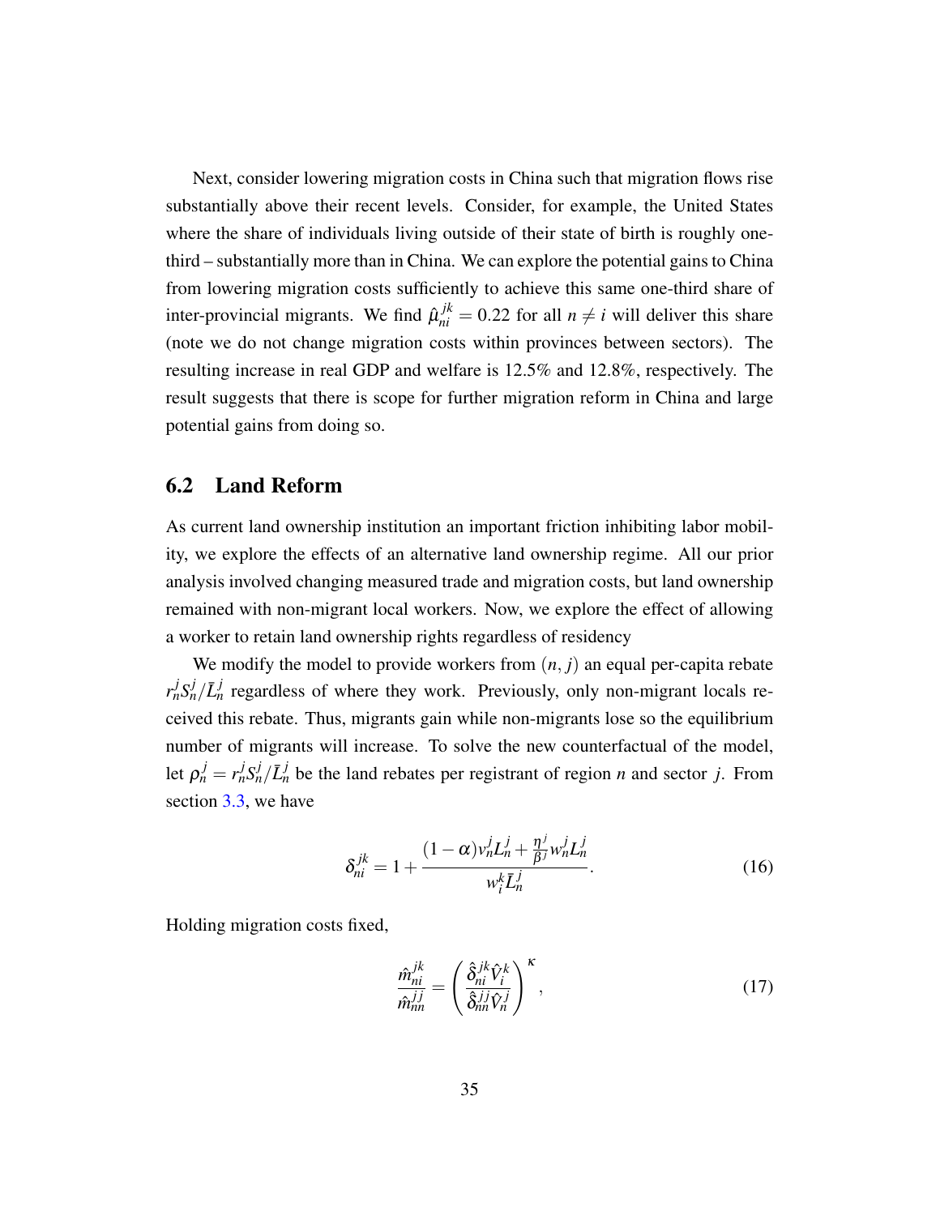Next, consider lowering migration costs in China such that migration flows rise substantially above their recent levels. Consider, for example, the United States where the share of individuals living outside of their state of birth is roughly one-third – substantially more than in China. We can explore the potential gains to China from lowering migration costs sufficiently to achieve this same one-third share of inter-provincial migrants. We find $\hat{\mu}_{ni}^{jk} = 0.22$ for all $n \neq i$ will deliver this share (note we do not change migration costs within provinces between sectors). The resulting increase in real GDP and welfare is 12.5% and 12.8%, respectively. The result suggests that there is scope for further migration reform in China and large potential gains from doing so.

## 6.2 Land Reform

As current land ownership institution an important friction inhibiting labor mobility, we explore the effects of an alternative land ownership regime. All our prior analysis involved changing measured trade and migration costs, but land ownership remained with non-migrant local workers. Now, we explore the effect of allowing a worker to retain land ownership rights regardless of residency

We modify the model to provide workers from $(n, j)$ an equal per-capita rebate $r_n^j S_n^j / \bar{L}_n^j$ regardless of where they work. Previously, only non-migrant locals received this rebate. Thus, migrants gain while non-migrants lose so the equilibrium number of migrants will increase. To solve the new counterfactual of the model, let $\rho_n^j = r_n^j S_n^j / \bar{L}_n^j$ be the land rebates per registrant of region $n$ and sector $j$. From section 3.3, we have

$$\delta_{ni}^{jk} = 1 + \frac{(1-\alpha) v_n^j L_n^j + \frac{\eta^j}{\beta^j} w_n^j L_n^j}{w_i^k \bar{L}_n^j}. \tag{16}$$

Holding migration costs fixed,

$$\frac{\hat{m}_{ni}^{jk}}{\hat{m}_{nn}^{jj}} = \left( \frac{\hat{\delta}_{ni}^{jk} \hat{V}_i^k}{\hat{\delta}_{nn}^{jj} \hat{V}_n^j} \right)^{\kappa}, \tag{17}$$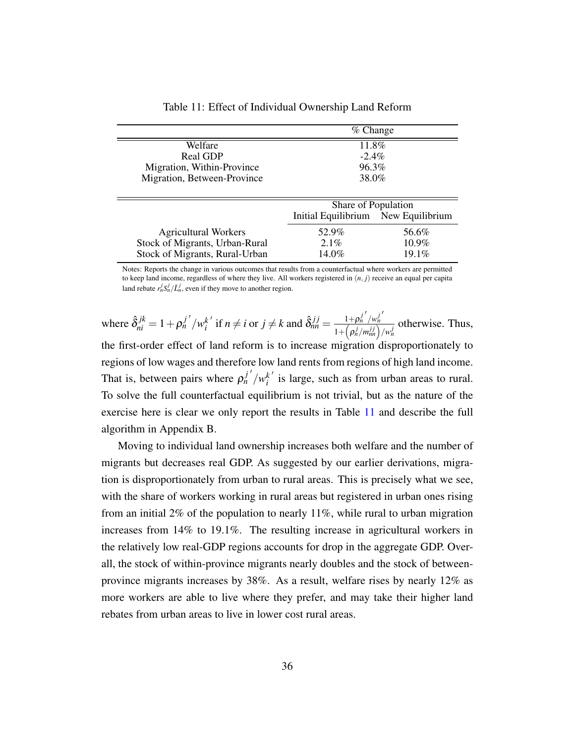Table 11: Effect of Individual Ownership Land Reform

| | % Change | |
|---|---|---|
| Welfare | 11.8% | |
| Real GDP | -2.4% | |
| Migration, Within-Province | 96.3% | |
| Migration, Between-Province | 38.0% | |
| | **Share of Population** | |
| | Initial Equilibrium | New Equilibrium |
| Agricultural Workers | 52.9% | 56.6% |
| Stock of Migrants, Urban-Rural | 2.1% | 10.9% |
| Stock of Migrants, Rural-Urban | 14.0% | 19.1% |

Notes: Reports the change in various outcomes that results from a counterfactual where workers are permitted to keep land income, regardless of where they live. All workers registered in $(n, j)$ receive an equal per capita land rebate $r_n^j S_n^j / \bar{L}_n^j$, even if they move to another region.

where $\hat{\delta}_{ni}^{jk} = 1 + \rho_n^{j\,\prime} / w_i^{k\,\prime}$ if $n \neq i$ or $j \neq k$ and $\hat{\delta}_{nn}^{jj} = \frac{1+\rho_n^{j\,\prime}/w_n^{j\,\prime}}{1+\left(\rho_n^j / m_{nn}^{jj}\right)/w_n^j}$ otherwise. Thus, the first-order effect of land reform is to increase migration disproportionately to regions of low wages and therefore low land rents from regions of high land income. That is, between pairs where $\rho_n^{j\,\prime}/w_i^{k\,\prime}$ is large, such as from urban areas to rural. To solve the full counterfactual equilibrium is not trivial, but as the nature of the exercise here is clear we only report the results in Table 11 and describe the full algorithm in Appendix B.

Moving to individual land ownership increases both welfare and the number of migrants but decreases real GDP. As suggested by our earlier derivations, migration is disproportionately from urban to rural areas. This is precisely what we see, with the share of workers working in rural areas but registered in urban ones rising from an initial 2% of the population to nearly 11%, while rural to urban migration increases from 14% to 19.1%. The resulting increase in agricultural workers in the relatively low real-GDP regions accounts for drop in the aggregate GDP. Overall, the stock of within-province migrants nearly doubles and the stock of between-province migrants increases by 38%. As a result, welfare rises by nearly 12% as more workers are able to live where they prefer, and may take their higher land rebates from urban areas to live in lower cost rural areas.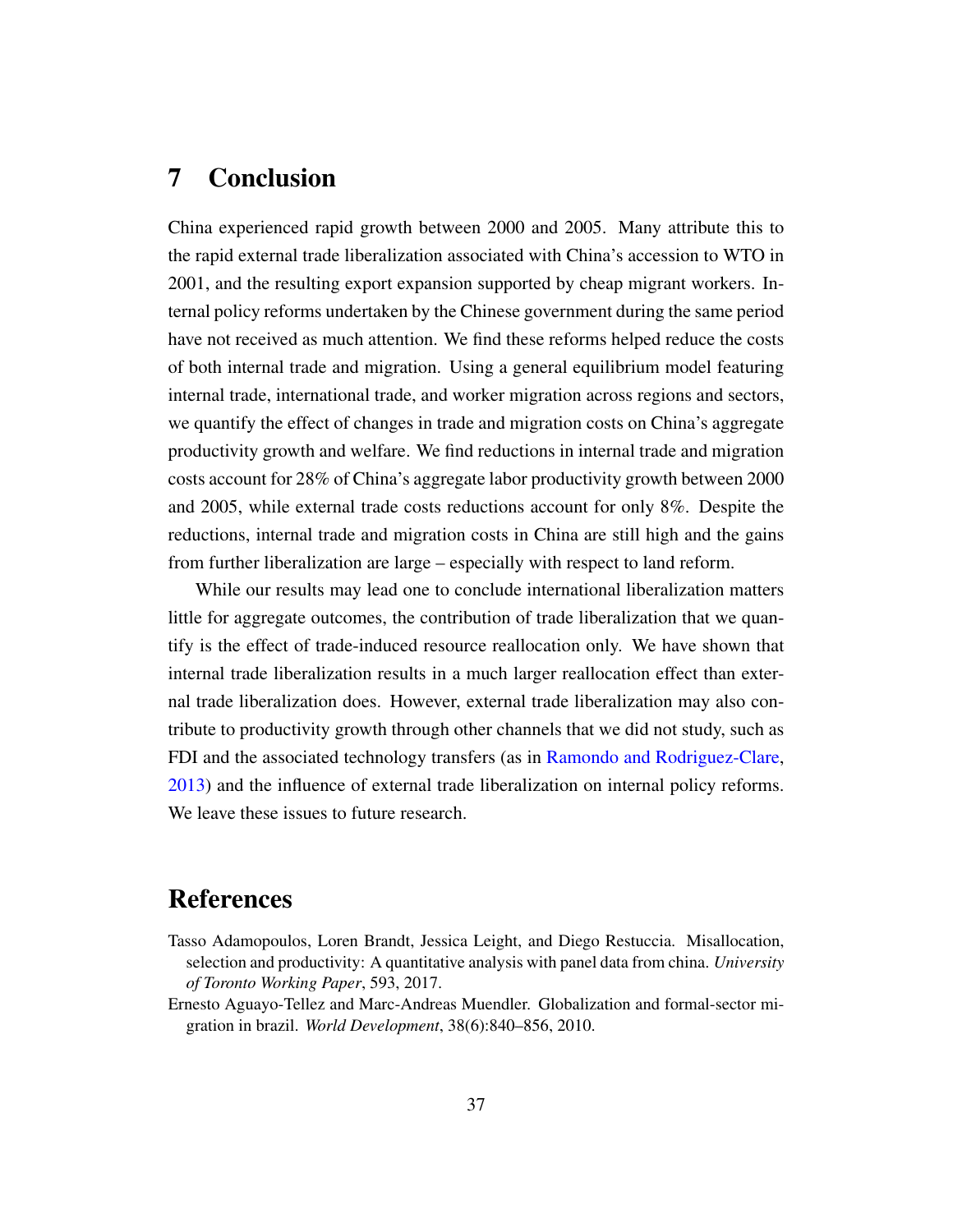# 7 Conclusion

China experienced rapid growth between 2000 and 2005. Many attribute this to the rapid external trade liberalization associated with China's accession to WTO in 2001, and the resulting export expansion supported by cheap migrant workers. Internal policy reforms undertaken by the Chinese government during the same period have not received as much attention. We find these reforms helped reduce the costs of both internal trade and migration. Using a general equilibrium model featuring internal trade, international trade, and worker migration across regions and sectors, we quantify the effect of changes in trade and migration costs on China's aggregate productivity growth and welfare. We find reductions in internal trade and migration costs account for 28% of China's aggregate labor productivity growth between 2000 and 2005, while external trade costs reductions account for only 8%. Despite the reductions, internal trade and migration costs in China are still high and the gains from further liberalization are large – especially with respect to land reform.

While our results may lead one to conclude international liberalization matters little for aggregate outcomes, the contribution of trade liberalization that we quantify is the effect of trade-induced resource reallocation only. We have shown that internal trade liberalization results in a much larger reallocation effect than external trade liberalization does. However, external trade liberalization may also contribute to productivity growth through other channels that we did not study, such as FDI and the associated technology transfers (as in Ramondo and Rodriguez-Clare, 2013) and the influence of external trade liberalization on internal policy reforms. We leave these issues to future research.

# References

Tasso Adamopoulos, Loren Brandt, Jessica Leight, and Diego Restuccia. Misallocation, selection and productivity: A quantitative analysis with panel data from china. *University of Toronto Working Paper*, 593, 2017.

Ernesto Aguayo-Tellez and Marc-Andreas Muendler. Globalization and formal-sector migration in brazil. *World Development*, 38(6):840–856, 2010.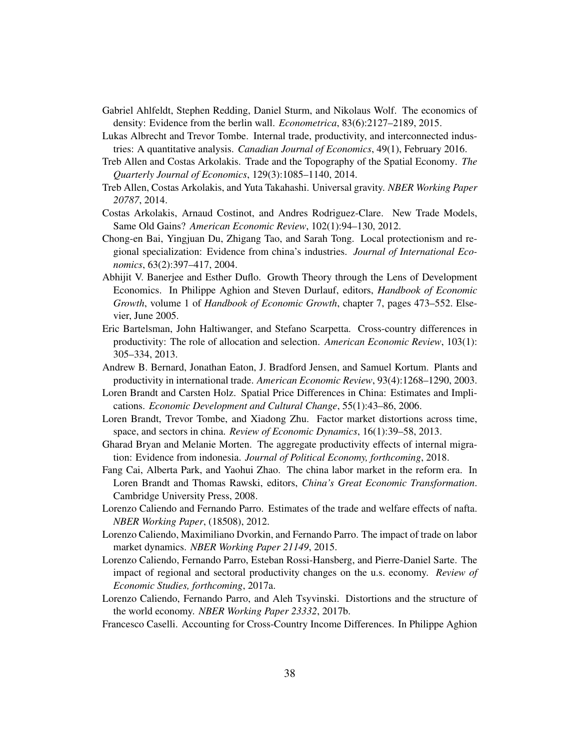Gabriel Ahlfeldt, Stephen Redding, Daniel Sturm, and Nikolaus Wolf. The economics of density: Evidence from the berlin wall. *Econometrica*, 83(6):2127–2189, 2015.

Lukas Albrecht and Trevor Tombe. Internal trade, productivity, and interconnected industries: A quantitative analysis. *Canadian Journal of Economics*, 49(1), February 2016.

Treb Allen and Costas Arkolakis. Trade and the Topography of the Spatial Economy. *The Quarterly Journal of Economics*, 129(3):1085–1140, 2014.

Treb Allen, Costas Arkolakis, and Yuta Takahashi. Universal gravity. *NBER Working Paper 20787*, 2014.

Costas Arkolakis, Arnaud Costinot, and Andres Rodriguez-Clare. New Trade Models, Same Old Gains? *American Economic Review*, 102(1):94–130, 2012.

Chong-en Bai, Yingjuan Du, Zhigang Tao, and Sarah Tong. Local protectionism and regional specialization: Evidence from china's industries. *Journal of International Economics*, 63(2):397–417, 2004.

Abhijit V. Banerjee and Esther Duflo. Growth Theory through the Lens of Development Economics. In Philippe Aghion and Steven Durlauf, editors, *Handbook of Economic Growth*, volume 1 of *Handbook of Economic Growth*, chapter 7, pages 473–552. Elsevier, June 2005.

Eric Bartelsman, John Haltiwanger, and Stefano Scarpetta. Cross-country differences in productivity: The role of allocation and selection. *American Economic Review*, 103(1): 305–334, 2013.

Andrew B. Bernard, Jonathan Eaton, J. Bradford Jensen, and Samuel Kortum. Plants and productivity in international trade. *American Economic Review*, 93(4):1268–1290, 2003.

Loren Brandt and Carsten Holz. Spatial Price Differences in China: Estimates and Implications. *Economic Development and Cultural Change*, 55(1):43–86, 2006.

Loren Brandt, Trevor Tombe, and Xiadong Zhu. Factor market distortions across time, space, and sectors in china. *Review of Economic Dynamics*, 16(1):39–58, 2013.

Gharad Bryan and Melanie Morten. The aggregate productivity effects of internal migration: Evidence from indonesia. *Journal of Political Economy, forthcoming*, 2018.

Fang Cai, Alberta Park, and Yaohui Zhao. The china labor market in the reform era. In Loren Brandt and Thomas Rawski, editors, *China's Great Economic Transformation*. Cambridge University Press, 2008.

Lorenzo Caliendo and Fernando Parro. Estimates of the trade and welfare effects of nafta. *NBER Working Paper*, (18508), 2012.

Lorenzo Caliendo, Maximiliano Dvorkin, and Fernando Parro. The impact of trade on labor market dynamics. *NBER Working Paper 21149*, 2015.

Lorenzo Caliendo, Fernando Parro, Esteban Rossi-Hansberg, and Pierre-Daniel Sarte. The impact of regional and sectoral productivity changes on the u.s. economy. *Review of Economic Studies, forthcoming*, 2017a.

Lorenzo Caliendo, Fernando Parro, and Aleh Tsyvinski. Distortions and the structure of the world economy. *NBER Working Paper 23332*, 2017b.

Francesco Caselli. Accounting for Cross-Country Income Differences. In Philippe Aghion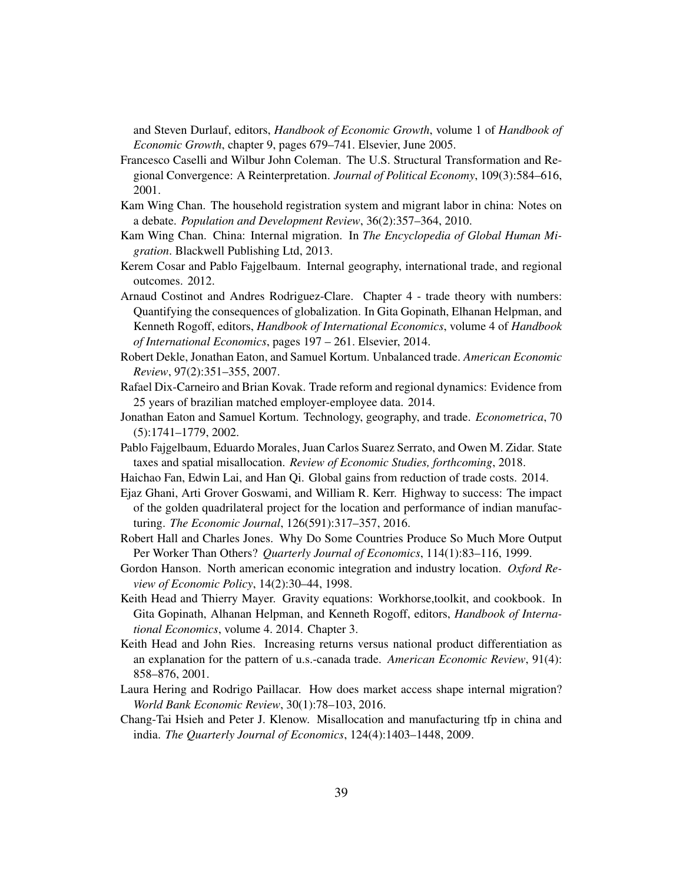and Steven Durlauf, editors, *Handbook of Economic Growth*, volume 1 of *Handbook of Economic Growth*, chapter 9, pages 679–741. Elsevier, June 2005.

Francesco Caselli and Wilbur John Coleman. The U.S. Structural Transformation and Regional Convergence: A Reinterpretation. *Journal of Political Economy*, 109(3):584–616, 2001.

Kam Wing Chan. The household registration system and migrant labor in china: Notes on a debate. *Population and Development Review*, 36(2):357–364, 2010.

Kam Wing Chan. China: Internal migration. In *The Encyclopedia of Global Human Migration*. Blackwell Publishing Ltd, 2013.

Kerem Cosar and Pablo Fajgelbaum. Internal geography, international trade, and regional outcomes. 2012.

Arnaud Costinot and Andres Rodriguez-Clare. Chapter 4 - trade theory with numbers: Quantifying the consequences of globalization. In Gita Gopinath, Elhanan Helpman, and Kenneth Rogoff, editors, *Handbook of International Economics*, volume 4 of *Handbook of International Economics*, pages 197 – 261. Elsevier, 2014.

Robert Dekle, Jonathan Eaton, and Samuel Kortum. Unbalanced trade. *American Economic Review*, 97(2):351–355, 2007.

Rafael Dix-Carneiro and Brian Kovak. Trade reform and regional dynamics: Evidence from 25 years of brazilian matched employer-employee data. 2014.

Jonathan Eaton and Samuel Kortum. Technology, geography, and trade. *Econometrica*, 70 (5):1741–1779, 2002.

Pablo Fajgelbaum, Eduardo Morales, Juan Carlos Suarez Serrato, and Owen M. Zidar. State taxes and spatial misallocation. *Review of Economic Studies, forthcoming*, 2018.

Haichao Fan, Edwin Lai, and Han Qi. Global gains from reduction of trade costs. 2014.

Ejaz Ghani, Arti Grover Goswami, and William R. Kerr. Highway to success: The impact of the golden quadrilateral project for the location and performance of indian manufacturing. *The Economic Journal*, 126(591):317–357, 2016.

Robert Hall and Charles Jones. Why Do Some Countries Produce So Much More Output Per Worker Than Others? *Quarterly Journal of Economics*, 114(1):83–116, 1999.

Gordon Hanson. North american economic integration and industry location. *Oxford Review of Economic Policy*, 14(2):30–44, 1998.

Keith Head and Thierry Mayer. Gravity equations: Workhorse,toolkit, and cookbook. In Gita Gopinath, Alhanan Helpman, and Kenneth Rogoff, editors, *Handbook of International Economics*, volume 4. 2014. Chapter 3.

Keith Head and John Ries. Increasing returns versus national product differentiation as an explanation for the pattern of u.s.-canada trade. *American Economic Review*, 91(4): 858–876, 2001.

Laura Hering and Rodrigo Paillacar. How does market access shape internal migration? *World Bank Economic Review*, 30(1):78–103, 2016.

Chang-Tai Hsieh and Peter J. Klenow. Misallocation and manufacturing tfp in china and india. *The Quarterly Journal of Economics*, 124(4):1403–1448, 2009.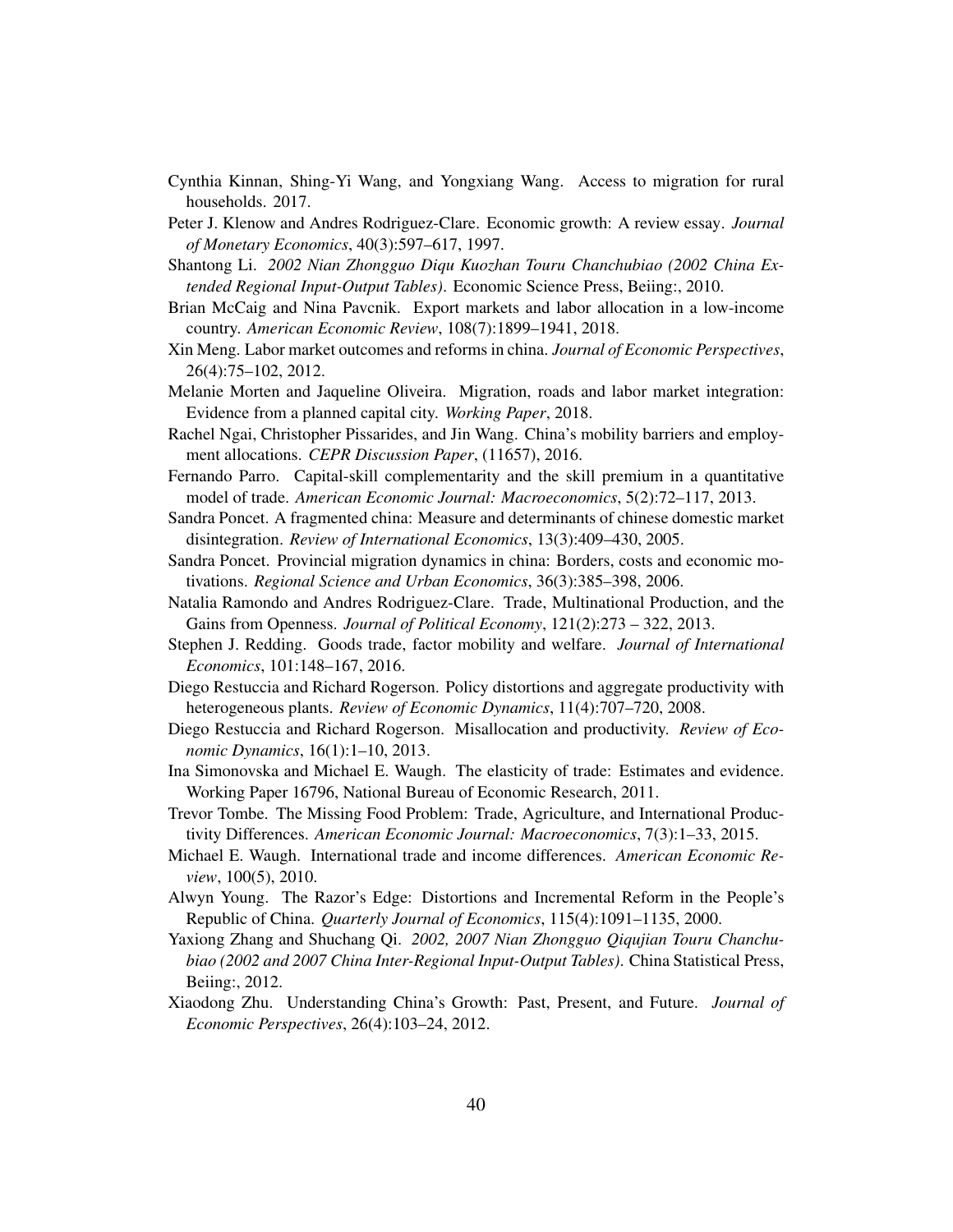Cynthia Kinnan, Shing-Yi Wang, and Yongxiang Wang. Access to migration for rural households. 2017.

Peter J. Klenow and Andres Rodriguez-Clare. Economic growth: A review essay. *Journal of Monetary Economics*, 40(3):597–617, 1997.

Shantong Li. *2002 Nian Zhongguo Diqu Kuozhan Touru Chanchubiao (2002 China Extended Regional Input-Output Tables)*. Economic Science Press, Beiing:, 2010.

Brian McCaig and Nina Pavcnik. Export markets and labor allocation in a low-income country. *American Economic Review*, 108(7):1899–1941, 2018.

Xin Meng. Labor market outcomes and reforms in china. *Journal of Economic Perspectives*, 26(4):75–102, 2012.

Melanie Morten and Jaqueline Oliveira. Migration, roads and labor market integration: Evidence from a planned capital city. *Working Paper*, 2018.

Rachel Ngai, Christopher Pissarides, and Jin Wang. China's mobility barriers and employment allocations. *CEPR Discussion Paper*, (11657), 2016.

Fernando Parro. Capital-skill complementarity and the skill premium in a quantitative model of trade. *American Economic Journal: Macroeconomics*, 5(2):72–117, 2013.

Sandra Poncet. A fragmented china: Measure and determinants of chinese domestic market disintegration. *Review of International Economics*, 13(3):409–430, 2005.

Sandra Poncet. Provincial migration dynamics in china: Borders, costs and economic motivations. *Regional Science and Urban Economics*, 36(3):385–398, 2006.

Natalia Ramondo and Andres Rodriguez-Clare. Trade, Multinational Production, and the Gains from Openness. *Journal of Political Economy*, 121(2):273 – 322, 2013.

Stephen J. Redding. Goods trade, factor mobility and welfare. *Journal of International Economics*, 101:148–167, 2016.

Diego Restuccia and Richard Rogerson. Policy distortions and aggregate productivity with heterogeneous plants. *Review of Economic Dynamics*, 11(4):707–720, 2008.

Diego Restuccia and Richard Rogerson. Misallocation and productivity. *Review of Economic Dynamics*, 16(1):1–10, 2013.

Ina Simonovska and Michael E. Waugh. The elasticity of trade: Estimates and evidence. Working Paper 16796, National Bureau of Economic Research, 2011.

Trevor Tombe. The Missing Food Problem: Trade, Agriculture, and International Productivity Differences. *American Economic Journal: Macroeconomics*, 7(3):1–33, 2015.

Michael E. Waugh. International trade and income differences. *American Economic Review*, 100(5), 2010.

Alwyn Young. The Razor's Edge: Distortions and Incremental Reform in the People's Republic of China. *Quarterly Journal of Economics*, 115(4):1091–1135, 2000.

Yaxiong Zhang and Shuchang Qi. *2002, 2007 Nian Zhongguo Qiqujian Touru Chanchubiao (2002 and 2007 China Inter-Regional Input-Output Tables)*. China Statistical Press, Beiing:, 2012.

Xiaodong Zhu. Understanding China's Growth: Past, Present, and Future. *Journal of Economic Perspectives*, 26(4):103–24, 2012.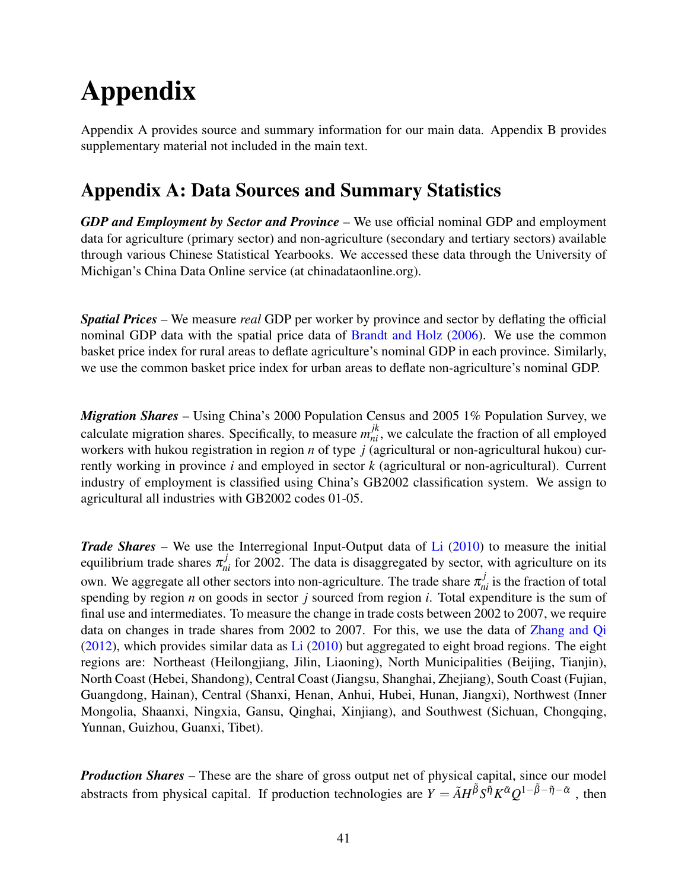# Appendix

Appendix A provides source and summary information for our main data. Appendix B provides supplementary material not included in the main text.

## Appendix A: Data Sources and Summary Statistics

***GDP and Employment by Sector and Province*** – We use official nominal GDP and employment data for agriculture (primary sector) and non-agriculture (secondary and tertiary sectors) available through various Chinese Statistical Yearbooks. We accessed these data through the University of Michigan's China Data Online service (at chinadataonline.org).

***Spatial Prices*** – We measure *real* GDP per worker by province and sector by deflating the official nominal GDP data with the spatial price data of Brandt and Holz (2006). We use the common basket price index for rural areas to deflate agriculture's nominal GDP in each province. Similarly, we use the common basket price index for urban areas to deflate non-agriculture's nominal GDP.

***Migration Shares*** – Using China's 2000 Population Census and 2005 1% Population Survey, we calculate migration shares. Specifically, to measure $m_{ni}^{jk}$, we calculate the fraction of all employed workers with hukou registration in region $n$ of type $j$ (agricultural or non-agricultural hukou) currently working in province $i$ and employed in sector $k$ (agricultural or non-agricultural). Current industry of employment is classified using China's GB2002 classification system. We assign to agricultural all industries with GB2002 codes 01-05.

***Trade Shares*** – We use the Interregional Input-Output data of Li (2010) to measure the initial equilibrium trade shares $\pi_{ni}^{j}$ for 2002. The data is disaggregated by sector, with agriculture on its own. We aggregate all other sectors into non-agriculture. The trade share $\pi_{ni}^{j}$ is the fraction of total spending by region $n$ on goods in sector $j$ sourced from region $i$. Total expenditure is the sum of final use and intermediates. To measure the change in trade costs between 2002 to 2007, we require data on changes in trade shares from 2002 to 2007. For this, we use the data of Zhang and Qi (2012), which provides similar data as Li (2010) but aggregated to eight broad regions. The eight regions are: Northeast (Heilongjiang, Jilin, Liaoning), North Municipalities (Beijing, Tianjin), North Coast (Hebei, Shandong), Central Coast (Jiangsu, Shanghai, Zhejiang), South Coast (Fujian, Guangdong, Hainan), Central (Shanxi, Henan, Anhui, Hubei, Hunan, Jiangxi), Northwest (Inner Mongolia, Shaanxi, Ningxia, Gansu, Qinghai, Xinjiang), and Southwest (Sichuan, Chongqing, Yunnan, Guizhou, Guanxi, Tibet).

***Production Shares*** – These are the share of gross output net of physical capital, since our model abstracts from physical capital. If production technologies are $Y = \tilde{A}H^{\tilde{\beta}}S^{\tilde{\eta}}K^{\tilde{\alpha}}Q^{1-\tilde{\beta}-\tilde{\eta}-\tilde{\alpha}}$ , then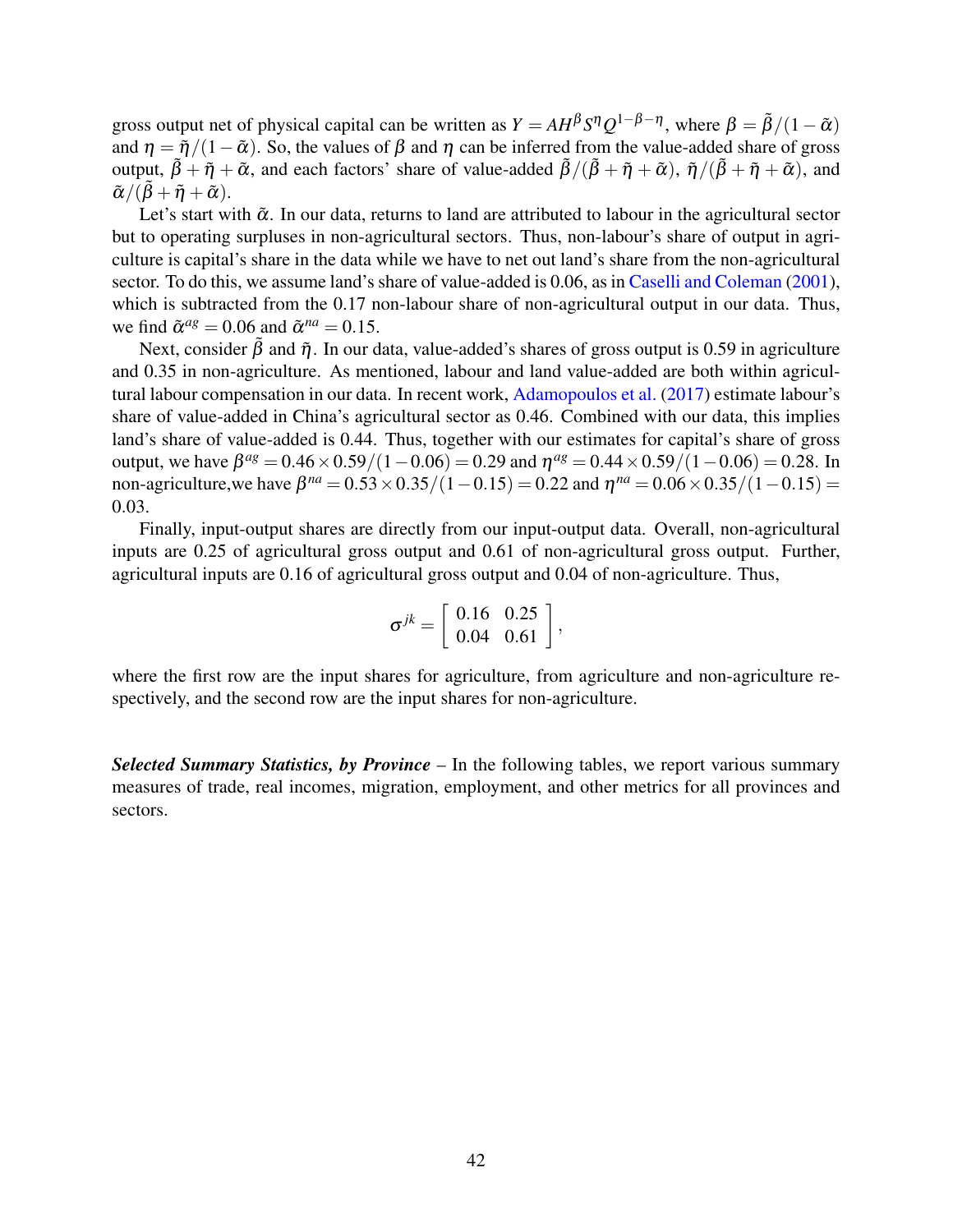gross output net of physical capital can be written as $Y = AH^{\beta}S^{\eta}Q^{1-\beta-\eta}$, where $\beta = \tilde{\beta}/(1-\tilde{\alpha})$ and $\eta = \tilde{\eta}/(1-\tilde{\alpha})$. So, the values of $\beta$ and $\eta$ can be inferred from the value-added share of gross output, $\tilde{\beta}+\tilde{\eta}+\tilde{\alpha}$, and each factors' share of value-added $\tilde{\beta}/(\tilde{\beta}+\tilde{\eta}+\tilde{\alpha})$, $\tilde{\eta}/(\tilde{\beta}+\tilde{\eta}+\tilde{\alpha})$, and $\tilde{\alpha}/(\tilde{\beta}+\tilde{\eta}+\tilde{\alpha})$.

Let's start with $\tilde{\alpha}$. In our data, returns to land are attributed to labour in the agricultural sector but to operating surpluses in non-agricultural sectors. Thus, non-labour's share of output in agriculture is capital's share in the data while we have to net out land's share from the non-agricultural sector. To do this, we assume land's share of value-added is 0.06, as in Caselli and Coleman (2001), which is subtracted from the 0.17 non-labour share of non-agricultural output in our data. Thus, we find $\tilde{\alpha}^{ag} = 0.06$ and $\tilde{\alpha}^{na} = 0.15$.

Next, consider $\tilde{\beta}$ and $\tilde{\eta}$. In our data, value-added's shares of gross output is 0.59 in agriculture and 0.35 in non-agriculture. As mentioned, labour and land value-added are both within agricultural labour compensation in our data. In recent work, Adamopoulos et al. (2017) estimate labour's share of value-added in China's agricultural sector as 0.46. Combined with our data, this implies land's share of value-added is 0.44. Thus, together with our estimates for capital's share of gross output, we have $\beta^{ag} = 0.46 \times 0.59/(1-0.06) = 0.29$ and $\eta^{ag} = 0.44 \times 0.59/(1-0.06) = 0.28$. In non-agriculture,we have $\beta^{na} = 0.53 \times 0.35/(1-0.15) = 0.22$ and $\eta^{na} = 0.06 \times 0.35/(1-0.15) = 0.03$.

Finally, input-output shares are directly from our input-output data. Overall, non-agricultural inputs are 0.25 of agricultural gross output and 0.61 of non-agricultural gross output. Further, agricultural inputs are 0.16 of agricultural gross output and 0.04 of non-agriculture. Thus,

$$\sigma^{jk} = \begin{bmatrix} 0.16 & 0.25 \\ 0.04 & 0.61 \end{bmatrix},$$

where the first row are the input shares for agriculture, from agriculture and non-agriculture respectively, and the second row are the input shares for non-agriculture.

***Selected Summary Statistics, by Province*** – In the following tables, we report various summary measures of trade, real incomes, migration, employment, and other metrics for all provinces and sectors.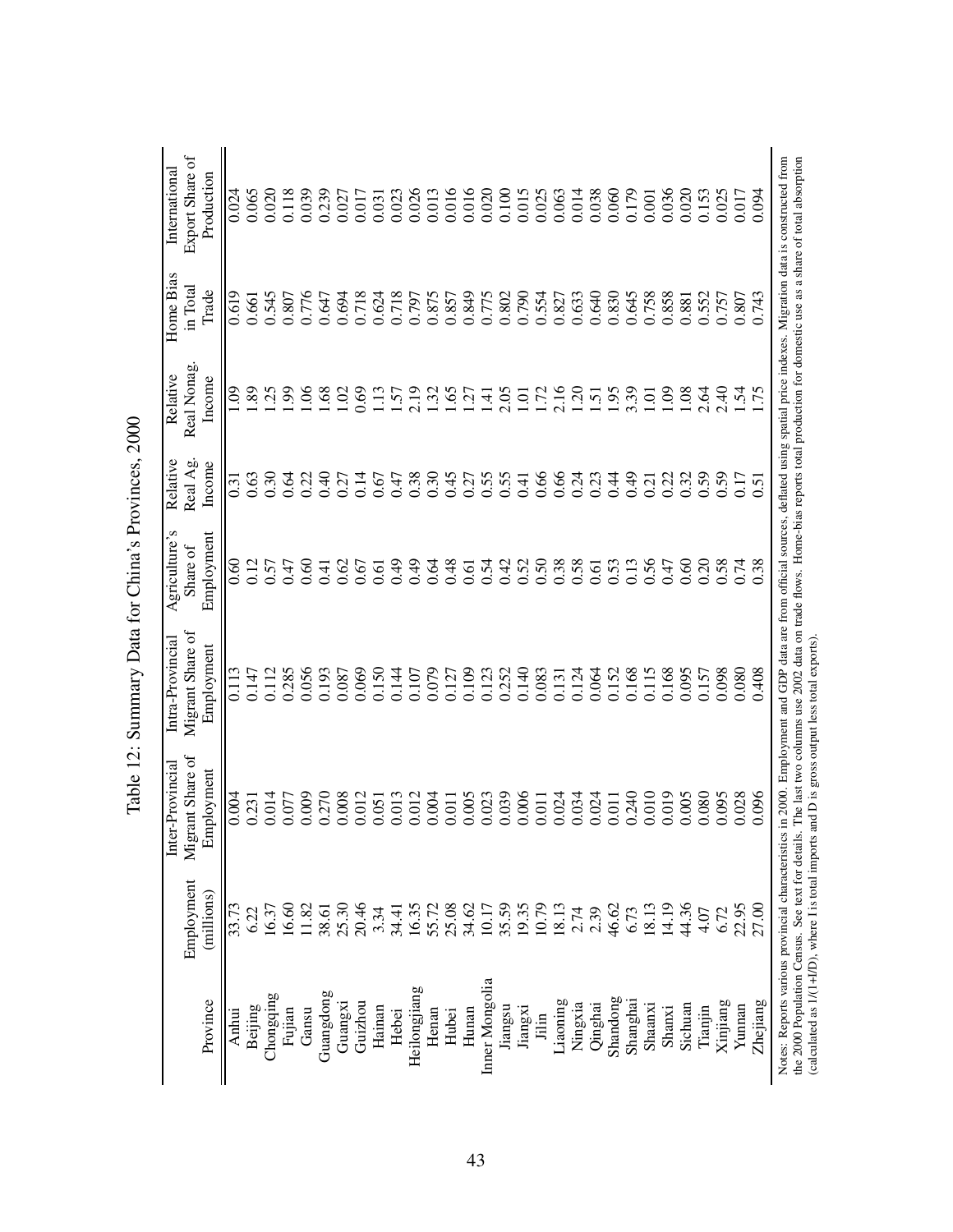Table 12: Summary Data for China's Provinces, 2000

| Province | Employment (millions) | Inter-Provincial Migrant Share of Employment | Intra-Provincial Migrant Share of Employment | Agriculture's Share of Employment | Relative Real Ag. Income | Relative Real Nonag. Income | Home Bias in Total Trade | International Export Share of Production |
|---|---|---|---|---|---|---|---|---|
| Anhui | 33.73 | 0.004 | 0.113 | 0.60 | 0.31 | 1.09 | 0.619 | 0.024 |
| Beijing | 6.22 | 0.231 | 0.147 | 0.12 | 0.63 | 1.89 | 0.661 | 0.065 |
| Chongqing | 16.37 | 0.014 | 0.112 | 0.57 | 0.30 | 1.25 | 0.545 | 0.020 |
| Fujian | 16.60 | 0.077 | 0.285 | 0.47 | 0.64 | 1.99 | 0.807 | 0.118 |
| Gansu | 11.82 | 0.009 | 0.056 | 0.60 | 0.22 | 1.06 | 0.776 | 0.039 |
| Guangdong | 38.61 | 0.270 | 0.193 | 0.41 | 0.40 | 1.68 | 0.647 | 0.239 |
| Guangxi | 25.30 | 0.008 | 0.087 | 0.62 | 0.27 | 1.02 | 0.694 | 0.027 |
| Guizhou | 20.46 | 0.012 | 0.069 | 0.67 | 0.14 | 0.69 | 0.718 | 0.017 |
| Hainan | 3.34 | 0.051 | 0.150 | 0.61 | 0.67 | 1.13 | 0.624 | 0.031 |
| Hebei | 34.41 | 0.013 | 0.144 | 0.49 | 0.47 | 1.57 | 0.718 | 0.023 |
| Heilongjiang | 16.35 | 0.012 | 0.107 | 0.49 | 0.38 | 2.19 | 0.797 | 0.026 |
| Henan | 55.72 | 0.004 | 0.079 | 0.64 | 0.30 | 1.32 | 0.875 | 0.013 |
| Hubei | 25.08 | 0.011 | 0.127 | 0.48 | 0.45 | 1.65 | 0.857 | 0.016 |
| Hunan | 34.62 | 0.005 | 0.109 | 0.61 | 0.27 | 1.27 | 0.849 | 0.016 |
| Inner Mongolia | 10.17 | 0.023 | 0.123 | 0.54 | 0.55 | 1.41 | 0.775 | 0.020 |
| Jiangsu | 35.59 | 0.039 | 0.252 | 0.42 | 0.55 | 2.05 | 0.802 | 0.100 |
| Jiangxi | 19.35 | 0.006 | 0.140 | 0.52 | 0.41 | 1.01 | 0.790 | 0.015 |
| Jilin | 10.79 | 0.011 | 0.083 | 0.50 | 0.66 | 1.72 | 0.554 | 0.025 |
| Liaoning | 18.13 | 0.024 | 0.131 | 0.38 | 0.66 | 2.16 | 0.827 | 0.063 |
| Ningxia | 2.74 | 0.034 | 0.124 | 0.58 | 0.24 | 1.20 | 0.633 | 0.014 |
| Qinghai | 2.39 | 0.024 | 0.064 | 0.61 | 0.23 | 1.51 | 0.640 | 0.038 |
| Shandong | 46.62 | 0.011 | 0.152 | 0.53 | 0.44 | 1.95 | 0.830 | 0.060 |
| Shanghai | 6.73 | 0.240 | 0.168 | 0.13 | 0.49 | 3.39 | 0.645 | 0.179 |
| Shaanxi | 18.13 | 0.010 | 0.115 | 0.56 | 0.21 | 1.01 | 0.758 | 0.001 |
| Shanxi | 14.19 | 0.019 | 0.168 | 0.47 | 0.22 | 1.09 | 0.858 | 0.036 |
| Sichuan | 44.36 | 0.005 | 0.095 | 0.60 | 0.32 | 1.08 | 0.881 | 0.020 |
| Tianjin | 4.07 | 0.080 | 0.157 | 0.20 | 0.59 | 2.64 | 0.552 | 0.153 |
| Xinjiang | 6.72 | 0.095 | 0.098 | 0.58 | 0.59 | 2.40 | 0.757 | 0.025 |
| Yunnan | 22.95 | 0.028 | 0.080 | 0.74 | 0.17 | 1.54 | 0.807 | 0.017 |
| Zhejiang | 27.00 | 0.096 | 0.408 | 0.38 | 0.51 | 1.75 | 0.743 | 0.094 |

Notes: Reports various provincial characteristics in 2000. Employment and GDP data are from official sources, deflated using spatial price indexes. Migration data is constructed from the 2000 Population Census. See text for details. The last two columns use 2002 data on trade flows. Home-bias reports total production for domestic use as a share of total absorption (calculated as 1/(1+I/D), where I is total imports and D is gross output less total exports).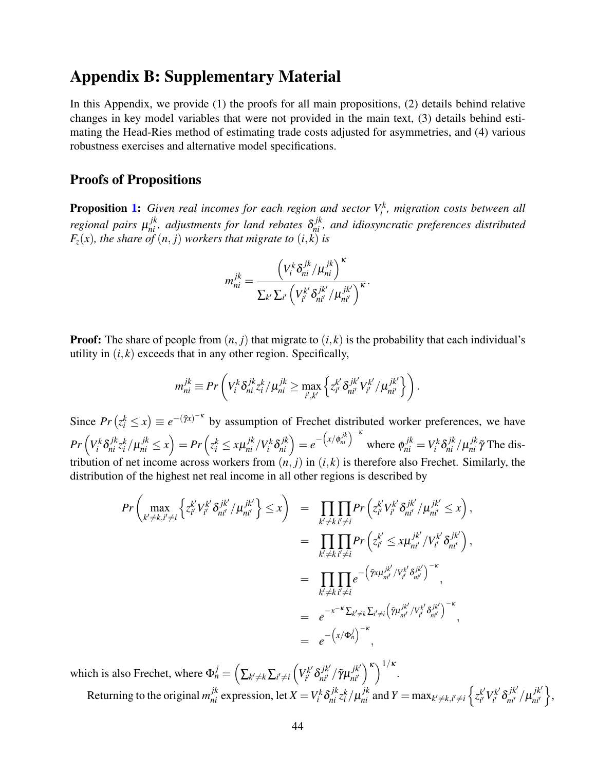# Appendix B: Supplementary Material

In this Appendix, we provide (1) the proofs for all main propositions, (2) details behind relative changes in key model variables that were not provided in the main text, (3) details behind estimating the Head-Ries method of estimating trade costs adjusted for asymmetries, and (4) various robustness exercises and alternative model specifications.

## Proofs of Propositions

**Proposition 1:** *Given real incomes for each region and sector $V_i^k$, migration costs between all regional pairs $\mu_{ni}^{jk}$, adjustments for land rebates $\delta_{ni}^{jk}$, and idiosyncratic preferences distributed $F_z(x)$, the share of $(n,j)$ workers that migrate to $(i,k)$ is*

$$m_{ni}^{jk} = \frac{\left(V_i^k \delta_{ni}^{jk}/\mu_{ni}^{jk}\right)^{\kappa}}{\sum_{k'}\sum_{i'}\left(V_{i'}^{k'}\delta_{ni'}^{jk'}/\mu_{ni'}^{jk'}\right)^{\kappa}}.$$

**Proof:** The share of people from $(n,j)$ that migrate to $(i,k)$ is the probability that each individual's utility in $(i,k)$ exceeds that in any other region. Specifically,

$$m_{ni}^{jk} \equiv Pr\left(V_i^k \delta_{ni}^{jk} z_i^k/\mu_{ni}^{jk} \geq \max_{i',k'}\left\{z_{i'}^{k'}\delta_{ni'}^{jk'}V_{i'}^{k'}/\mu_{ni'}^{jk'}\right\}\right).$$

Since $Pr\left(z_i^k \leq x\right) \equiv e^{-(\tilde{\gamma}x)^{-\kappa}}$ by assumption of Frechet distributed worker preferences, we have $Pr\left(V_i^k \delta_{ni}^{jk} z_i^k/\mu_{ni}^{jk} \leq x\right) = Pr\left(z_i^k \leq x\mu_{ni}^{jk}/V_i^k\delta_{ni}^{jk}\right) = e^{-\left(x/\phi_{ni}^{jk}\right)^{-\kappa}}$ where $\phi_{ni}^{jk} = V_i^k\delta_{ni}^{jk}/\mu_{ni}^{jk}\tilde{\gamma}$ The distribution of net income across workers from $(n,j)$ in $(i,k)$ is therefore also Frechet. Similarly, the distribution of the highest net real income in all other regions is described by

$$\begin{aligned}
Pr\left(\max_{k'\neq k, i'\neq i}\left\{z_{i'}^{k'}V_{i'}^{k'}\delta_{ni'}^{jk'}/\mu_{ni'}^{jk'}\right\} \leq x\right) &= \prod_{k'\neq k}\prod_{i'\neq i} Pr\left(z_{i'}^{k'}V_{i'}^{k'}\delta_{ni'}^{jk'}/\mu_{ni'}^{jk'} \leq x\right), \\
&= \prod_{k'\neq k}\prod_{i'\neq i} Pr\left(z_{i'}^{k'} \leq x\mu_{ni'}^{jk'}/V_{i'}^{k'}\delta_{ni'}^{jk'}\right), \\
&= \prod_{k'\neq k}\prod_{i'\neq i} e^{-\left(\tilde{\gamma}x\mu_{ni'}^{jk'}/V_{i'}^{k'}\delta_{ni'}^{jk'}\right)^{-\kappa}}, \\
&= e^{-x^{-\kappa}\sum_{k'\neq k}\sum_{i'\neq i}\left(\tilde{\gamma}\mu_{ni'}^{jk'}/V_{i'}^{k'}\delta_{ni'}^{jk'}\right)^{-\kappa}}, \\
&= e^{-\left(x/\Phi_n^j\right)^{-\kappa}},
\end{aligned}$$

which is also Frechet, where $\Phi_n^j = \left(\sum_{k'\neq k}\sum_{i'\neq i}\left(V_{i'}^{k'}\delta_{ni'}^{jk'}/\tilde{\gamma}\mu_{ni'}^{jk'}\right)^{\kappa}\right)^{1/\kappa}$.

Returning to the original $m_{ni}^{jk}$ expression, let $X = V_i^k\delta_{ni}^{jk}z_i^k/\mu_{ni}^{jk}$ and $Y = \max_{k'\neq k, i'\neq i}\left\{z_{i'}^{k'}V_{i'}^{k'}\delta_{ni'}^{jk'}/\mu_{ni'}^{jk'}\right\}$,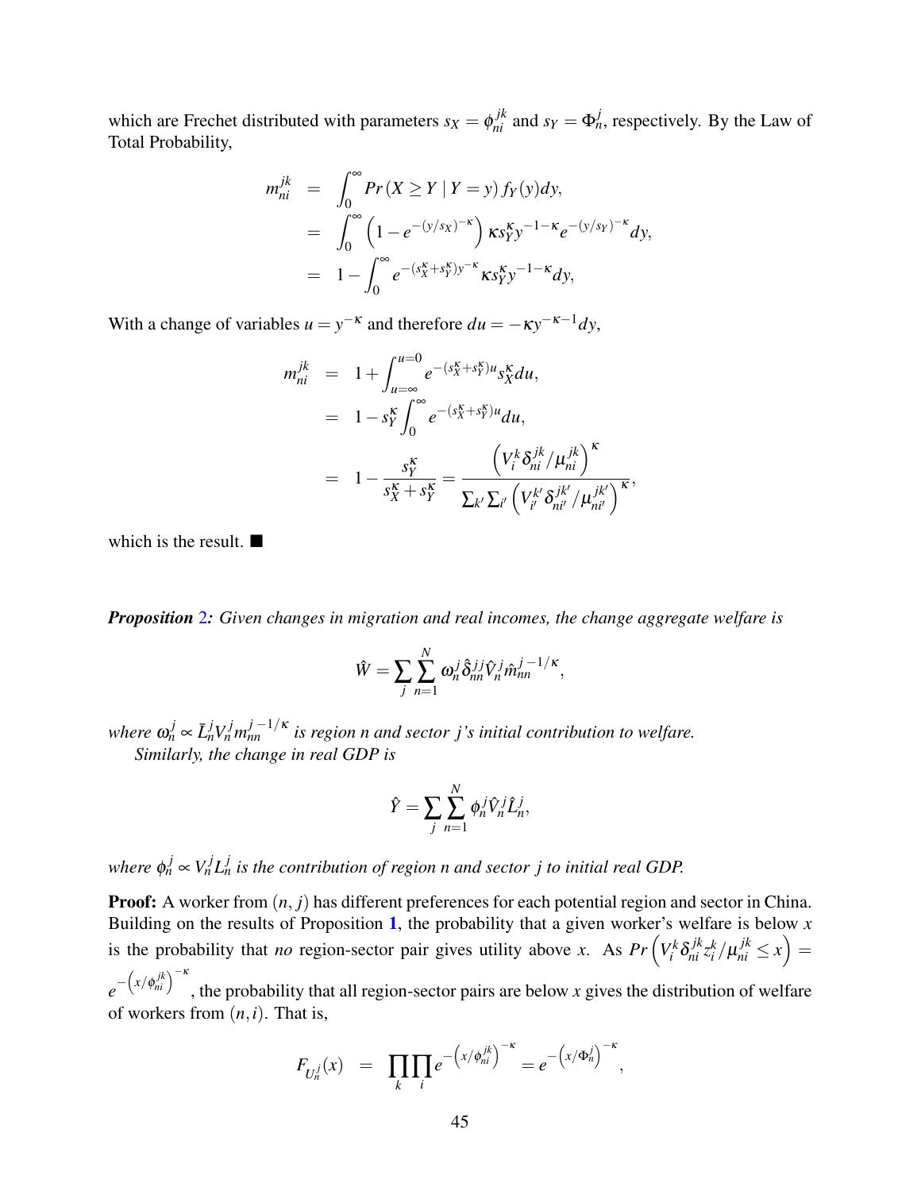which are Frechet distributed with parameters $s_X = \phi_{ni}^{jk}$ and $s_Y = \Phi_n^j$, respectively. By the Law of Total Probability,

$$
\begin{aligned}
m_{ni}^{jk} &= \int_0^\infty Pr(X \geq Y \mid Y = y) f_Y(y) dy, \\
&= \int_0^\infty \left(1 - e^{-(y/s_X)^{-\kappa}}\right) \kappa s_Y^\kappa y^{-1-\kappa} e^{-(y/s_Y)^{-\kappa}} dy, \\
&= 1 - \int_0^\infty e^{-(s_X^\kappa + s_Y^\kappa) y^{-\kappa}} \kappa s_Y^\kappa y^{-1-\kappa} dy,
\end{aligned}
$$

With a change of variables $u = y^{-\kappa}$ and therefore $du = -\kappa y^{-\kappa-1} dy$,

$$
\begin{aligned}
m_{ni}^{jk} &= 1 + \int_{u=\infty}^{u=0} e^{-(s_X^\kappa + s_Y^\kappa) u} s_X^\kappa du, \\
&= 1 - s_Y^\kappa \int_0^\infty e^{-(s_X^\kappa + s_Y^\kappa) u} du, \\
&= 1 - \frac{s_Y^\kappa}{s_X^\kappa + s_Y^\kappa} = \frac{\left(V_i^k \delta_{ni}^{jk} / \mu_{ni}^{jk}\right)^\kappa}{\sum_{k'} \sum_{i'} \left(V_{i'}^{k'} \delta_{ni'}^{jk'} / \mu_{ni'}^{jk'}\right)^\kappa},
\end{aligned}
$$

which is the result. ■

***Proposition* 2*: Given changes in migration and real incomes, the change aggregate welfare is***

$$
\hat{W} = \sum_j \sum_{n=1}^N \omega_n^j \hat{\delta}_{nn}^{jj} \hat{V}_n^j \hat{m}_{nn}^{j\ -1/\kappa},
$$

*where $\omega_n^j \propto \bar{L}_n^j V_n^j m_{nn}^{j\ -1/\kappa}$ is region $n$ and sector $j$'s initial contribution to welfare.*

*Similarly, the change in real GDP is*

$$
\hat{Y} = \sum_j \sum_{n=1}^N \phi_n^j \hat{V}_n^j \hat{L}_n^j,
$$

*where $\phi_n^j \propto V_n^j L_n^j$ is the contribution of region $n$ and sector $j$ to initial real GDP.*

**Proof:** A worker from $(n, j)$ has different preferences for each potential region and sector in China. Building on the results of Proposition 1, the probability that a given worker's welfare is below $x$ is the probability that *no* region-sector pair gives utility above $x$. As $Pr\left(V_i^k \delta_{ni}^{jk} z_i^k / \mu_{ni}^{jk} \leq x\right) = e^{-\left(x/\phi_{ni}^{jk}\right)^{-\kappa}}$, the probability that all region-sector pairs are below $x$ gives the distribution of welfare of workers from $(n, i)$. That is,

$$
F_{U_n^j}(x) = \prod_k \prod_i e^{-\left(x/\phi_{ni}^{jk}\right)^{-\kappa}} = e^{-\left(x/\Phi_n^j\right)^{-\kappa}},
$$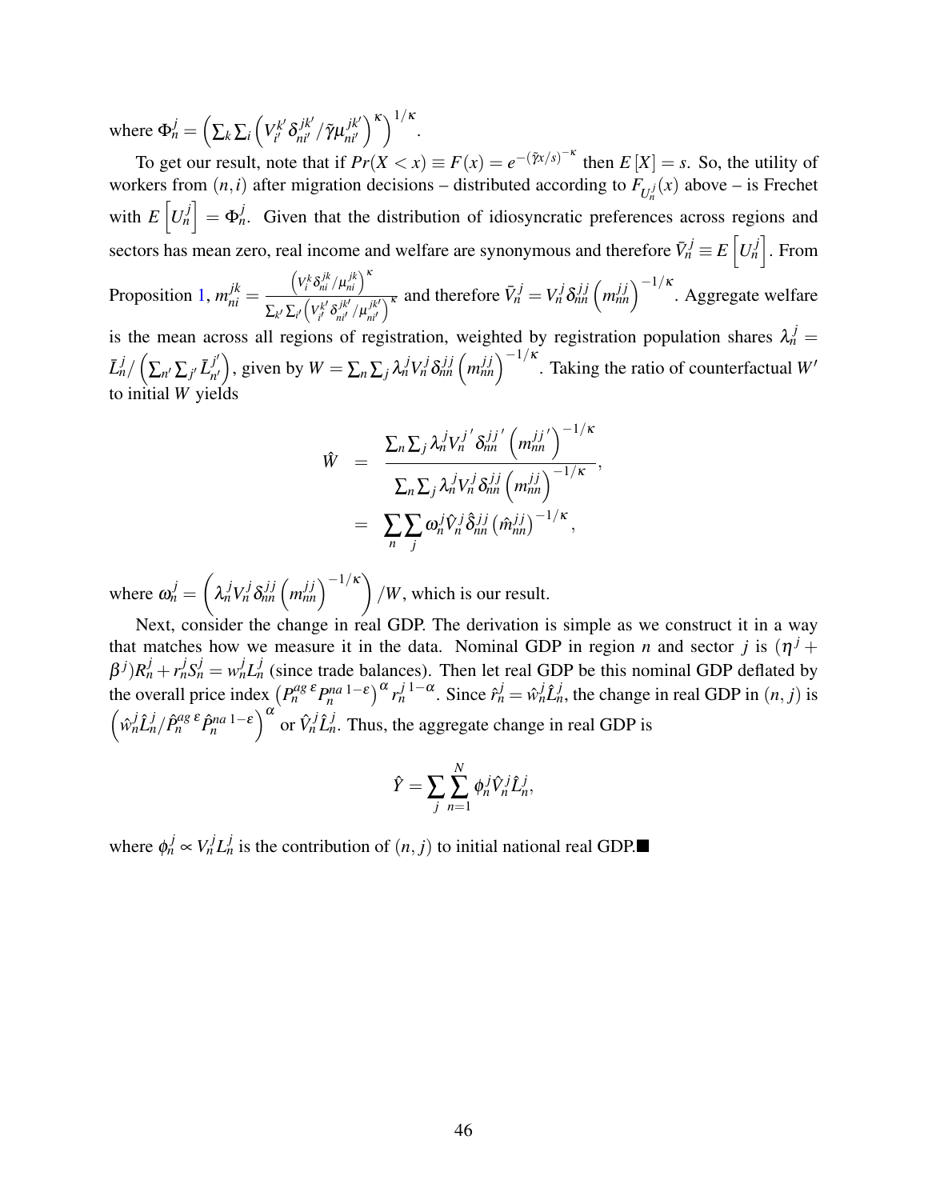where $\Phi_n^j = \left(\sum_k \sum_i \left(V_{i'}^{k'} \delta_{ni'}^{jk'} / \tilde{\gamma} \mu_{ni'}^{jk'}\right)^{\kappa}\right)^{1/\kappa}$.

To get our result, note that if $Pr(X < x) \equiv F(x) = e^{-(\tilde{\gamma}x/s)^{-\kappa}}$ then $E[X] = s$. So, the utility of workers from $(n,i)$ after migration decisions – distributed according to $F_{U_n^j}(x)$ above – is Frechet with $E\left[U_n^j\right] = \Phi_n^j$. Given that the distribution of idiosyncratic preferences across regions and sectors has mean zero, real income and welfare are synonymous and therefore $\bar{V}_n^j \equiv E\left[U_n^j\right]$. From Proposition 1, $m_{ni}^{jk} = \frac{\left(V_i^k \delta_{ni}^{jk} / \mu_{ni}^{jk}\right)^{\kappa}}{\sum_{k'} \sum_{i'} \left(V_{i'}^{k'} \delta_{ni'}^{jk'} / \mu_{ni'}^{jk'}\right)^{\kappa}}$ and therefore $\bar{V}_n^j = V_n^j \delta_{nn}^{jj} \left(m_{nn}^{jj}\right)^{-1/\kappa}$. Aggregate welfare is the mean across all regions of registration, weighted by registration population shares $\lambda_n^j = \bar{L}_n^j / \left(\sum_{n'} \sum_{j'} \bar{L}_{n'}^{j'}\right)$, given by $W = \sum_n \sum_j \lambda_n^j V_n^j \delta_{nn}^{jj} \left(m_{nn}^{jj}\right)^{-1/\kappa}$. Taking the ratio of counterfactual $W'$ to initial $W$ yields

$$
\begin{aligned}
\hat{W} &= \frac{\sum_n \sum_j \lambda_n^j V_n^{j\,\prime} \delta_{nn}^{jj\,\prime} \left(m_{nn}^{jj\,\prime}\right)^{-1/\kappa}}{\sum_n \sum_j \lambda_n^j V_n^j \delta_{nn}^{jj} \left(m_{nn}^{jj}\right)^{-1/\kappa}}, \\
&= \sum_n \sum_j \omega_n^j \hat{V}_n^j \hat{\delta}_{nn}^{jj} \left(\hat{m}_{nn}^{jj}\right)^{-1/\kappa},
\end{aligned}
$$

where $\omega_n^j = \left(\lambda_n^j V_n^j \delta_{nn}^{jj} \left(m_{nn}^{jj}\right)^{-1/\kappa}\right) / W$, which is our result.

Next, consider the change in real GDP. The derivation is simple as we construct it in a way that matches how we measure it in the data. Nominal GDP in region $n$ and sector $j$ is $(\eta^j + \beta^j) R_n^j + r_n^j S_n^j = w_n^j L_n^j$ (since trade balances). Then let real GDP be this nominal GDP deflated by the overall price index $\left(P_n^{ag\,\varepsilon} P_n^{na\,1-\varepsilon}\right)^{\alpha} r_n^{j\,1-\alpha}$. Since $\hat{r}_n^j = \hat{w}_n^j \hat{L}_n^j$, the change in real GDP in $(n,j)$ is $\left(\hat{w}_n^j \hat{L}_n^j / \hat{P}_n^{ag\,\varepsilon} \hat{P}_n^{na\,1-\varepsilon}\right)^{\alpha}$ or $\hat{V}_n^j \hat{L}_n^j$. Thus, the aggregate change in real GDP is

$$
\hat{Y} = \sum_j \sum_{n=1}^{N} \phi_n^j \hat{V}_n^j \hat{L}_n^j,
$$

where $\phi_n^j \propto V_n^j L_n^j$ is the contribution of $(n,j)$ to initial national real GDP.■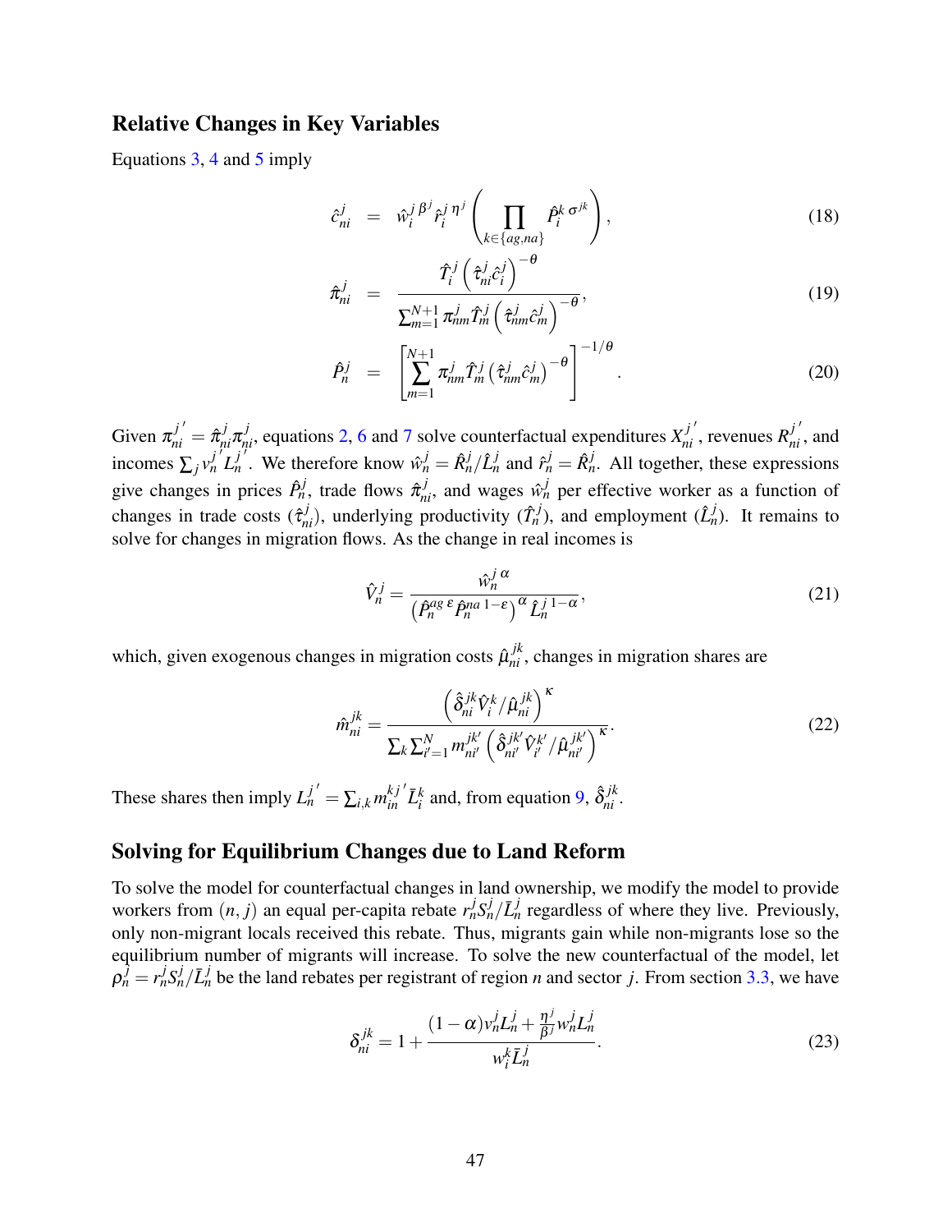### Relative Changes in Key Variables

Equations 3, 4 and 5 imply

$$\hat{c}_{ni}^{j} = \hat{w}_{i}^{j\,\beta^{j}} \hat{r}_{i}^{j\,\eta^{j}} \left( \prod_{k \in \{ag,na\}} \hat{P}_{i}^{k\,\sigma^{jk}} \right), \tag{18}$$

$$\hat{\pi}_{ni}^{j} = \frac{\hat{T}_{i}^{j} \left( \hat{\tau}_{ni}^{j} \hat{c}_{i}^{j} \right)^{-\theta}}{\sum_{m=1}^{N+1} \pi_{nm}^{j} \hat{T}_{m}^{j} \left( \hat{\tau}_{nm}^{j} \hat{c}_{m}^{j} \right)^{-\theta}}, \tag{19}$$

$$\hat{P}_{n}^{j} = \left[ \sum_{m=1}^{N+1} \pi_{nm}^{j} \hat{T}_{m}^{j} \left( \hat{\tau}_{nm}^{j} \hat{c}_{m}^{j} \right)^{-\theta} \right]^{-1/\theta}. \tag{20}$$

Given $\pi_{ni}^{j\,\prime} = \hat{\pi}_{ni}^{j} \pi_{ni}^{j}$, equations 2, 6 and 7 solve counterfactual expenditures $X_{ni}^{j\,\prime}$, revenues $R_{ni}^{j\,\prime}$, and incomes $\sum_{j} v_{n}^{j\,\prime} L_{n}^{j\,\prime}$. We therefore know $\hat{w}_{n}^{j} = \hat{R}_{n}^{j} / \hat{L}_{n}^{j}$ and $\hat{r}_{n}^{j} = \hat{R}_{n}^{j}$. All together, these expressions give changes in prices $\hat{P}_{n}^{j}$, trade flows $\hat{\pi}_{ni}^{j}$, and wages $\hat{w}_{n}^{j}$ per effective worker as a function of changes in trade costs ($\hat{\tau}_{ni}^{j}$), underlying productivity ($\hat{T}_{n}^{j}$), and employment ($\hat{L}_{n}^{j}$). It remains to solve for changes in migration flows. As the change in real incomes is

$$\hat{V}_{n}^{j} = \frac{\hat{w}_{n}^{j\,\alpha}}{\left( \hat{P}_{n}^{ag\,\varepsilon} \hat{P}_{n}^{na\,1-\varepsilon} \right)^{\alpha} \hat{L}_{n}^{j\,1-\alpha}}, \tag{21}$$

which, given exogenous changes in migration costs $\hat{\mu}_{ni}^{jk}$, changes in migration shares are

$$\hat{m}_{ni}^{jk} = \frac{\left( \hat{\delta}_{ni}^{jk} \hat{V}_{i}^{k} / \hat{\mu}_{ni}^{jk} \right)^{\kappa}}{\sum_{k} \sum_{i'=1}^{N} m_{ni'}^{jk'} \left( \hat{\delta}_{ni'}^{jk'} \hat{V}_{i'}^{k'} / \hat{\mu}_{ni'}^{jk'} \right)^{\kappa}}. \tag{22}$$

These shares then imply $L_{n}^{j\,\prime} = \sum_{i,k} m_{in}^{kj\,\prime} \bar{L}_{i}^{k}$ and, from equation 9, $\hat{\delta}_{ni}^{jk}$.

### Solving for Equilibrium Changes due to Land Reform

To solve the model for counterfactual changes in land ownership, we modify the model to provide workers from $(n, j)$ an equal per-capita rebate $r_{n}^{j} S_{n}^{j} / \bar{L}_{n}^{j}$ regardless of where they live. Previously, only non-migrant locals received this rebate. Thus, migrants gain while non-migrants lose so the equilibrium number of migrants will increase. To solve the new counterfactual of the model, let $\rho_{n}^{j} = r_{n}^{j} S_{n}^{j} / \bar{L}_{n}^{j}$ be the land rebates per registrant of region $n$ and sector $j$. From section 3.3, we have

$$\delta_{ni}^{jk} = 1 + \frac{(1-\alpha) v_{n}^{j} L_{n}^{j} + \frac{\eta^{j}}{\beta^{j}} w_{n}^{j} L_{n}^{j}}{w_{i}^{k} \bar{L}_{n}^{j}}. \tag{23}$$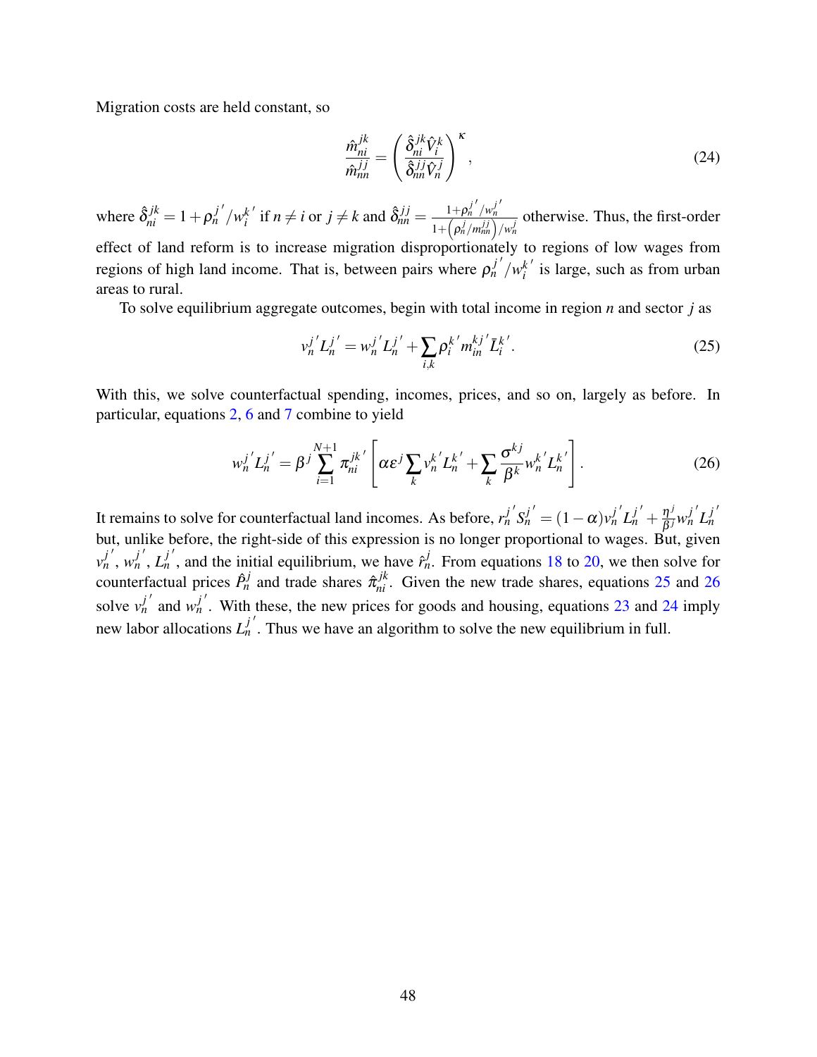Migration costs are held constant, so

$$\frac{\hat{m}_{ni}^{jk}}{\hat{m}_{nn}^{jj}} = \left( \frac{\hat{\delta}_{ni}^{jk} \hat{V}_i^k}{\hat{\delta}_{nn}^{jj} \hat{V}_n^j} \right)^{\kappa}, \tag{24}$$

where $\hat{\delta}_{ni}^{jk} = 1 + \rho_n^{j\,\prime} / w_i^{k\,\prime}$ if $n \neq i$ or $j \neq k$ and $\hat{\delta}_{nn}^{jj} = \frac{1+\rho_n^{j\,\prime}/w_n^{j\,\prime}}{1+\left(\rho_n^j / m_{nn}^{jj}\right)/w_n^j}$ otherwise. Thus, the first-order effect of land reform is to increase migration disproportionately to regions of low wages from regions of high land income. That is, between pairs where $\rho_n^{j\,\prime} / w_i^{k\,\prime}$ is large, such as from urban areas to rural.

To solve equilibrium aggregate outcomes, begin with total income in region $n$ and sector $j$ as

$$v_n^{j\,\prime} L_n^{j\,\prime} = w_n^{j\,\prime} L_n^{j\,\prime} + \sum_{i,k} \rho_i^{k\,\prime} m_{in}^{kj\,\prime} \bar{L}_i^{k\,\prime}. \tag{25}$$

With this, we solve counterfactual spending, incomes, prices, and so on, largely as before. In particular, equations 2, 6 and 7 combine to yield

$$w_n^{j\,\prime} L_n^{j\,\prime} = \beta^j \sum_{i=1}^{N+1} \pi_{ni}^{jk\,\prime} \left[ \alpha \varepsilon^j \sum_k v_n^{k\,\prime} L_n^{k\,\prime} + \sum_k \frac{\sigma^{kj}}{\beta^k} w_n^{k\,\prime} L_n^{k\,\prime} \right]. \tag{26}$$

It remains to solve for counterfactual land incomes. As before, $r_n^{j\,\prime} S_n^{j\,\prime} = (1-\alpha) v_n^{j\,\prime} L_n^{j\,\prime} + \frac{\eta^j}{\beta^j} w_n^{j\,\prime} L_n^{j\,\prime}$ but, unlike before, the right-side of this expression is no longer proportional to wages. But, given $v_n^{j\,\prime}$, $w_n^{j\,\prime}$, $L_n^{j\,\prime}$, and the initial equilibrium, we have $\hat{r}_n^j$. From equations 18 to 20, we then solve for counterfactual prices $\hat{P}_n^j$ and trade shares $\hat{\pi}_{ni}^{jk}$. Given the new trade shares, equations 25 and 26 solve $v_n^{j\,\prime}$ and $w_n^{j\,\prime}$. With these, the new prices for goods and housing, equations 23 and 24 imply new labor allocations $L_n^{j\,\prime}$. Thus we have an algorithm to solve the new equilibrium in full.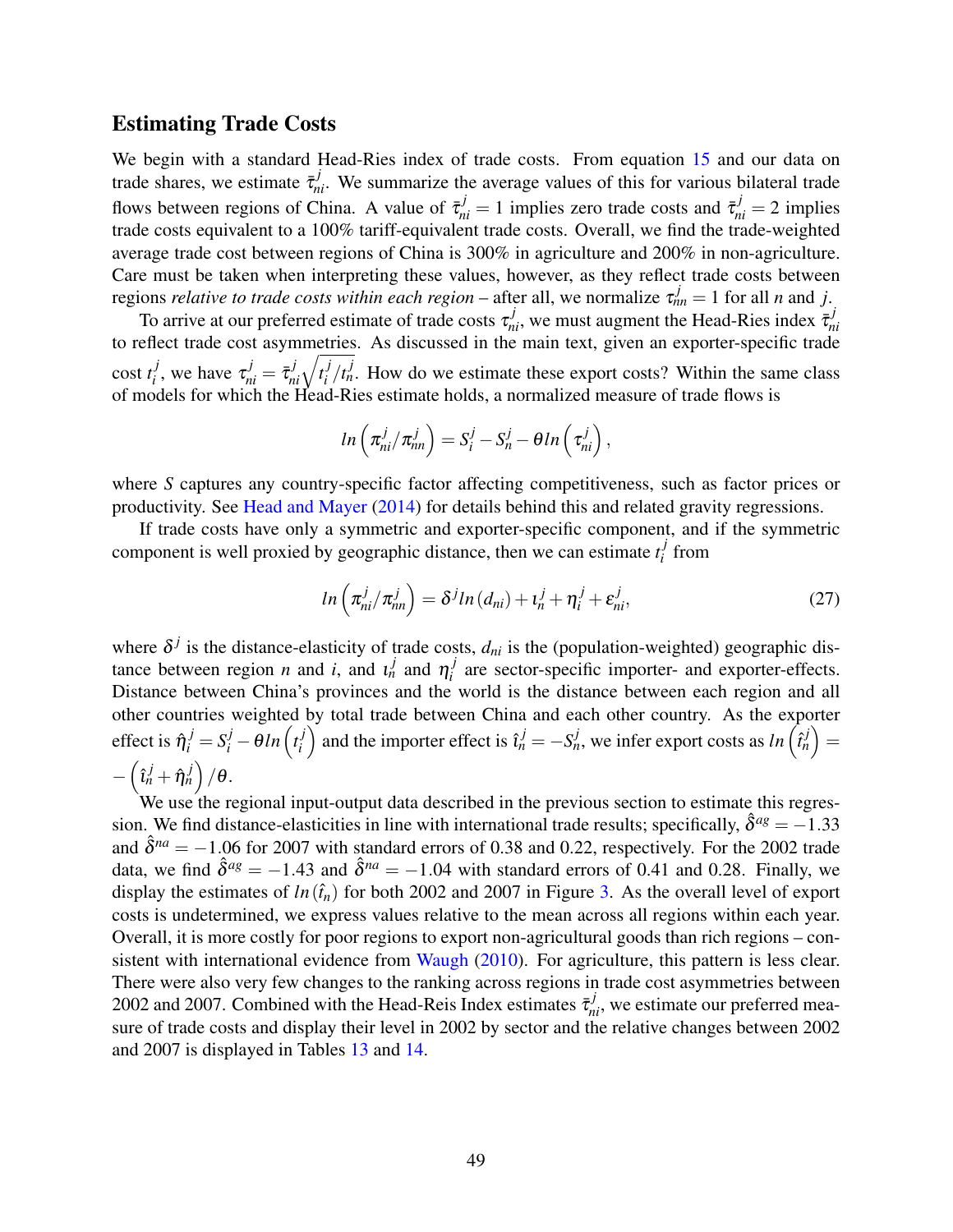## Estimating Trade Costs

We begin with a standard Head-Ries index of trade costs. From equation 15 and our data on trade shares, we estimate $\bar{\tau}^j_{ni}$. We summarize the average values of this for various bilateral trade flows between regions of China. A value of $\bar{\tau}^j_{ni} = 1$ implies zero trade costs and $\bar{\tau}^j_{ni} = 2$ implies trade costs equivalent to a 100% tariff-equivalent trade costs. Overall, we find the trade-weighted average trade cost between regions of China is 300% in agriculture and 200% in non-agriculture. Care must be taken when interpreting these values, however, as they reflect trade costs between regions *relative to trade costs within each region* – after all, we normalize $\tau^j_{nn} = 1$ for all $n$ and $j$.

To arrive at our preferred estimate of trade costs $\tau^j_{ni}$, we must augment the Head-Ries index $\bar{\tau}^j_{ni}$ to reflect trade cost asymmetries. As discussed in the main text, given an exporter-specific trade cost $t^j_i$, we have $\tau^j_{ni} = \bar{\tau}^j_{ni}\sqrt{t^j_i/t^j_n}$. How do we estimate these export costs? Within the same class of models for which the Head-Ries estimate holds, a normalized measure of trade flows is

$$ln\left(\pi^j_{ni}/\pi^j_{nn}\right) = S^j_i - S^j_n - \theta ln\left(\tau^j_{ni}\right),$$

where $S$ captures any country-specific factor affecting competitiveness, such as factor prices or productivity. See Head and Mayer (2014) for details behind this and related gravity regressions.

If trade costs have only a symmetric and exporter-specific component, and if the symmetric component is well proxied by geographic distance, then we can estimate $t^j_i$ from

$$ln\left(\pi^j_{ni}/\pi^j_{nn}\right) = \delta^j ln\left(d_{ni}\right) + \iota^j_n + \eta^j_i + \varepsilon^j_{ni}, \tag{27}$$

where $\delta^j$ is the distance-elasticity of trade costs, $d_{ni}$ is the (population-weighted) geographic distance between region $n$ and $i$, and $\iota^j_n$ and $\eta^j_i$ are sector-specific importer- and exporter-effects. Distance between China's provinces and the world is the distance between each region and all other countries weighted by total trade between China and each other country. As the exporter effect is $\hat{\eta}^j_i = S^j_i - \theta ln\left(t^j_i\right)$ and the importer effect is $\hat{\iota}^j_n = -S^j_n$, we infer export costs as $ln\left(\hat{t}^j_n\right) = -\left(\hat{\iota}^j_n + \hat{\eta}^j_n\right)/\theta$.

We use the regional input-output data described in the previous section to estimate this regression. We find distance-elasticities in line with international trade results; specifically, $\hat{\delta}^{ag} = -1.33$ and $\hat{\delta}^{na} = -1.06$ for 2007 with standard errors of 0.38 and 0.22, respectively. For the 2002 trade data, we find $\hat{\delta}^{ag} = -1.43$ and $\hat{\delta}^{na} = -1.04$ with standard errors of 0.41 and 0.28. Finally, we display the estimates of $ln\left(\hat{t}_n\right)$ for both 2002 and 2007 in Figure 3. As the overall level of export costs is undetermined, we express values relative to the mean across all regions within each year. Overall, it is more costly for poor regions to export non-agricultural goods than rich regions – consistent with international evidence from Waugh (2010). For agriculture, this pattern is less clear. There were also very few changes to the ranking across regions in trade cost asymmetries between 2002 and 2007. Combined with the Head-Reis Index estimates $\bar{\tau}^j_{ni}$, we estimate our preferred measure of trade costs and display their level in 2002 by sector and the relative changes between 2002 and 2007 is displayed in Tables 13 and 14.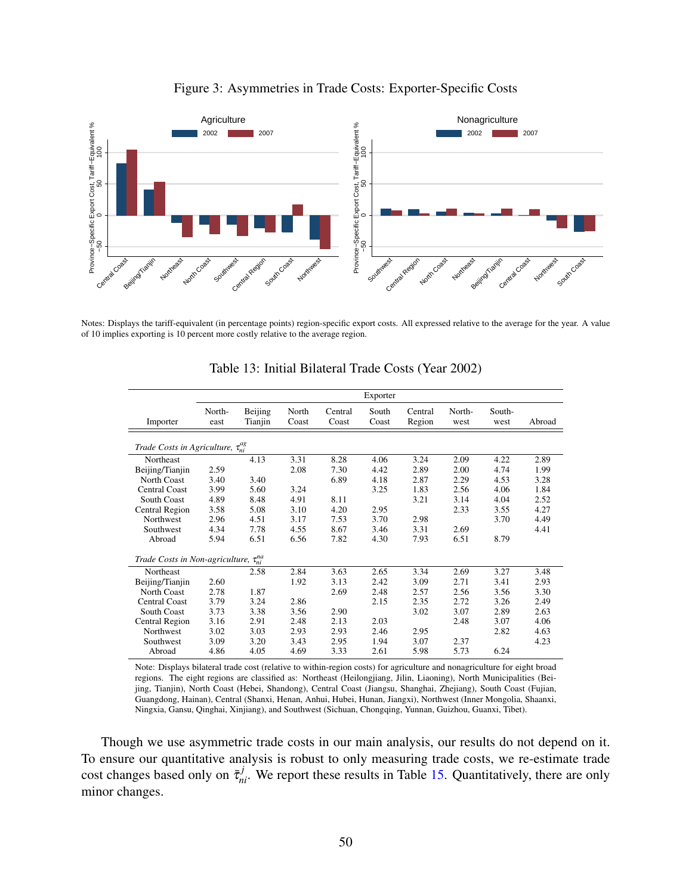Figure 3: Asymmetries in Trade Costs: Exporter-Specific Costs

Notes: Displays the tariff-equivalent (in percentage points) region-specific export costs. All expressed relative to the average for the year. A value of 10 implies exporting is 10 percent more costly relative to the average region.

Table 13: Initial Bilateral Trade Costs (Year 2002)

| | Exporter | | | | | | | | |
|---|---|---|---|---|---|---|---|---|---|
| Importer | North-east | Beijing Tianjin | North Coast | Central Coast | South Coast | Central Region | North-west | South-west | Abroad |
| *Trade Costs in Agriculture, $\tau_{ni}^{ag}$* | | | | | | | | | |
| Northeast | | 4.13 | 3.31 | 8.28 | 4.06 | 3.24 | 2.09 | 4.22 | 2.89 |
| Beijing/Tianjin | 2.59 | | 2.08 | 7.30 | 4.42 | 2.89 | 2.00 | 4.74 | 1.99 |
| North Coast | 3.40 | 3.40 | | 6.89 | 4.18 | 2.87 | 2.29 | 4.53 | 3.28 |
| Central Coast | 3.99 | 5.60 | 3.24 | | 3.25 | 1.83 | 2.56 | 4.06 | 1.84 |
| South Coast | 4.89 | 8.48 | 4.91 | 8.11 | | 3.21 | 3.14 | 4.04 | 2.52 |
| Central Region | 3.58 | 5.08 | 3.10 | 4.20 | 2.95 | | 2.33 | 3.55 | 4.27 |
| Northwest | 2.96 | 4.51 | 3.17 | 7.53 | 3.70 | 2.98 | | 3.70 | 4.49 |
| Southwest | 4.34 | 7.78 | 4.55 | 8.67 | 3.46 | 3.31 | 2.69 | | 4.41 |
| Abroad | 5.94 | 6.51 | 6.56 | 7.82 | 4.30 | 7.93 | 6.51 | 8.79 | |
| *Trade Costs in Non-agriculture, $\tau_{ni}^{na}$* | | | | | | | | | |
| Northeast | | 2.58 | 2.84 | 3.63 | 2.65 | 3.34 | 2.69 | 3.27 | 3.48 |
| Beijing/Tianjin | 2.60 | | 1.92 | 3.13 | 2.42 | 3.09 | 2.71 | 3.41 | 2.93 |
| North Coast | 2.78 | 1.87 | | 2.69 | 2.48 | 2.57 | 2.56 | 3.56 | 3.30 |
| Central Coast | 3.79 | 3.24 | 2.86 | | 2.15 | 2.35 | 2.72 | 3.26 | 2.49 |
| South Coast | 3.73 | 3.38 | 3.56 | 2.90 | | 3.02 | 3.07 | 2.89 | 2.63 |
| Central Region | 3.16 | 2.91 | 2.48 | 2.13 | 2.03 | | 2.48 | 3.07 | 4.06 |
| Northwest | 3.02 | 3.03 | 2.93 | 2.93 | 2.46 | 2.95 | | 2.82 | 4.63 |
| Southwest | 3.09 | 3.20 | 3.43 | 2.95 | 1.94 | 3.07 | 2.37 | | 4.23 |
| Abroad | 4.86 | 4.05 | 4.69 | 3.33 | 2.61 | 5.98 | 5.73 | 6.24 | |

Note: Displays bilateral trade cost (relative to within-region costs) for agriculture and nonagriculture for eight broad regions. The eight regions are classified as: Northeast (Heilongjiang, Jilin, Liaoning), North Municipalities (Beijing, Tianjin), North Coast (Hebei, Shandong), Central Coast (Jiangsu, Shanghai, Zhejiang), South Coast (Fujian, Guangdong, Hainan), Central (Shanxi, Henan, Anhui, Hubei, Hunan, Jiangxi), Northwest (Inner Mongolia, Shaanxi, Ningxia, Gansu, Qinghai, Xinjiang), and Southwest (Sichuan, Chongqing, Yunnan, Guizhou, Guanxi, Tibet).

Though we use asymmetric trade costs in our main analysis, our results do not depend on it. To ensure our quantitative analysis is robust to only measuring trade costs, we re-estimate trade cost changes based only on $\bar{\tau}_{ni}^{j}$. We report these results in Table 15. Quantitatively, there are only minor changes.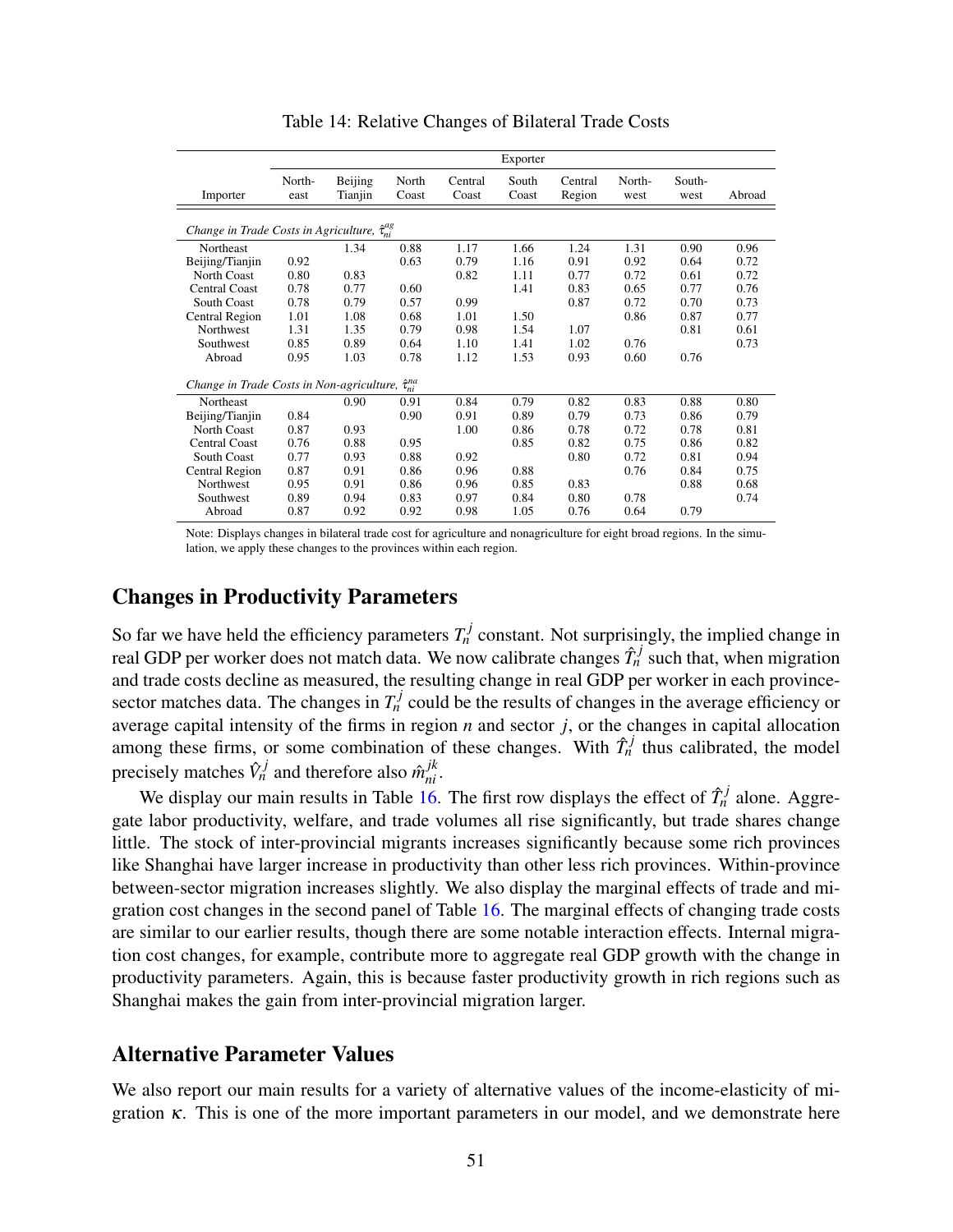Table 14: Relative Changes of Bilateral Trade Costs

| | Exporter | | | | | | | | |
|---|---|---|---|---|---|---|---|---|---|
| Importer | North-east | Beijing Tianjin | North Coast | Central Coast | South Coast | Central Region | North-west | South-west | Abroad |
| *Change in Trade Costs in Agriculture, $\hat{\tau}_{ni}^{ag}$* | | | | | | | | | |
| Northeast | | 1.34 | 0.88 | 1.17 | 1.66 | 1.24 | 1.31 | 0.90 | 0.96 |
| Beijing/Tianjin | 0.92 | | 0.63 | 0.79 | 1.16 | 0.91 | 0.92 | 0.64 | 0.72 |
| North Coast | 0.80 | 0.83 | | 0.82 | 1.11 | 0.77 | 0.72 | 0.61 | 0.72 |
| Central Coast | 0.78 | 0.77 | 0.60 | | 1.41 | 0.83 | 0.65 | 0.77 | 0.76 |
| South Coast | 0.78 | 0.79 | 0.57 | 0.99 | | 0.87 | 0.72 | 0.70 | 0.73 |
| Central Region | 1.01 | 1.08 | 0.68 | 1.01 | 1.50 | | 0.86 | 0.87 | 0.77 |
| Northwest | 1.31 | 1.35 | 0.79 | 0.98 | 1.54 | 1.07 | | 0.81 | 0.61 |
| Southwest | 0.85 | 0.89 | 0.64 | 1.10 | 1.41 | 1.02 | 0.76 | | 0.73 |
| Abroad | 0.95 | 1.03 | 0.78 | 1.12 | 1.53 | 0.93 | 0.60 | 0.76 | |
| *Change in Trade Costs in Non-agriculture, $\hat{\tau}_{ni}^{na}$* | | | | | | | | | |
| Northeast | | 0.90 | 0.91 | 0.84 | 0.79 | 0.82 | 0.83 | 0.88 | 0.80 |
| Beijing/Tianjin | 0.84 | | 0.90 | 0.91 | 0.89 | 0.79 | 0.73 | 0.86 | 0.79 |
| North Coast | 0.87 | 0.93 | | 1.00 | 0.86 | 0.78 | 0.72 | 0.78 | 0.81 |
| Central Coast | 0.76 | 0.88 | 0.95 | | 0.85 | 0.82 | 0.75 | 0.86 | 0.82 |
| South Coast | 0.77 | 0.93 | 0.88 | 0.92 | | 0.80 | 0.72 | 0.81 | 0.94 |
| Central Region | 0.87 | 0.91 | 0.86 | 0.96 | 0.88 | | 0.76 | 0.84 | 0.75 |
| Northwest | 0.95 | 0.91 | 0.86 | 0.96 | 0.85 | 0.83 | | 0.88 | 0.68 |
| Southwest | 0.89 | 0.94 | 0.83 | 0.97 | 0.84 | 0.80 | 0.78 | | 0.74 |
| Abroad | 0.87 | 0.92 | 0.92 | 0.98 | 1.05 | 0.76 | 0.64 | 0.79 | |

Note: Displays changes in bilateral trade cost for agriculture and nonagriculture for eight broad regions. In the simulation, we apply these changes to the provinces within each region.

## Changes in Productivity Parameters

So far we have held the efficiency parameters $T_n^j$ constant. Not surprisingly, the implied change in real GDP per worker does not match data. We now calibrate changes $\hat{T}_n^j$ such that, when migration and trade costs decline as measured, the resulting change in real GDP per worker in each province-sector matches data. The changes in $T_n^j$ could be the results of changes in the average efficiency or average capital intensity of the firms in region $n$ and sector $j$, or the changes in capital allocation among these firms, or some combination of these changes. With $\hat{T}_n^j$ thus calibrated, the model precisely matches $\hat{V}_n^j$ and therefore also $\hat{m}_{ni}^{jk}$.

We display our main results in Table 16. The first row displays the effect of $\hat{T}_n^j$ alone. Aggregate labor productivity, welfare, and trade volumes all rise significantly, but trade shares change little. The stock of inter-provincial migrants increases significantly because some rich provinces like Shanghai have larger increase in productivity than other less rich provinces. Within-province between-sector migration increases slightly. We also display the marginal effects of trade and migration cost changes in the second panel of Table 16. The marginal effects of changing trade costs are similar to our earlier results, though there are some notable interaction effects. Internal migration cost changes, for example, contribute more to aggregate real GDP growth with the change in productivity parameters. Again, this is because faster productivity growth in rich regions such as Shanghai makes the gain from inter-provincial migration larger.

## Alternative Parameter Values

We also report our main results for a variety of alternative values of the income-elasticity of migration $\kappa$. This is one of the more important parameters in our model, and we demonstrate here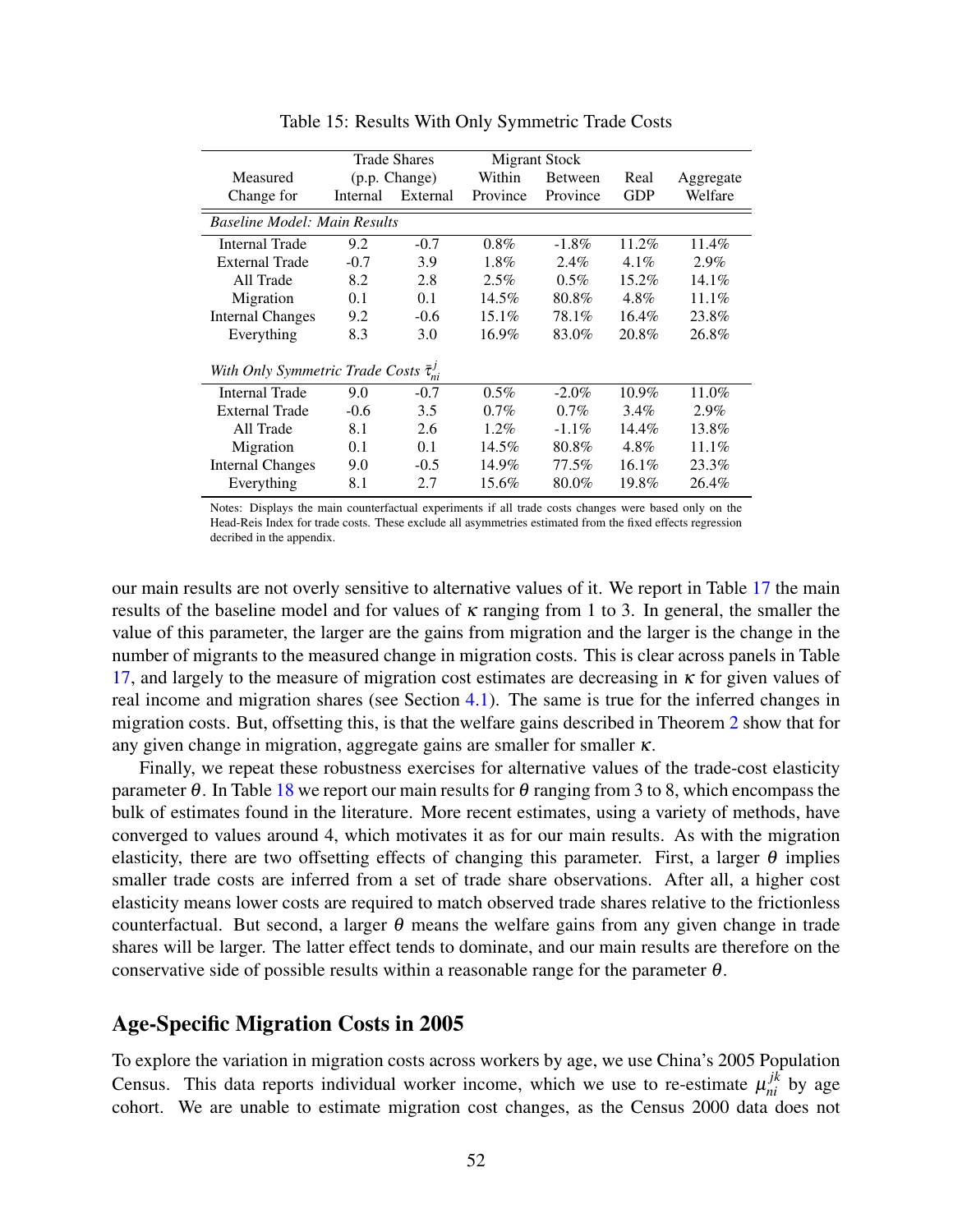Table 15: Results With Only Symmetric Trade Costs

| Measured Change for | Trade Shares (p.p. Change) Internal | External | Migrant Stock Within Province | Between Province | Real GDP | Aggregate Welfare |
|---|---|---|---|---|---|---|
| *Baseline Model: Main Results* | | | | | | |
| Internal Trade | 9.2 | -0.7 | 0.8% | -1.8% | 11.2% | 11.4% |
| External Trade | -0.7 | 3.9 | 1.8% | 2.4% | 4.1% | 2.9% |
| All Trade | 8.2 | 2.8 | 2.5% | 0.5% | 15.2% | 14.1% |
| Migration | 0.1 | 0.1 | 14.5% | 80.8% | 4.8% | 11.1% |
| Internal Changes | 9.2 | -0.6 | 15.1% | 78.1% | 16.4% | 23.8% |
| Everything | 8.3 | 3.0 | 16.9% | 83.0% | 20.8% | 26.8% |
| *With Only Symmetric Trade Costs* $\bar{\tau}_{ni}^{j}$ | | | | | | |
| Internal Trade | 9.0 | -0.7 | 0.5% | -2.0% | 10.9% | 11.0% |
| External Trade | -0.6 | 3.5 | 0.7% | 0.7% | 3.4% | 2.9% |
| All Trade | 8.1 | 2.6 | 1.2% | -1.1% | 14.4% | 13.8% |
| Migration | 0.1 | 0.1 | 14.5% | 80.8% | 4.8% | 11.1% |
| Internal Changes | 9.0 | -0.5 | 14.9% | 77.5% | 16.1% | 23.3% |
| Everything | 8.1 | 2.7 | 15.6% | 80.0% | 19.8% | 26.4% |

Notes: Displays the main counterfactual experiments if all trade costs changes were based only on the Head-Reis Index for trade costs. These exclude all asymmetries estimated from the fixed effects regression decribed in the appendix.

our main results are not overly sensitive to alternative values of it. We report in Table 17 the main results of the baseline model and for values of $\kappa$ ranging from 1 to 3. In general, the smaller the value of this parameter, the larger are the gains from migration and the larger is the change in the number of migrants to the measured change in migration costs. This is clear across panels in Table 17, and largely to the measure of migration cost estimates are decreasing in $\kappa$ for given values of real income and migration shares (see Section 4.1). The same is true for the inferred changes in migration costs. But, offsetting this, is that the welfare gains described in Theorem 2 show that for any given change in migration, aggregate gains are smaller for smaller $\kappa$.

Finally, we repeat these robustness exercises for alternative values of the trade-cost elasticity parameter $\theta$. In Table 18 we report our main results for $\theta$ ranging from 3 to 8, which encompass the bulk of estimates found in the literature. More recent estimates, using a variety of methods, have converged to values around 4, which motivates it as for our main results. As with the migration elasticity, there are two offsetting effects of changing this parameter. First, a larger $\theta$ implies smaller trade costs are inferred from a set of trade share observations. After all, a higher cost elasticity means lower costs are required to match observed trade shares relative to the frictionless counterfactual. But second, a larger $\theta$ means the welfare gains from any given change in trade shares will be larger. The latter effect tends to dominate, and our main results are therefore on the conservative side of possible results within a reasonable range for the parameter $\theta$.

## Age-Specific Migration Costs in 2005

To explore the variation in migration costs across workers by age, we use China's 2005 Population Census. This data reports individual worker income, which we use to re-estimate $\mu_{ni}^{jk}$ by age cohort. We are unable to estimate migration cost changes, as the Census 2000 data does not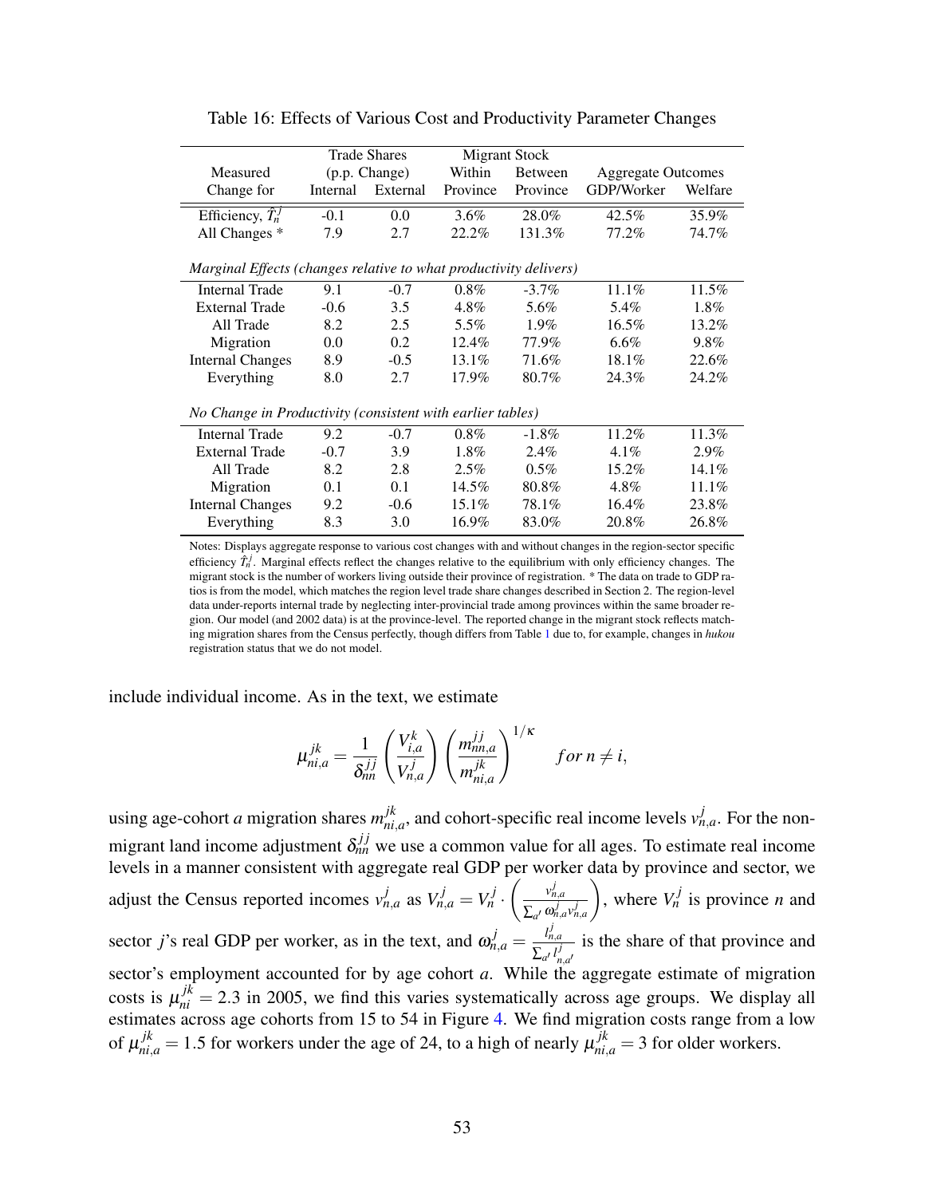Table 16: Effects of Various Cost and Productivity Parameter Changes

| Measured Change for | Trade Shares (p.p. Change) Internal | External | Migrant Stock Within Province | Between Province | Aggregate Outcomes GDP/Worker | Welfare |
|---|---|---|---|---|---|---|
| Efficiency, $\hat{T}_n^j$ | -0.1 | 0.0 | 3.6% | 28.0% | 42.5% | 35.9% |
| All Changes * | 7.9 | 2.7 | 22.2% | 131.3% | 77.2% | 74.7% |
| *Marginal Effects (changes relative to what productivity delivers)* | | | | | | |
| Internal Trade | 9.1 | -0.7 | 0.8% | -3.7% | 11.1% | 11.5% |
| External Trade | -0.6 | 3.5 | 4.8% | 5.6% | 5.4% | 1.8% |
| All Trade | 8.2 | 2.5 | 5.5% | 1.9% | 16.5% | 13.2% |
| Migration | 0.0 | 0.2 | 12.4% | 77.9% | 6.6% | 9.8% |
| Internal Changes | 8.9 | -0.5 | 13.1% | 71.6% | 18.1% | 22.6% |
| Everything | 8.0 | 2.7 | 17.9% | 80.7% | 24.3% | 24.2% |
| *No Change in Productivity (consistent with earlier tables)* | | | | | | |
| Internal Trade | 9.2 | -0.7 | 0.8% | -1.8% | 11.2% | 11.3% |
| External Trade | -0.7 | 3.9 | 1.8% | 2.4% | 4.1% | 2.9% |
| All Trade | 8.2 | 2.8 | 2.5% | 0.5% | 15.2% | 14.1% |
| Migration | 0.1 | 0.1 | 14.5% | 80.8% | 4.8% | 11.1% |
| Internal Changes | 9.2 | -0.6 | 15.1% | 78.1% | 16.4% | 23.8% |
| Everything | 8.3 | 3.0 | 16.9% | 83.0% | 20.8% | 26.8% |

Notes: Displays aggregate response to various cost changes with and without changes in the region-sector specific efficiency $\hat{T}_n^j$. Marginal effects reflect the changes relative to the equilibrium with only efficiency changes. The migrant stock is the number of workers living outside their province of registration. * The data on trade to GDP ratios is from the model, which matches the region level trade share changes described in Section 2. The region-level data under-reports internal trade by neglecting inter-provincial trade among provinces within the same broader region. Our model (and 2002 data) is at the province-level. The reported change in the migrant stock reflects matching migration shares from the Census perfectly, though differs from Table 1 due to, for example, changes in *hukou* registration status that we do not model.

include individual income. As in the text, we estimate

$$\mu_{ni,a}^{jk} = \frac{1}{\delta_{nn}^{jj}} \left( \frac{V_{i,a}^{k}}{V_{n,a}^{j}} \right) \left( \frac{m_{nn,a}^{jj}}{m_{ni,a}^{jk}} \right)^{1/\kappa} \quad for\ n \neq i,$$

using age-cohort $a$ migration shares $m_{ni,a}^{jk}$, and cohort-specific real income levels $v_{n,a}^{j}$. For the non-migrant land income adjustment $\delta_{nn}^{jj}$ we use a common value for all ages. To estimate real income levels in a manner consistent with aggregate real GDP per worker data by province and sector, we adjust the Census reported incomes $v_{n,a}^{j}$ as $V_{n,a}^{j} = V_{n}^{j} \cdot \left( \frac{v_{n,a}^{j}}{\sum_{a'} \omega_{n,a}^{j} v_{n,a}^{j}} \right)$, where $V_{n}^{j}$ is province $n$ and sector $j$'s real GDP per worker, as in the text, and $\omega_{n,a}^{j} = \frac{l_{n,a}^{j}}{\sum_{a'} l_{n,a'}^{j}}$ is the share of that province and sector's employment accounted for by age cohort $a$. While the aggregate estimate of migration costs is $\mu_{ni}^{jk} = 2.3$ in 2005, we find this varies systematically across age groups. We display all estimates across age cohorts from 15 to 54 in Figure 4. We find migration costs range from a low of $\mu_{ni,a}^{jk} = 1.5$ for workers under the age of 24, to a high of nearly $\mu_{ni,a}^{jk} = 3$ for older workers.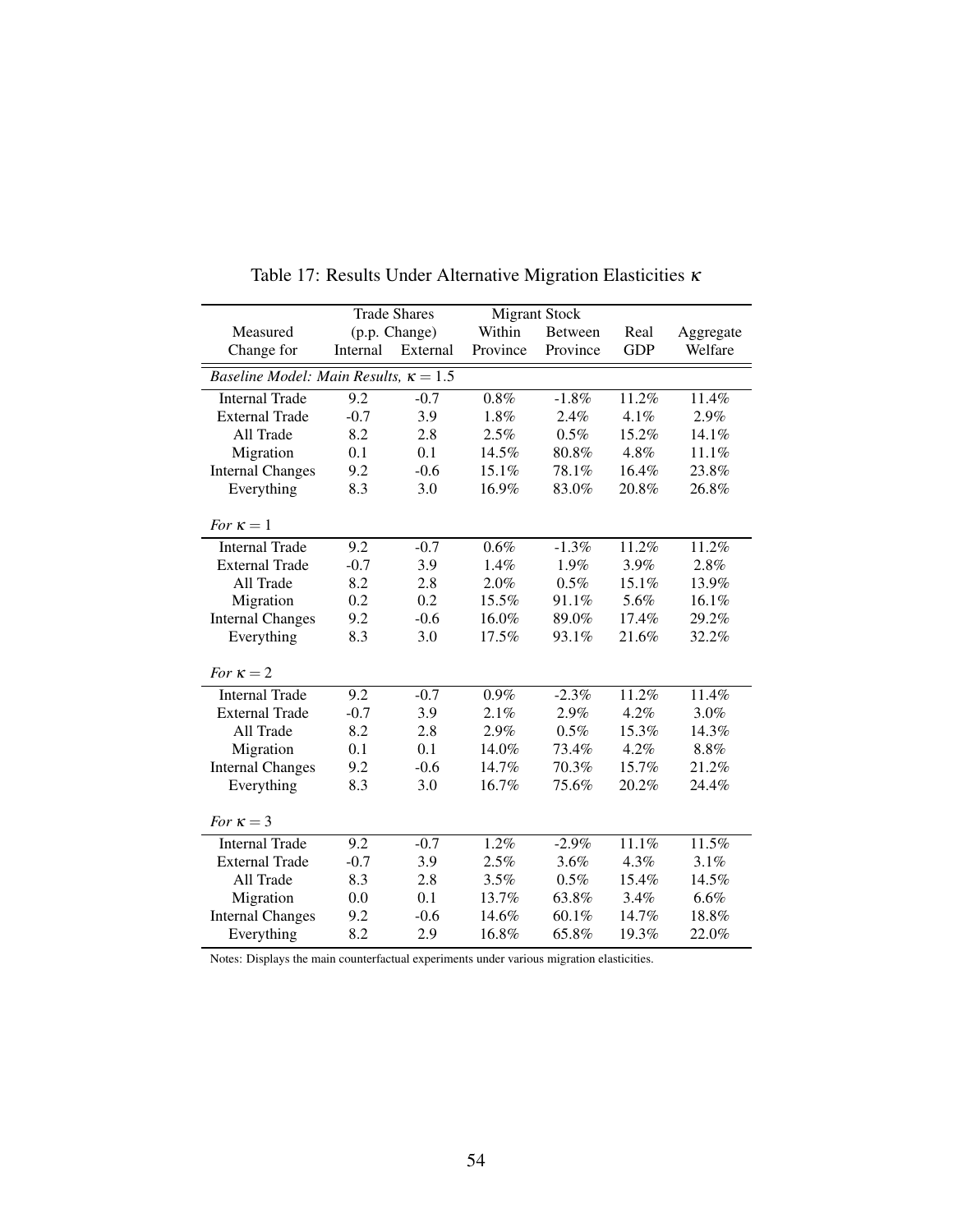Table 17: Results Under Alternative Migration Elasticities $\kappa$

| Measured | Trade Shares (p.p. Change) | | Migrant Stock | | Real | Aggregate |
|---|---|---|---|---|---|---|
| Change for | Internal | External | Within Province | Between Province | GDP | Welfare |
| *Baseline Model: Main Results, $\kappa = 1.5$* | | | | | | |
| Internal Trade | 9.2 | -0.7 | 0.8% | -1.8% | 11.2% | 11.4% |
| External Trade | -0.7 | 3.9 | 1.8% | 2.4% | 4.1% | 2.9% |
| All Trade | 8.2 | 2.8 | 2.5% | 0.5% | 15.2% | 14.1% |
| Migration | 0.1 | 0.1 | 14.5% | 80.8% | 4.8% | 11.1% |
| Internal Changes | 9.2 | -0.6 | 15.1% | 78.1% | 16.4% | 23.8% |
| Everything | 8.3 | 3.0 | 16.9% | 83.0% | 20.8% | 26.8% |
| *For $\kappa = 1$* | | | | | | |
| Internal Trade | 9.2 | -0.7 | 0.6% | -1.3% | 11.2% | 11.2% |
| External Trade | -0.7 | 3.9 | 1.4% | 1.9% | 3.9% | 2.8% |
| All Trade | 8.2 | 2.8 | 2.0% | 0.5% | 15.1% | 13.9% |
| Migration | 0.2 | 0.2 | 15.5% | 91.1% | 5.6% | 16.1% |
| Internal Changes | 9.2 | -0.6 | 16.0% | 89.0% | 17.4% | 29.2% |
| Everything | 8.3 | 3.0 | 17.5% | 93.1% | 21.6% | 32.2% |
| *For $\kappa = 2$* | | | | | | |
| Internal Trade | 9.2 | -0.7 | 0.9% | -2.3% | 11.2% | 11.4% |
| External Trade | -0.7 | 3.9 | 2.1% | 2.9% | 4.2% | 3.0% |
| All Trade | 8.2 | 2.8 | 2.9% | 0.5% | 15.3% | 14.3% |
| Migration | 0.1 | 0.1 | 14.0% | 73.4% | 4.2% | 8.8% |
| Internal Changes | 9.2 | -0.6 | 14.7% | 70.3% | 15.7% | 21.2% |
| Everything | 8.3 | 3.0 | 16.7% | 75.6% | 20.2% | 24.4% |
| *For $\kappa = 3$* | | | | | | |
| Internal Trade | 9.2 | -0.7 | 1.2% | -2.9% | 11.1% | 11.5% |
| External Trade | -0.7 | 3.9 | 2.5% | 3.6% | 4.3% | 3.1% |
| All Trade | 8.3 | 2.8 | 3.5% | 0.5% | 15.4% | 14.5% |
| Migration | 0.0 | 0.1 | 13.7% | 63.8% | 3.4% | 6.6% |
| Internal Changes | 9.2 | -0.6 | 14.6% | 60.1% | 14.7% | 18.8% |
| Everything | 8.2 | 2.9 | 16.8% | 65.8% | 19.3% | 22.0% |

Notes: Displays the main counterfactual experiments under various migration elasticities.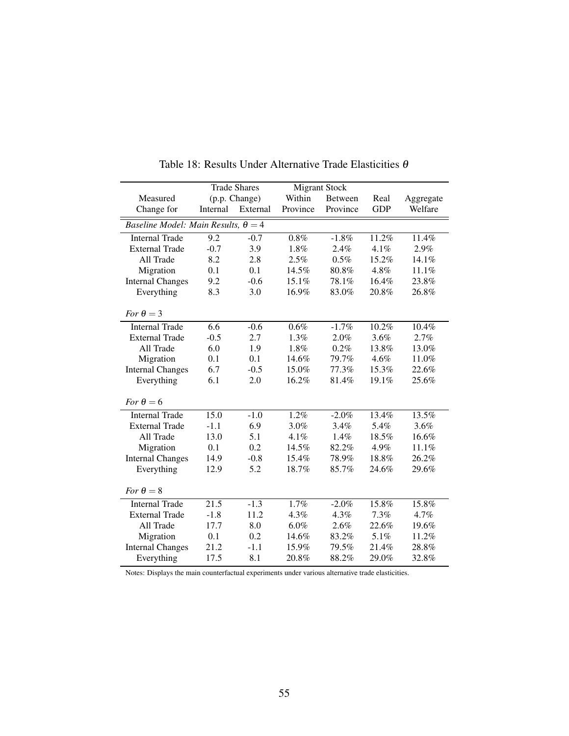Table 18: Results Under Alternative Trade Elasticities $\theta$

| Measured Change for | Trade Shares (p.p. Change) Internal | External | Migrant Stock Within Province | Between Province | Real GDP | Aggregate Welfare |
|---|---|---|---|---|---|---|
| *Baseline Model: Main Results, $\theta = 4$* | | | | | | |
| Internal Trade | 9.2 | -0.7 | 0.8% | -1.8% | 11.2% | 11.4% |
| External Trade | -0.7 | 3.9 | 1.8% | 2.4% | 4.1% | 2.9% |
| All Trade | 8.2 | 2.8 | 2.5% | 0.5% | 15.2% | 14.1% |
| Migration | 0.1 | 0.1 | 14.5% | 80.8% | 4.8% | 11.1% |
| Internal Changes | 9.2 | -0.6 | 15.1% | 78.1% | 16.4% | 23.8% |
| Everything | 8.3 | 3.0 | 16.9% | 83.0% | 20.8% | 26.8% |
| *For $\theta = 3$* | | | | | | |
| Internal Trade | 6.6 | -0.6 | 0.6% | -1.7% | 10.2% | 10.4% |
| External Trade | -0.5 | 2.7 | 1.3% | 2.0% | 3.6% | 2.7% |
| All Trade | 6.0 | 1.9 | 1.8% | 0.2% | 13.8% | 13.0% |
| Migration | 0.1 | 0.1 | 14.6% | 79.7% | 4.6% | 11.0% |
| Internal Changes | 6.7 | -0.5 | 15.0% | 77.3% | 15.3% | 22.6% |
| Everything | 6.1 | 2.0 | 16.2% | 81.4% | 19.1% | 25.6% |
| *For $\theta = 6$* | | | | | | |
| Internal Trade | 15.0 | -1.0 | 1.2% | -2.0% | 13.4% | 13.5% |
| External Trade | -1.1 | 6.9 | 3.0% | 3.4% | 5.4% | 3.6% |
| All Trade | 13.0 | 5.1 | 4.1% | 1.4% | 18.5% | 16.6% |
| Migration | 0.1 | 0.2 | 14.5% | 82.2% | 4.9% | 11.1% |
| Internal Changes | 14.9 | -0.8 | 15.4% | 78.9% | 18.8% | 26.2% |
| Everything | 12.9 | 5.2 | 18.7% | 85.7% | 24.6% | 29.6% |
| *For $\theta = 8$* | | | | | | |
| Internal Trade | 21.5 | -1.3 | 1.7% | -2.0% | 15.8% | 15.8% |
| External Trade | -1.8 | 11.2 | 4.3% | 4.3% | 7.3% | 4.7% |
| All Trade | 17.7 | 8.0 | 6.0% | 2.6% | 22.6% | 19.6% |
| Migration | 0.1 | 0.2 | 14.6% | 83.2% | 5.1% | 11.2% |
| Internal Changes | 21.2 | -1.1 | 15.9% | 79.5% | 21.4% | 28.8% |
| Everything | 17.5 | 8.1 | 20.8% | 88.2% | 29.0% | 32.8% |

Notes: Displays the main counterfactual experiments under various alternative trade elasticities.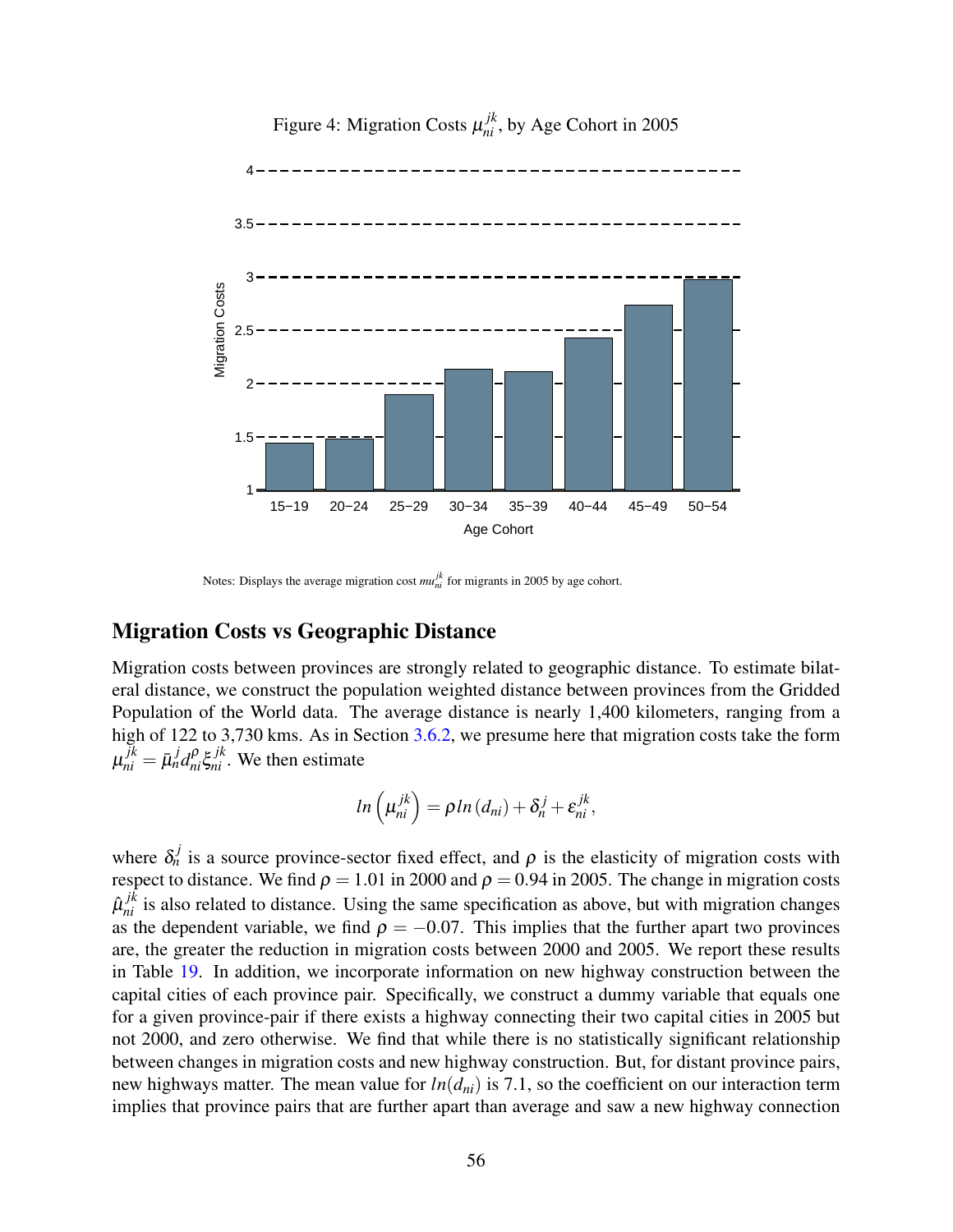Figure 4: Migration Costs $\mu_{ni}^{jk}$, by Age Cohort in 2005

Notes: Displays the average migration cost $mu_{ni}^{jk}$ for migrants in 2005 by age cohort.

## Migration Costs vs Geographic Distance

Migration costs between provinces are strongly related to geographic distance. To estimate bilateral distance, we construct the population weighted distance between provinces from the Gridded Population of the World data. The average distance is nearly 1,400 kilometers, ranging from a high of 122 to 3,730 kms. As in Section 3.6.2, we presume here that migration costs take the form $\mu_{ni}^{jk} = \bar{\mu}_n^j d_{ni}^{\rho} \xi_{ni}^{jk}$. We then estimate

$$ln\left(\mu_{ni}^{jk}\right) = \rho\, ln\left(d_{ni}\right) + \delta_n^j + \varepsilon_{ni}^{jk},$$

where $\delta_n^j$ is a source province-sector fixed effect, and $\rho$ is the elasticity of migration costs with respect to distance. We find $\rho = 1.01$ in 2000 and $\rho = 0.94$ in 2005. The change in migration costs $\hat{\mu}_{ni}^{jk}$ is also related to distance. Using the same specification as above, but with migration changes as the dependent variable, we find $\rho = -0.07$. This implies that the further apart two provinces are, the greater the reduction in migration costs between 2000 and 2005. We report these results in Table 19. In addition, we incorporate information on new highway construction between the capital cities of each province pair. Specifically, we construct a dummy variable that equals one for a given province-pair if there exists a highway connecting their two capital cities in 2005 but not 2000, and zero otherwise. We find that while there is no statistically significant relationship between changes in migration costs and new highway construction. But, for distant province pairs, new highways matter. The mean value for $ln(d_{ni})$ is 7.1, so the coefficient on our interaction term implies that province pairs that are further apart than average and saw a new highway connection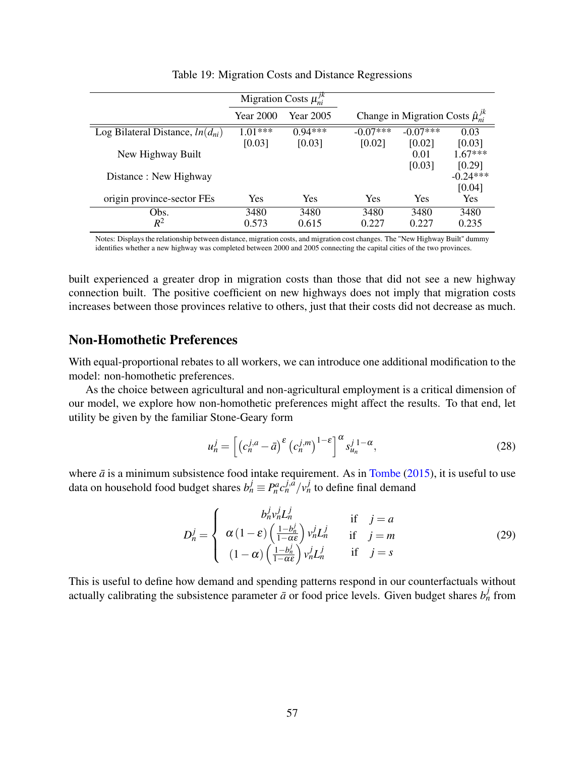Table 19: Migration Costs and Distance Regressions

| | Migration Costs $\mu_{ni}^{jk}$ | | | | |
|---|---|---|---|---|---|
| | Year 2000 | Year 2005 | Change in Migration Costs $\hat{\mu}_{ni}^{jk}$ | | |
| Log Bilateral Distance, $ln(d_{ni})$ | 1.01*** | 0.94*** | -0.07*** | -0.07*** | 0.03 |
| | [0.03] | [0.03] | [0.02] | [0.02] | [0.03] |
| New Highway Built | | | | 0.01 | 1.67*** |
| | | | | [0.03] | [0.29] |
| Distance : New Highway | | | | | -0.24*** |
| | | | | | [0.04] |
| origin province-sector FEs | Yes | Yes | Yes | Yes | Yes |
| Obs. | 3480 | 3480 | 3480 | 3480 | 3480 |
| $R^2$ | 0.573 | 0.615 | 0.227 | 0.227 | 0.235 |

Notes: Displays the relationship between distance, migration costs, and migration cost changes. The "New Highway Built" dummy identifies whether a new highway was completed between 2000 and 2005 connecting the capital cities of the two provinces.

built experienced a greater drop in migration costs than those that did not see a new highway connection built. The positive coefficient on new highways does not imply that migration costs increases between those provinces relative to others, just that their costs did not decrease as much.

## Non-Homothetic Preferences

With equal-proportional rebates to all workers, we can introduce one additional modification to the model: non-homothetic preferences.

As the choice between agricultural and non-agricultural employment is a critical dimension of our model, we explore how non-homothetic preferences might affect the results. To that end, let utility be given by the familiar Stone-Geary form

$$u_n^j = \left[ \left( c_n^{j,a} - \bar{a} \right)^{\varepsilon} \left( c_n^{j,m} \right)^{1-\varepsilon} \right]^{\alpha} s_{u_n}^{j\,1-\alpha}, \tag{28}$$

where $\bar{a}$ is a minimum subsistence food intake requirement. As in Tombe (2015), it is useful to use data on household food budget shares $b_n^j \equiv P_n^a c_n^{j,a} / v_n^j$ to define final demand

$$D_n^j = \begin{cases} b_n^j v_n^j L_n^j & \text{if} \quad j = a \\ \alpha (1-\varepsilon) \left( \frac{1-b_n^j}{1-\alpha\varepsilon} \right) v_n^j L_n^j & \text{if} \quad j = m \\ (1-\alpha) \left( \frac{1-b_n^j}{1-\alpha\varepsilon} \right) v_n^j L_n^j & \text{if} \quad j = s \end{cases} \tag{29}$$

This is useful to define how demand and spending patterns respond in our counterfactuals without actually calibrating the subsistence parameter $\bar{a}$ or food price levels. Given budget shares $b_n^j$ from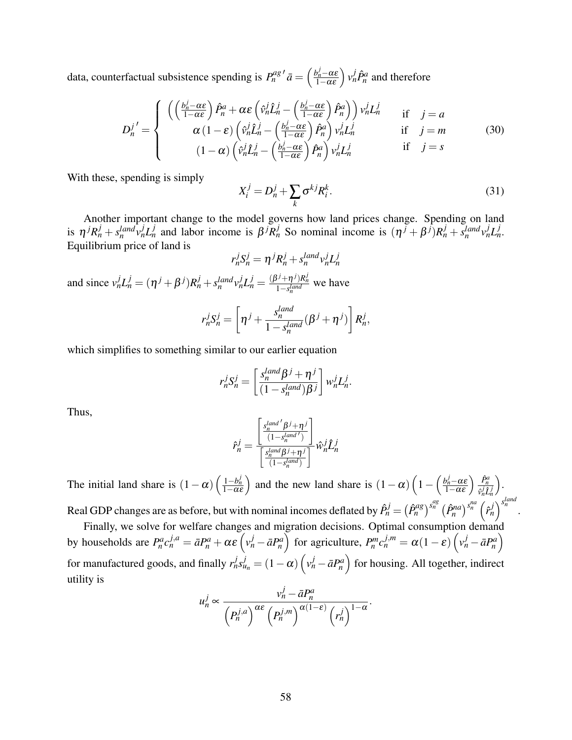data, counterfactual subsistence spending is $P_n^{ag\,\prime}\,\bar{a} = \left(\frac{b_n^j - \alpha\varepsilon}{1-\alpha\varepsilon}\right) v_n^j \hat{P}_n^a$ and therefore

$$
D_n^{j\,\prime} = \begin{cases} \left(\left(\frac{b_n^j - \alpha\varepsilon}{1-\alpha\varepsilon}\right)\hat{P}_n^a + \alpha\varepsilon\left(\hat{v}_n^j \hat{L}_n^j - \left(\frac{b_n^j - \alpha\varepsilon}{1-\alpha\varepsilon}\right)\hat{P}_n^a\right)\right) v_n^j L_n^j & \text{if} \quad j = a \\ \alpha\left(1-\varepsilon\right)\left(\hat{v}_n^j \hat{L}_n^j - \left(\frac{b_n^j - \alpha\varepsilon}{1-\alpha\varepsilon}\right)\hat{P}_n^a\right) v_n^j L_n^j & \text{if} \quad j = m \\ \left(1-\alpha\right)\left(\hat{v}_n^j \hat{L}_n^j - \left(\frac{b_n^j - \alpha\varepsilon}{1-\alpha\varepsilon}\right)\hat{P}_n^a\right) v_n^j L_n^j & \text{if} \quad j = s \end{cases} \tag{30}
$$

With these, spending is simply

$$
X_i^j = D_n^j + \sum_k \sigma^{kj} R_i^k. \tag{31}
$$

Another important change to the model governs how land prices change. Spending on land is $\eta^j R_n^j + s_n^{land} v_n^j L_n^j$ and labor income is $\beta^j R_n^j$ So nominal income is $(\eta^j + \beta^j) R_n^j + s_n^{land} v_n^j L_n^j$. Equilibrium price of land is

$$
r_n^j S_n^j = \eta^j R_n^j + s_n^{land} v_n^j L_n^j
$$

and since $v_n^j L_n^j = (\eta^j + \beta^j) R_n^j + s_n^{land} v_n^j L_n^j = \frac{(\beta^j + \eta^j) R_n^j}{1 - s_n^{land}}$ we have

$$
r_n^j S_n^j = \left[\eta^j + \frac{s_n^{land}}{1 - s_n^{land}}(\beta^j + \eta^j)\right] R_n^j,
$$

which simplifies to something similar to our earlier equation

$$
r_n^j S_n^j = \left[\frac{s_n^{land}\beta^j + \eta^j}{(1 - s_n^{land})\beta^j}\right] w_n^j L_n^j.
$$

Thus,

$$
\hat{r}_n^j = \frac{\left[\frac{s_n^{land\,\prime}\beta^j + \eta^j}{(1 - s_n^{land\,\prime})}\right]}{\left[\frac{s_n^{land}\beta^j + \eta^j}{(1 - s_n^{land})}\right]} \hat{w}_n^j \hat{L}_n^j
$$

The initial land share is $(1-\alpha)\left(\frac{1-b_n^j}{1-\alpha\varepsilon}\right)$ and the new land share is $(1-\alpha)\left(1 - \left(\frac{b_n^j - \alpha\varepsilon}{1-\alpha\varepsilon}\right)\frac{\hat{P}_n^a}{\hat{v}_n^j \hat{L}_n^j}\right)$. Real GDP changes are as before, but with nominal incomes deflated by $\hat{P}_n^j = \left(\hat{P}_n^{ag}\right)^{s_n^{ag}} \left(\hat{P}_n^{na}\right)^{s_n^{na}} \left(\hat{r}_n^j\right)^{s_n^{land}}$.

Finally, we solve for welfare changes and migration decisions. Optimal consumption demand by households are $P_n^a c_n^{j,a} = \bar{a} P_n^a + \alpha\varepsilon\left(v_n^j - \bar{a} P_n^a\right)$ for agriculture, $P_n^m c_n^{j,m} = \alpha(1-\varepsilon)\left(v_n^j - \bar{a} P_n^a\right)$ for manufactured goods, and finally $r_n^j s_{u_n}^j = (1-\alpha)\left(v_n^j - \bar{a} P_n^a\right)$ for housing. All together, indirect utility is

$$
u_n^j \propto \frac{v_n^j - \bar{a} P_n^a}{\left(P_n^{j,a}\right)^{\alpha\varepsilon} \left(P_n^{j,m}\right)^{\alpha(1-\varepsilon)} \left(r_n^j\right)^{1-\alpha}}.
$$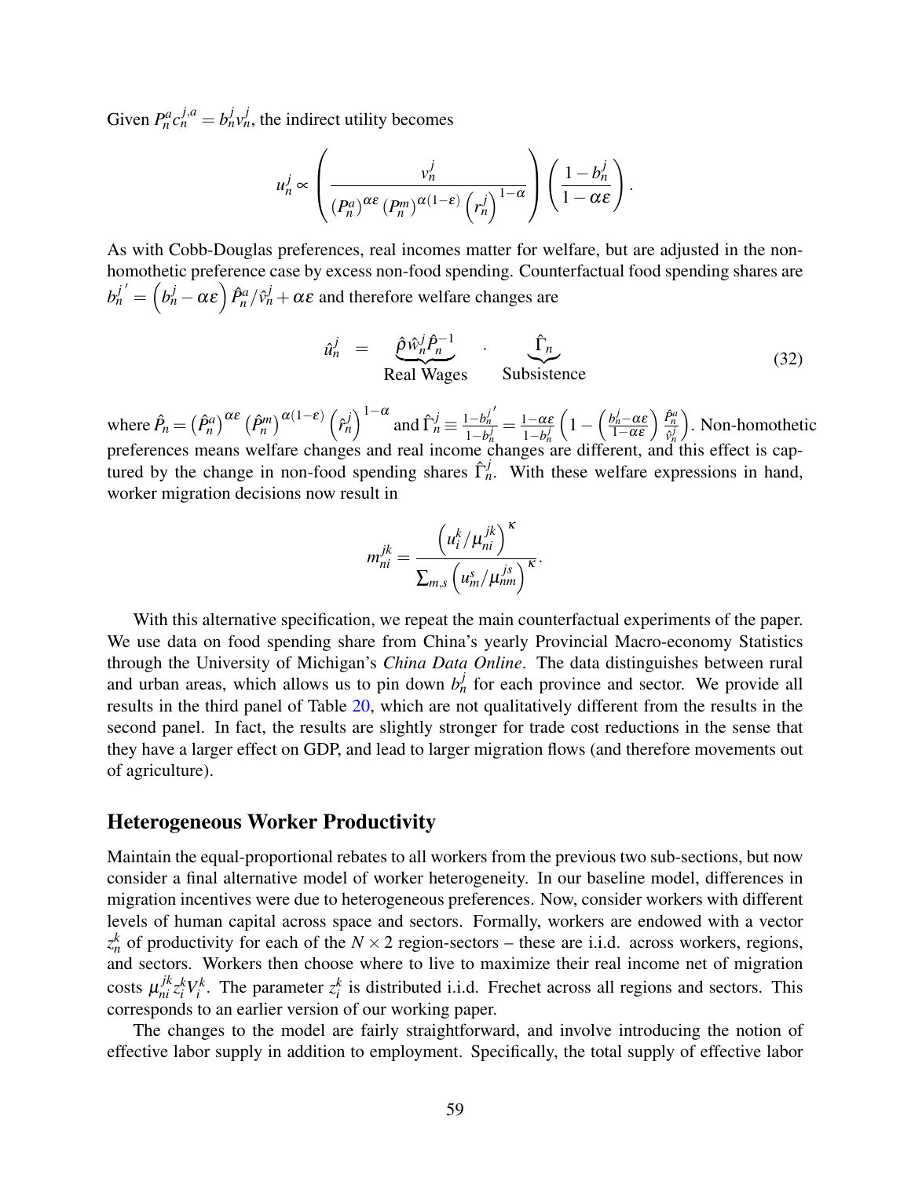Given $P_n^a c_n^{j,a} = b_n^j v_n^j$, the indirect utility becomes

$$u_n^j \propto \left( \frac{v_n^j}{\left(P_n^a\right)^{\alpha\varepsilon} \left(P_n^m\right)^{\alpha(1-\varepsilon)} \left(r_n^j\right)^{1-\alpha}} \right) \left( \frac{1-b_n^j}{1-\alpha\varepsilon} \right).$$

As with Cobb-Douglas preferences, real incomes matter for welfare, but are adjusted in the non-homothetic preference case by excess non-food spending. Counterfactual food spending shares are $b_n^{j\,\prime} = \left(b_n^j - \alpha\varepsilon\right) \hat{P}_n^a / \hat{v}_n^j + \alpha\varepsilon$ and therefore welfare changes are

$$\hat{u}_n^j \quad = \quad \underbrace{\hat{\rho}\,\hat{w}_n^j \hat{P}_n^{-1}}_{\text{Real Wages}} \quad \cdot \quad \underbrace{\hat{\Gamma}_n}_{\text{Subsistence}} \tag{32}$$

where $\hat{P}_n = \left(\hat{P}_n^a\right)^{\alpha\varepsilon} \left(\hat{P}_n^m\right)^{\alpha(1-\varepsilon)} \left(\hat{r}_n^j\right)^{1-\alpha}$ and $\hat{\Gamma}_n^j \equiv \frac{1-b_n^{j\,\prime}}{1-b_n^j} = \frac{1-\alpha\varepsilon}{1-b_n^j} \left(1 - \left(\frac{b_n^j - \alpha\varepsilon}{1-\alpha\varepsilon}\right) \frac{\hat{P}_n^a}{\hat{v}_n^j}\right)$. Non-homothetic preferences means welfare changes and real income changes are different, and this effect is captured by the change in non-food spending shares $\hat{\Gamma}_n^j$. With these welfare expressions in hand, worker migration decisions now result in

$$m_{ni}^{jk} = \frac{\left(u_i^k / \mu_{ni}^{jk}\right)^{\kappa}}{\sum_{m,s} \left(u_m^s / \mu_{nm}^{js}\right)^{\kappa}}.$$

With this alternative specification, we repeat the main counterfactual experiments of the paper. We use data on food spending share from China's yearly Provincial Macro-economy Statistics through the University of Michigan's *China Data Online*. The data distinguishes between rural and urban areas, which allows us to pin down $b_n^j$ for each province and sector. We provide all results in the third panel of Table 20, which are not qualitatively different from the results in the second panel. In fact, the results are slightly stronger for trade cost reductions in the sense that they have a larger effect on GDP, and lead to larger migration flows (and therefore movements out of agriculture).

## Heterogeneous Worker Productivity

Maintain the equal-proportional rebates to all workers from the previous two sub-sections, but now consider a final alternative model of worker heterogeneity. In our baseline model, differences in migration incentives were due to heterogeneous preferences. Now, consider workers with different levels of human capital across space and sectors. Formally, workers are endowed with a vector $z_n^k$ of productivity for each of the $N \times 2$ region-sectors – these are i.i.d. across workers, regions, and sectors. Workers then choose where to live to maximize their real income net of migration costs $\mu_{ni}^{jk} z_i^k V_i^k$. The parameter $z_i^k$ is distributed i.i.d. Frechet across all regions and sectors. This corresponds to an earlier version of our working paper.

The changes to the model are fairly straightforward, and involve introducing the notion of effective labor supply in addition to employment. Specifically, the total supply of effective labor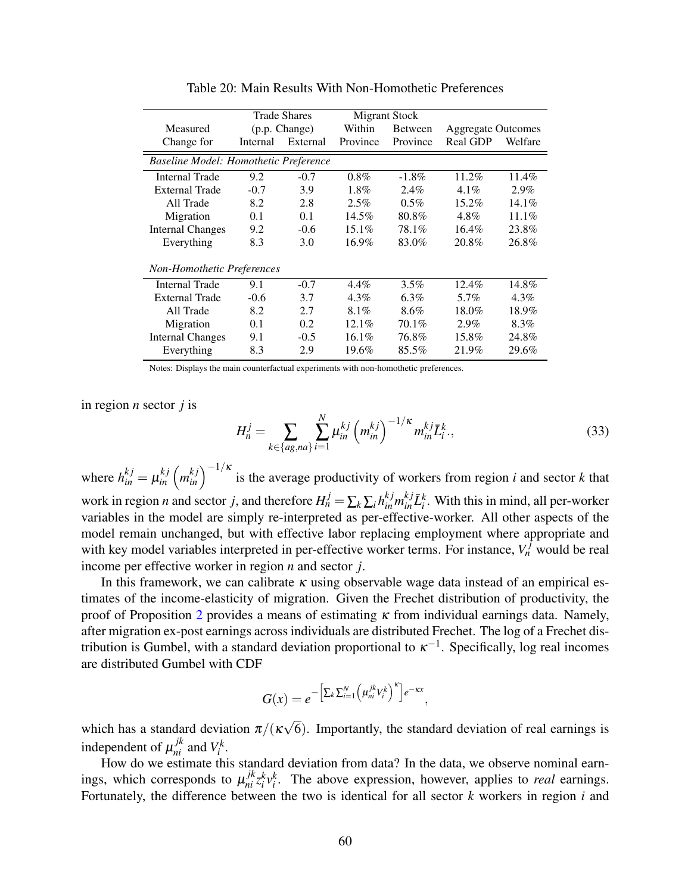Table 20: Main Results With Non-Homothetic Preferences

| Measured Change for | Trade Shares (p.p. Change) Internal | External | Migrant Stock Within Province | Between Province | Aggregate Outcomes Real GDP | Welfare |
|---|---|---|---|---|---|---|
| *Baseline Model: Homothetic Preference* | | | | | | |
| Internal Trade | 9.2 | -0.7 | 0.8% | -1.8% | 11.2% | 11.4% |
| External Trade | -0.7 | 3.9 | 1.8% | 2.4% | 4.1% | 2.9% |
| All Trade | 8.2 | 2.8 | 2.5% | 0.5% | 15.2% | 14.1% |
| Migration | 0.1 | 0.1 | 14.5% | 80.8% | 4.8% | 11.1% |
| Internal Changes | 9.2 | -0.6 | 15.1% | 78.1% | 16.4% | 23.8% |
| Everything | 8.3 | 3.0 | 16.9% | 83.0% | 20.8% | 26.8% |
| *Non-Homothetic Preferences* | | | | | | |
| Internal Trade | 9.1 | -0.7 | 4.4% | 3.5% | 12.4% | 14.8% |
| External Trade | -0.6 | 3.7 | 4.3% | 6.3% | 5.7% | 4.3% |
| All Trade | 8.2 | 2.7 | 8.1% | 8.6% | 18.0% | 18.9% |
| Migration | 0.1 | 0.2 | 12.1% | 70.1% | 2.9% | 8.3% |
| Internal Changes | 9.1 | -0.5 | 16.1% | 76.8% | 15.8% | 24.8% |
| Everything | 8.3 | 2.9 | 19.6% | 85.5% | 21.9% | 29.6% |

Notes: Displays the main counterfactual experiments with non-homothetic preferences.

in region $n$ sector $j$ is

$$H_n^j = \sum_{k \in \{ag,na\}} \sum_{i=1}^{N} \mu_{in}^{kj} \left( m_{in}^{kj} \right)^{-1/\kappa} m_{in}^{kj} \bar{L}_i^k., \tag{33}$$

where $h_{in}^{kj} = \mu_{in}^{kj} \left( m_{in}^{kj} \right)^{-1/\kappa}$ is the average productivity of workers from region $i$ and sector $k$ that work in region $n$ and sector $j$, and therefore $H_n^j = \sum_k \sum_i h_{in}^{kj} m_{in}^{kj} \bar{L}_i^k$. With this in mind, all per-worker variables in the model are simply re-interpreted as per-effective-worker. All other aspects of the model remain unchanged, but with effective labor replacing employment where appropriate and with key model variables interpreted in per-effective worker terms. For instance, $V_n^j$ would be real income per effective worker in region $n$ and sector $j$.

In this framework, we can calibrate $\kappa$ using observable wage data instead of an empirical estimates of the income-elasticity of migration. Given the Frechet distribution of productivity, the proof of Proposition 2 provides a means of estimating $\kappa$ from individual earnings data. Namely, after migration ex-post earnings across individuals are distributed Frechet. The log of a Frechet distribution is Gumbel, with a standard deviation proportional to $\kappa^{-1}$. Specifically, log real incomes are distributed Gumbel with CDF

$$G(x) = e^{-\left[\sum_k \sum_{i=1}^{N} \left(\mu_{ni}^{jk} V_i^k\right)^{\kappa}\right] e^{-\kappa x}},$$

which has a standard deviation $\pi/(\kappa\sqrt{6})$. Importantly, the standard deviation of real earnings is independent of $\mu_{ni}^{jk}$ and $V_i^k$.

How do we estimate this standard deviation from data? In the data, we observe nominal earnings, which corresponds to $\mu_{ni}^{jk} z_i^k v_i^k$. The above expression, however, applies to *real* earnings. Fortunately, the difference between the two is identical for all sector $k$ workers in region $i$ and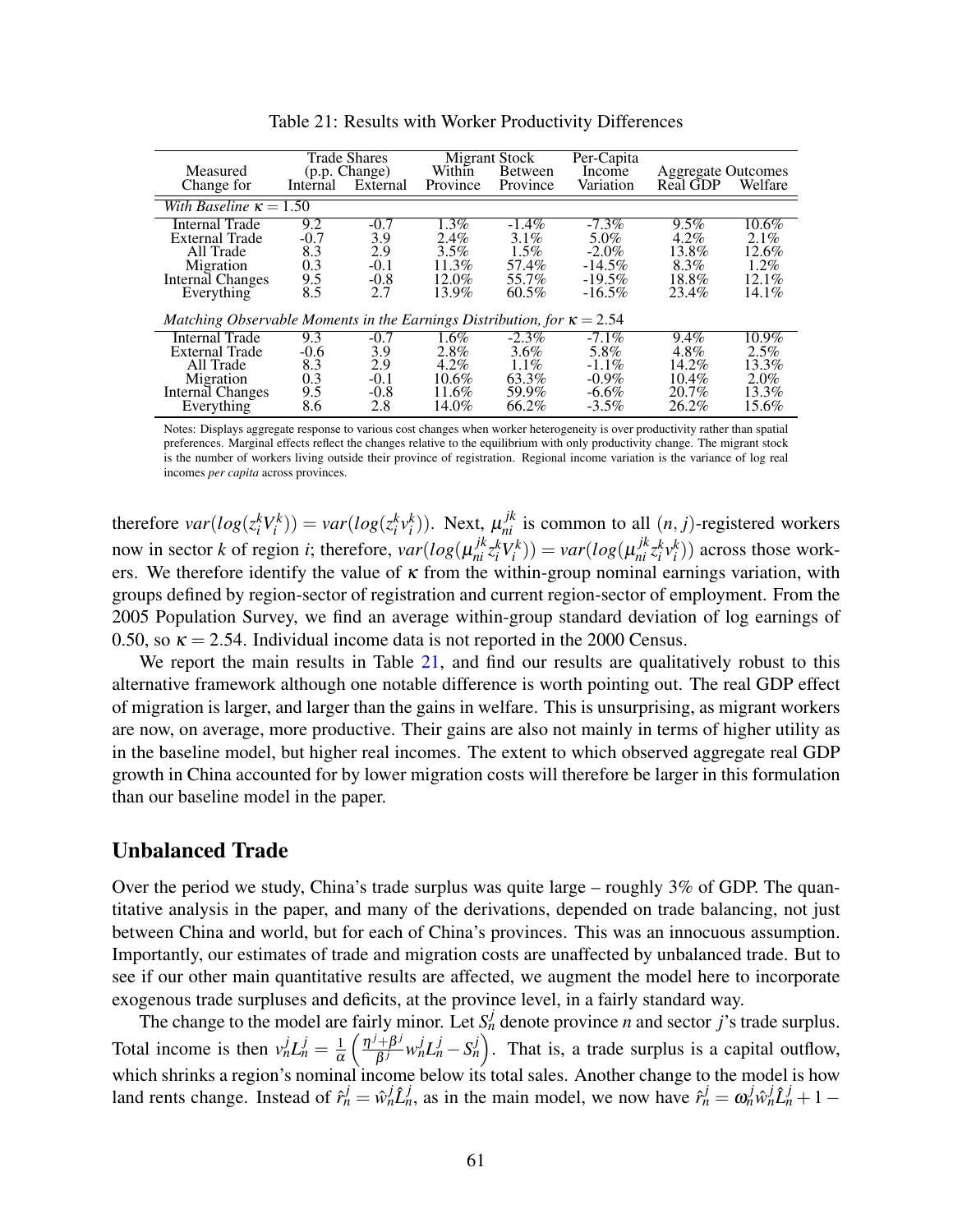Table 21: Results with Worker Productivity Differences

| Measured Change for | Trade Shares (p.p. Change) Internal | External | Migrant Stock Within Province | Between Province | Per-Capita Income Variation | Aggregate Outcomes Real GDP | Welfare |
|---|---|---|---|---|---|---|---|
| *With Baseline $\kappa = 1.50$* | | | | | | | |
| Internal Trade | 9.2 | -0.7 | 1.3% | -1.4% | -7.3% | 9.5% | 10.6% |
| External Trade | -0.7 | 3.9 | 2.4% | 3.1% | 5.0% | 4.2% | 2.1% |
| All Trade | 8.3 | 2.9 | 3.5% | 1.5% | -2.0% | 13.8% | 12.6% |
| Migration | 0.3 | -0.1 | 11.3% | 57.4% | -14.5% | 8.3% | 1.2% |
| Internal Changes | 9.5 | -0.8 | 12.0% | 55.7% | -19.5% | 18.8% | 12.1% |
| Everything | 8.5 | 2.7 | 13.9% | 60.5% | -16.5% | 23.4% | 14.1% |
| *Matching Observable Moments in the Earnings Distribution, for $\kappa = 2.54$* | | | | | | | |
| Internal Trade | 9.3 | -0.7 | 1.6% | -2.3% | -7.1% | 9.4% | 10.9% |
| External Trade | -0.6 | 3.9 | 2.8% | 3.6% | 5.8% | 4.8% | 2.5% |
| All Trade | 8.3 | 2.9 | 4.2% | 1.1% | -1.1% | 14.2% | 13.3% |
| Migration | 0.3 | -0.1 | 10.6% | 63.3% | -0.9% | 10.4% | 2.0% |
| Internal Changes | 9.5 | -0.8 | 11.6% | 59.9% | -6.6% | 20.7% | 13.3% |
| Everything | 8.6 | 2.8 | 14.0% | 66.2% | -3.5% | 26.2% | 15.6% |

Notes: Displays aggregate response to various cost changes when worker heterogeneity is over productivity rather than spatial preferences. Marginal effects reflect the changes relative to the equilibrium with only productivity change. The migrant stock is the number of workers living outside their province of registration. Regional income variation is the variance of log real incomes *per capita* across provinces.

therefore $var(log(z_i^k V_i^k)) = var(log(z_i^k v_i^k))$. Next, $\mu_{ni}^{jk}$ is common to all $(n, j)$-registered workers now in sector $k$ of region $i$; therefore, $var(log(\mu_{ni}^{jk} z_i^k V_i^k)) = var(log(\mu_{ni}^{jk} z_i^k v_i^k))$ across those workers. We therefore identify the value of $\kappa$ from the within-group nominal earnings variation, with groups defined by region-sector of registration and current region-sector of employment. From the 2005 Population Survey, we find an average within-group standard deviation of log earnings of 0.50, so $\kappa = 2.54$. Individual income data is not reported in the 2000 Census.

We report the main results in Table 21, and find our results are qualitatively robust to this alternative framework although one notable difference is worth pointing out. The real GDP effect of migration is larger, and larger than the gains in welfare. This is unsurprising, as migrant workers are now, on average, more productive. Their gains are also not mainly in terms of higher utility as in the baseline model, but higher real incomes. The extent to which observed aggregate real GDP growth in China accounted for by lower migration costs will therefore be larger in this formulation than our baseline model in the paper.

## Unbalanced Trade

Over the period we study, China's trade surplus was quite large – roughly 3% of GDP. The quantitative analysis in the paper, and many of the derivations, depended on trade balancing, not just between China and world, but for each of China's provinces. This was an innocuous assumption. Importantly, our estimates of trade and migration costs are unaffected by unbalanced trade. But to see if our other main quantitative results are affected, we augment the model here to incorporate exogenous trade surpluses and deficits, at the province level, in a fairly standard way.

The change to the model are fairly minor. Let $S_n^j$ denote province $n$ and sector $j$'s trade surplus. Total income is then $v_n^j L_n^j = \frac{1}{\alpha}\left(\frac{\eta^j + \beta^j}{\beta^j} w_n^j L_n^j - S_n^j\right)$. That is, a trade surplus is a capital outflow, which shrinks a region's nominal income below its total sales. Another change to the model is how land rents change. Instead of $\hat{r}_n^j = \hat{w}_n^j \hat{L}_n^j$, as in the main model, we now have $\hat{r}_n^j = \omega_n^j \hat{w}_n^j \hat{L}_n^j + 1 -$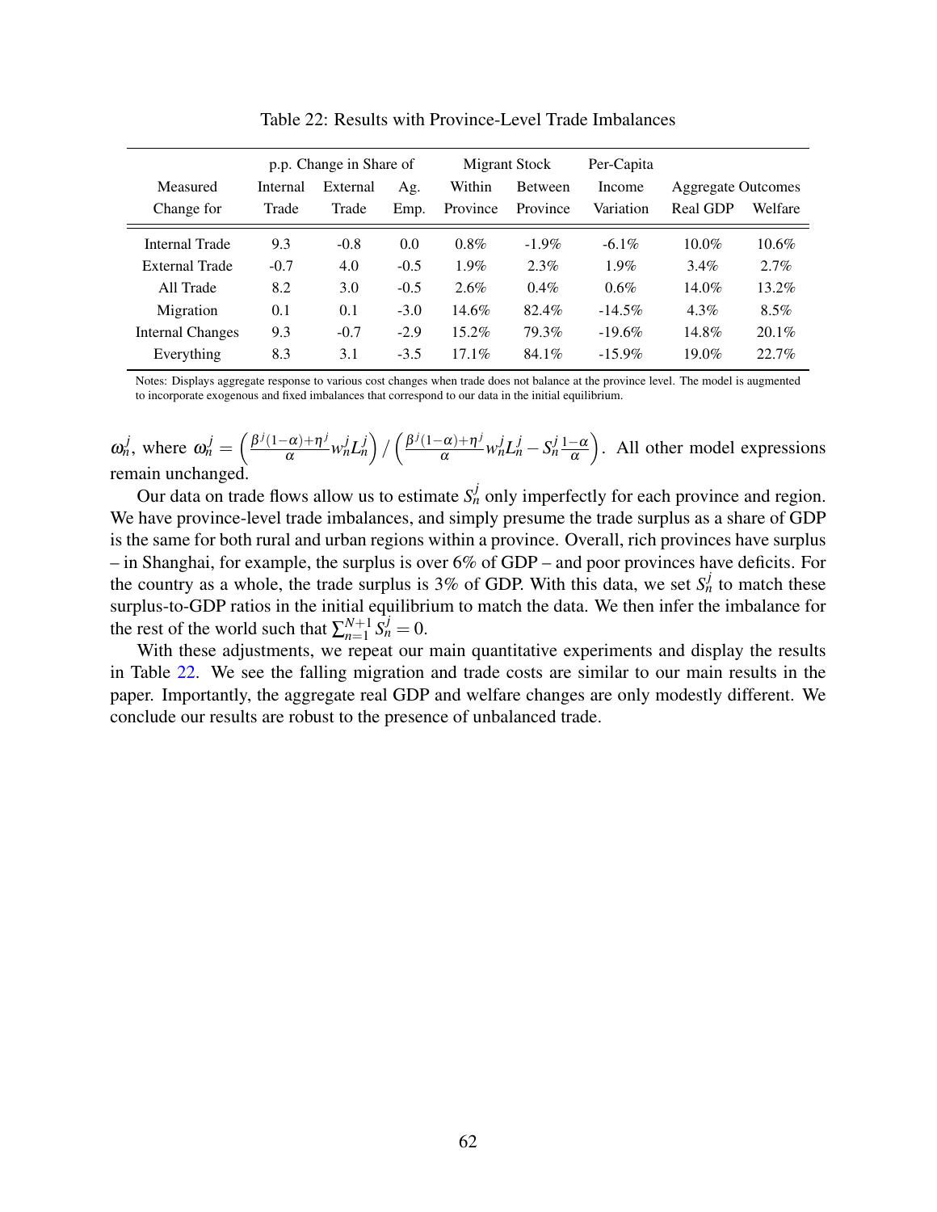Table 22: Results with Province-Level Trade Imbalances

| Measured Change for | p.p. Change in Share of Internal Trade | External Trade | Ag. Emp. | Migrant Stock Within Province | Between Province | Per-Capita Income Variation | Aggregate Outcomes Real GDP | Welfare |
|---|---|---|---|---|---|---|---|---|
| Internal Trade | 9.3 | -0.8 | 0.0 | 0.8% | -1.9% | -6.1% | 10.0% | 10.6% |
| External Trade | -0.7 | 4.0 | -0.5 | 1.9% | 2.3% | 1.9% | 3.4% | 2.7% |
| All Trade | 8.2 | 3.0 | -0.5 | 2.6% | 0.4% | 0.6% | 14.0% | 13.2% |
| Migration | 0.1 | 0.1 | -3.0 | 14.6% | 82.4% | -14.5% | 4.3% | 8.5% |
| Internal Changes | 9.3 | -0.7 | -2.9 | 15.2% | 79.3% | -19.6% | 14.8% | 20.1% |
| Everything | 8.3 | 3.1 | -3.5 | 17.1% | 84.1% | -15.9% | 19.0% | 22.7% |

Notes: Displays aggregate response to various cost changes when trade does not balance at the province level. The model is augmented to incorporate exogenous and fixed imbalances that correspond to our data in the initial equilibrium.

$\omega_n^j$, where $\omega_n^j = \left(\frac{\beta^j(1-\alpha)+\eta^j}{\alpha} w_n^j L_n^j\right) / \left(\frac{\beta^j(1-\alpha)+\eta^j}{\alpha} w_n^j L_n^j - S_n^j \frac{1-\alpha}{\alpha}\right)$. All other model expressions remain unchanged.

Our data on trade flows allow us to estimate $S_n^j$ only imperfectly for each province and region. We have province-level trade imbalances, and simply presume the trade surplus as a share of GDP is the same for both rural and urban regions within a province. Overall, rich provinces have surplus – in Shanghai, for example, the surplus is over 6% of GDP – and poor provinces have deficits. For the country as a whole, the trade surplus is 3% of GDP. With this data, we set $S_n^j$ to match these surplus-to-GDP ratios in the initial equilibrium to match the data. We then infer the imbalance for the rest of the world such that $\sum_{n=1}^{N+1} S_n^j = 0$.

With these adjustments, we repeat our main quantitative experiments and display the results in Table 22. We see the falling migration and trade costs are similar to our main results in the paper. Importantly, the aggregate real GDP and welfare changes are only modestly different. We conclude our results are robust to the presence of unbalanced trade.